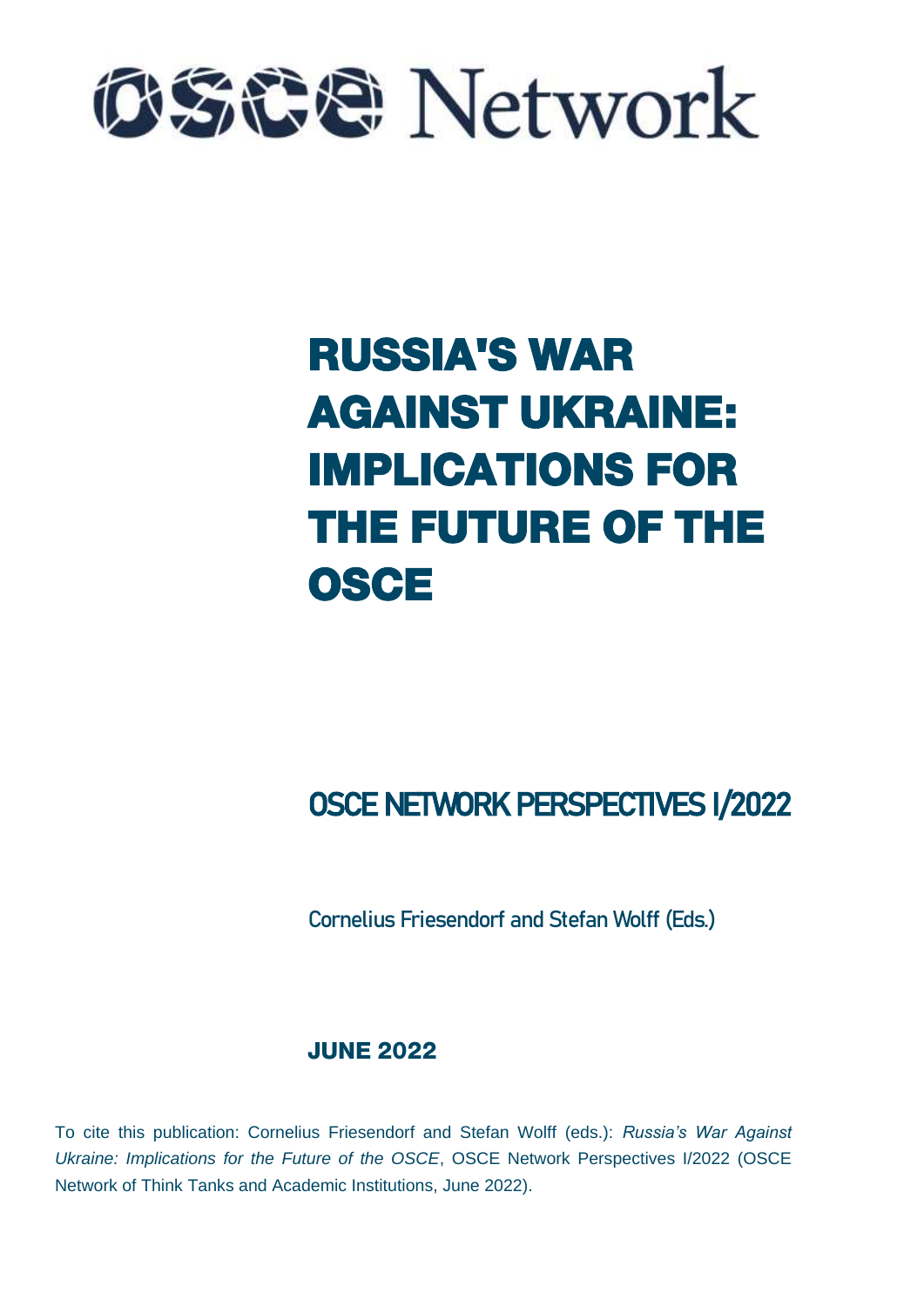OSCE Network

# RUSSIA'S WAR AGAINST UKRAINE: IMPLICATIONS FOR THE FUTURE OF THE OSCE

## OSCE NETWORK PERSPECTIVES I/2022

Cornelius Friesendorf and Stefan Wolff (Eds.)

**JUNE 2022**

To cite this publication: Cornelius Friesendorf and Stefan Wolff (eds.): *Russia's War Against Ukraine: Implications for the Future of the OSCE*, OSCE Network Perspectives I/2022 (OSCE Network of Think Tanks and Academic Institutions, June 2022).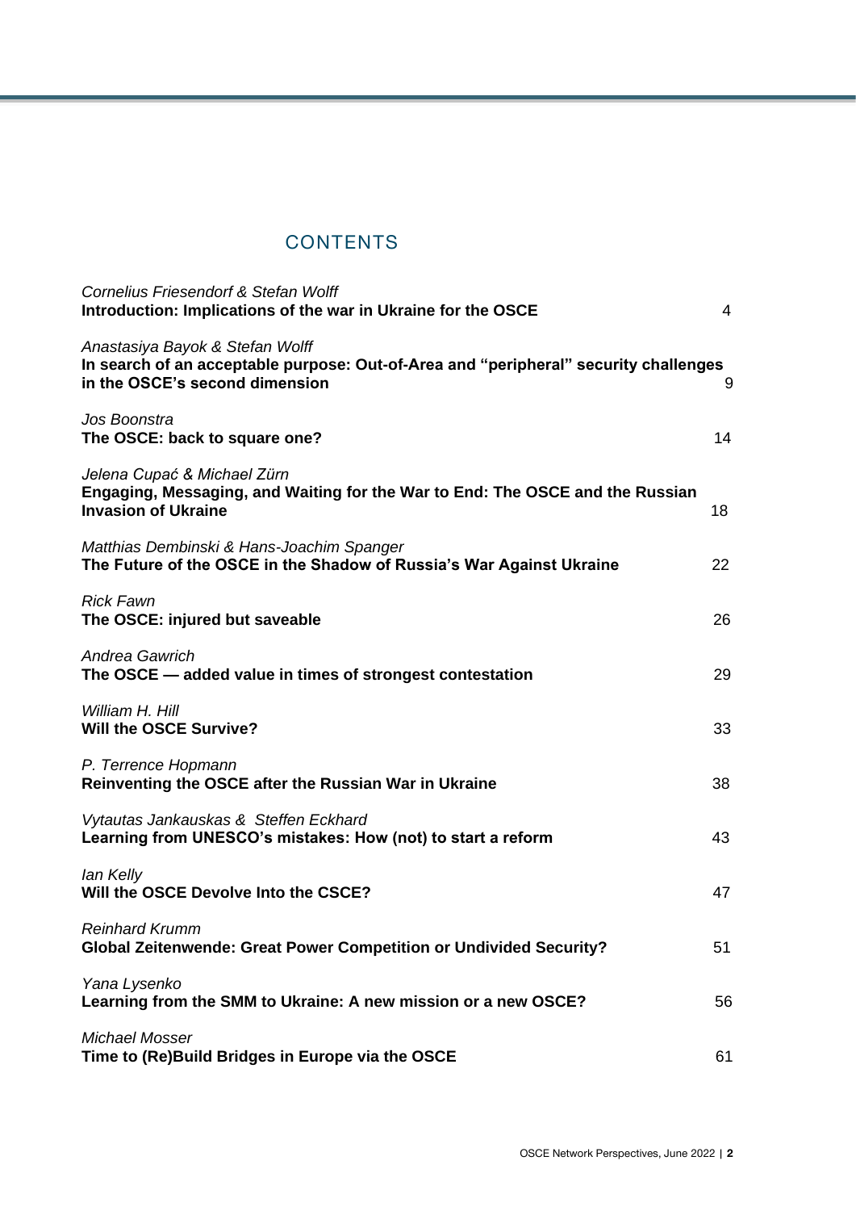# CONTENTS

*Cornelius Friesendorf & Stefan Wolff*
**Introduction: Implications of the war in Ukraine for the OSCE** 4

*Anastasiya Bayok & Stefan Wolff*
**In search of an acceptable purpose: Out-of-Area and "peripheral" security challenges in the OSCE's second dimension** 9

*Jos Boonstra*
**The OSCE: back to square one?** 14

*Jelena Cupać & Michael Zürn*
**Engaging, Messaging, and Waiting for the War to End: The OSCE and the Russian Invasion of Ukraine** 18

*Matthias Dembinski & Hans-Joachim Spanger*
**The Future of the OSCE in the Shadow of Russia's War Against Ukraine** 22

*Rick Fawn*
**The OSCE: injured but saveable** 26

*Andrea Gawrich*
**The OSCE — added value in times of strongest contestation** 29

*William H. Hill*
**Will the OSCE Survive?** 33

*P. Terrence Hopmann*
**Reinventing the OSCE after the Russian War in Ukraine** 38

*Vytautas Jankauskas & Steffen Eckhard*
**Learning from UNESCO's mistakes: How (not) to start a reform** 43

*Ian Kelly*
**Will the OSCE Devolve Into the CSCE?** 47

*Reinhard Krumm*
**Global Zeitenwende: Great Power Competition or Undivided Security?** 51

*Yana Lysenko*
**Learning from the SMM to Ukraine: A new mission or a new OSCE?** 56

*Michael Mosser*
**Time to (Re)Build Bridges in Europe via the OSCE** 61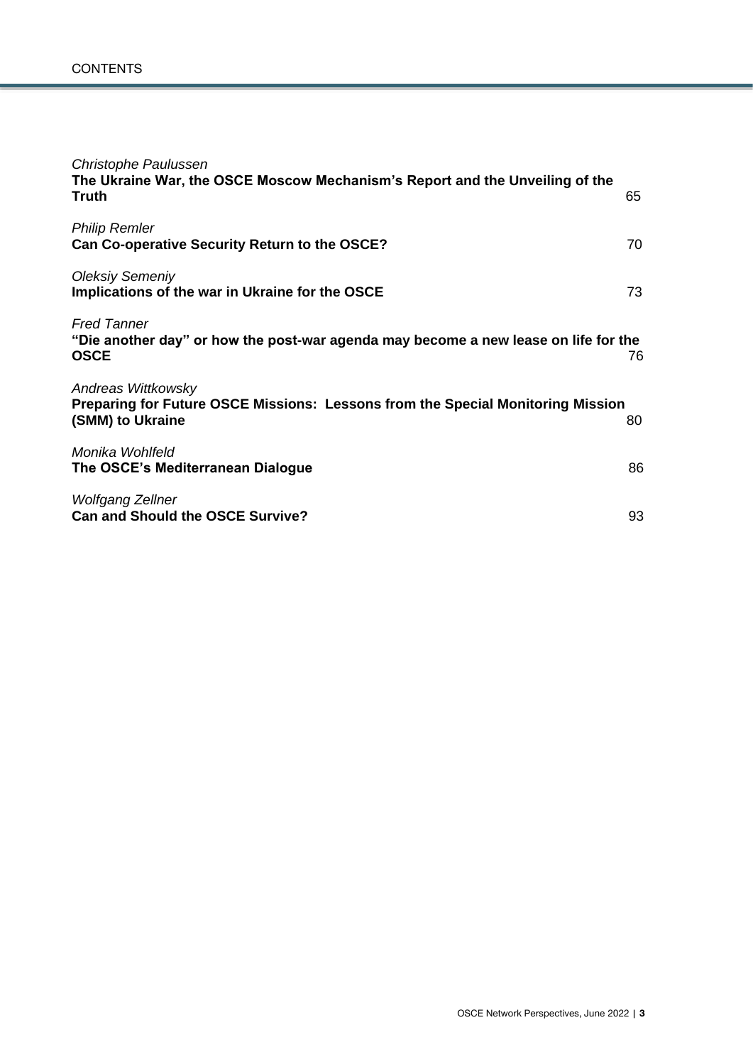CONTENTS

*Christophe Paulussen*
**The Ukraine War, the OSCE Moscow Mechanism's Report and the Unveiling of the Truth** 65

*Philip Remler*
**Can Co-operative Security Return to the OSCE?** 70

*Oleksiy Semeniy*
**Implications of the war in Ukraine for the OSCE** 73

*Fred Tanner*
**"Die another day" or how the post-war agenda may become a new lease on life for the OSCE** 76

*Andreas Wittkowsky*
**Preparing for Future OSCE Missions: Lessons from the Special Monitoring Mission (SMM) to Ukraine** 80

*Monika Wohlfeld*
**The OSCE's Mediterranean Dialogue** 86

*Wolfgang Zellner*
**Can and Should the OSCE Survive?** 93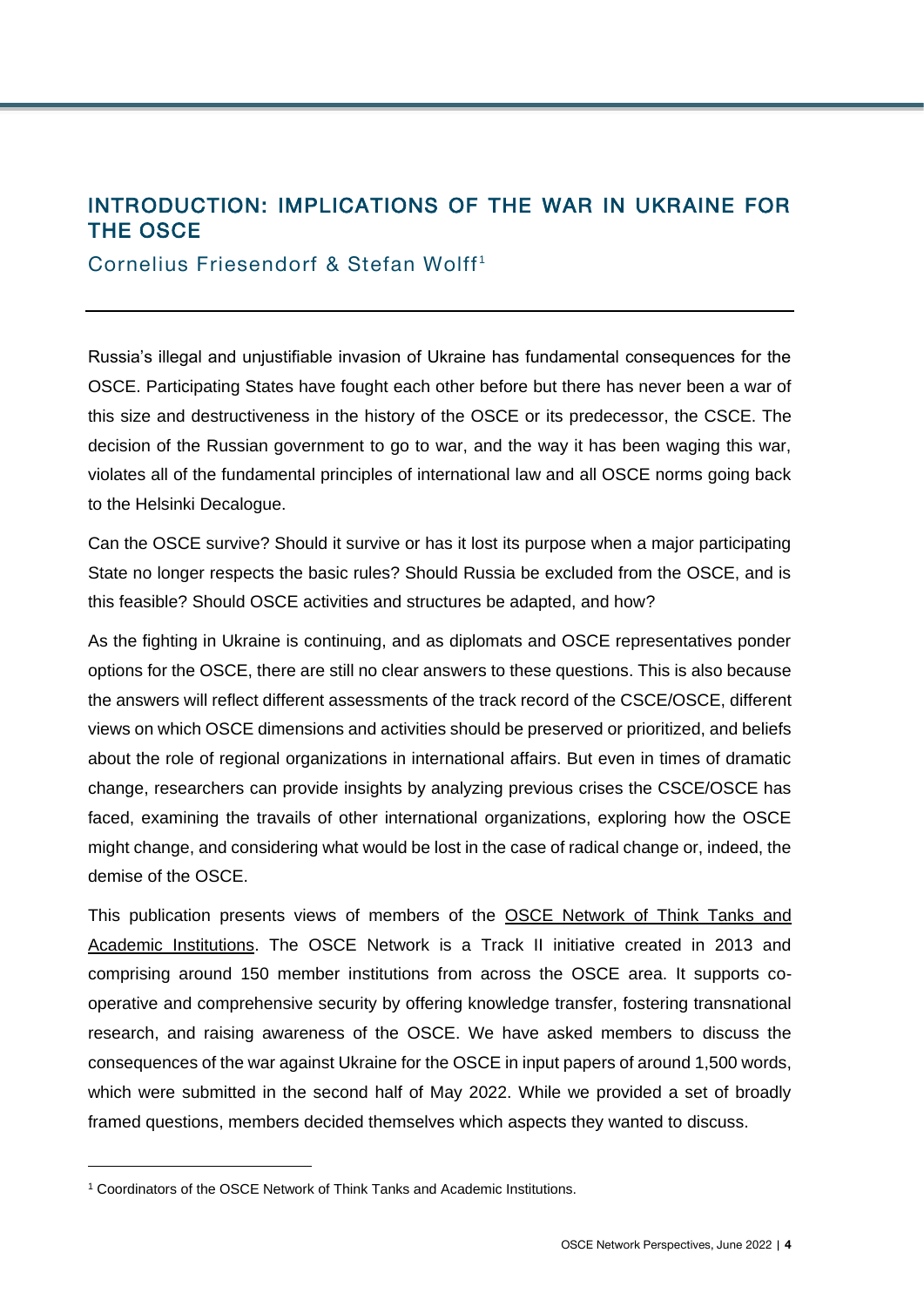## INTRODUCTION: IMPLICATIONS OF THE WAR IN UKRAINE FOR THE OSCE

Cornelius Friesendorf & Stefan Wolff[1]

Russia's illegal and unjustifiable invasion of Ukraine has fundamental consequences for the OSCE. Participating States have fought each other before but there has never been a war of this size and destructiveness in the history of the OSCE or its predecessor, the CSCE. The decision of the Russian government to go to war, and the way it has been waging this war, violates all of the fundamental principles of international law and all OSCE norms going back to the Helsinki Decalogue.

Can the OSCE survive? Should it survive or has it lost its purpose when a major participating State no longer respects the basic rules? Should Russia be excluded from the OSCE, and is this feasible? Should OSCE activities and structures be adapted, and how?

As the fighting in Ukraine is continuing, and as diplomats and OSCE representatives ponder options for the OSCE, there are still no clear answers to these questions. This is also because the answers will reflect different assessments of the track record of the CSCE/OSCE, different views on which OSCE dimensions and activities should be preserved or prioritized, and beliefs about the role of regional organizations in international affairs. But even in times of dramatic change, researchers can provide insights by analyzing previous crises the CSCE/OSCE has faced, examining the travails of other international organizations, exploring how the OSCE might change, and considering what would be lost in the case of radical change or, indeed, the demise of the OSCE.

This publication presents views of members of the OSCE Network of Think Tanks and Academic Institutions. The OSCE Network is a Track II initiative created in 2013 and comprising around 150 member institutions from across the OSCE area. It supports co-operative and comprehensive security by offering knowledge transfer, fostering transnational research, and raising awareness of the OSCE. We have asked members to discuss the consequences of the war against Ukraine for the OSCE in input papers of around 1,500 words, which were submitted in the second half of May 2022. While we provided a set of broadly framed questions, members decided themselves which aspects they wanted to discuss.

[1] Coordinators of the OSCE Network of Think Tanks and Academic Institutions.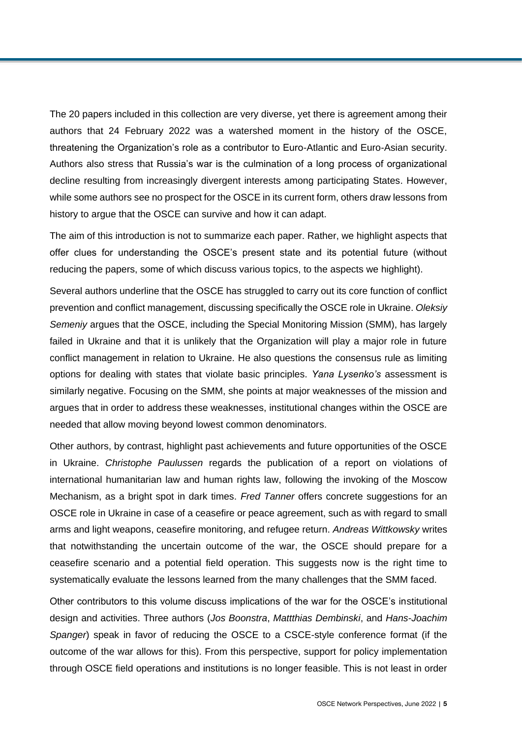The 20 papers included in this collection are very diverse, yet there is agreement among their authors that 24 February 2022 was a watershed moment in the history of the OSCE, threatening the Organization's role as a contributor to Euro-Atlantic and Euro-Asian security. Authors also stress that Russia's war is the culmination of a long process of organizational decline resulting from increasingly divergent interests among participating States. However, while some authors see no prospect for the OSCE in its current form, others draw lessons from history to argue that the OSCE can survive and how it can adapt.

The aim of this introduction is not to summarize each paper. Rather, we highlight aspects that offer clues for understanding the OSCE's present state and its potential future (without reducing the papers, some of which discuss various topics, to the aspects we highlight).

Several authors underline that the OSCE has struggled to carry out its core function of conflict prevention and conflict management, discussing specifically the OSCE role in Ukraine. *Oleksiy Semeniy* argues that the OSCE, including the Special Monitoring Mission (SMM), has largely failed in Ukraine and that it is unlikely that the Organization will play a major role in future conflict management in relation to Ukraine. He also questions the consensus rule as limiting options for dealing with states that violate basic principles. *Yana Lysenko's* assessment is similarly negative. Focusing on the SMM, she points at major weaknesses of the mission and argues that in order to address these weaknesses, institutional changes within the OSCE are needed that allow moving beyond lowest common denominators.

Other authors, by contrast, highlight past achievements and future opportunities of the OSCE in Ukraine. *Christophe Paulussen* regards the publication of a report on violations of international humanitarian law and human rights law, following the invoking of the Moscow Mechanism, as a bright spot in dark times. *Fred Tanner* offers concrete suggestions for an OSCE role in Ukraine in case of a ceasefire or peace agreement, such as with regard to small arms and light weapons, ceasefire monitoring, and refugee return. *Andreas Wittkowsky* writes that notwithstanding the uncertain outcome of the war, the OSCE should prepare for a ceasefire scenario and a potential field operation. This suggests now is the right time to systematically evaluate the lessons learned from the many challenges that the SMM faced.

Other contributors to this volume discuss implications of the war for the OSCE's institutional design and activities. Three authors (*Jos Boonstra*, *Mattthias Dembinski*, and *Hans-Joachim Spanger*) speak in favor of reducing the OSCE to a CSCE-style conference format (if the outcome of the war allows for this). From this perspective, support for policy implementation through OSCE field operations and institutions is no longer feasible. This is not least in order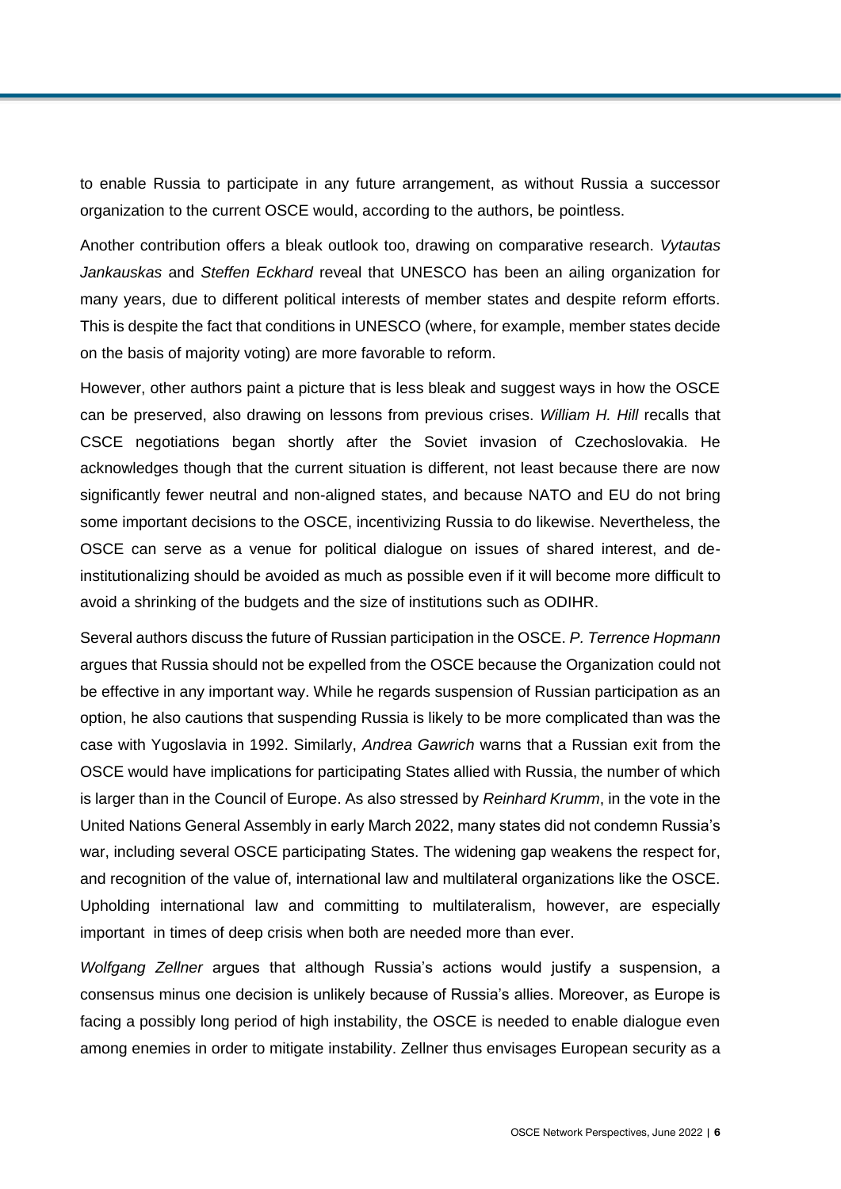to enable Russia to participate in any future arrangement, as without Russia a successor organization to the current OSCE would, according to the authors, be pointless.

Another contribution offers a bleak outlook too, drawing on comparative research. *Vytautas Jankauskas* and *Steffen Eckhard* reveal that UNESCO has been an ailing organization for many years, due to different political interests of member states and despite reform efforts. This is despite the fact that conditions in UNESCO (where, for example, member states decide on the basis of majority voting) are more favorable to reform.

However, other authors paint a picture that is less bleak and suggest ways in how the OSCE can be preserved, also drawing on lessons from previous crises. *William H. Hill* recalls that CSCE negotiations began shortly after the Soviet invasion of Czechoslovakia. He acknowledges though that the current situation is different, not least because there are now significantly fewer neutral and non-aligned states, and because NATO and EU do not bring some important decisions to the OSCE, incentivizing Russia to do likewise. Nevertheless, the OSCE can serve as a venue for political dialogue on issues of shared interest, and de-institutionalizing should be avoided as much as possible even if it will become more difficult to avoid a shrinking of the budgets and the size of institutions such as ODIHR.

Several authors discuss the future of Russian participation in the OSCE. *P. Terrence Hopmann* argues that Russia should not be expelled from the OSCE because the Organization could not be effective in any important way. While he regards suspension of Russian participation as an option, he also cautions that suspending Russia is likely to be more complicated than was the case with Yugoslavia in 1992. Similarly, *Andrea Gawrich* warns that a Russian exit from the OSCE would have implications for participating States allied with Russia, the number of which is larger than in the Council of Europe. As also stressed by *Reinhard Krumm*, in the vote in the United Nations General Assembly in early March 2022, many states did not condemn Russia's war, including several OSCE participating States. The widening gap weakens the respect for, and recognition of the value of, international law and multilateral organizations like the OSCE. Upholding international law and committing to multilateralism, however, are especially important in times of deep crisis when both are needed more than ever.

*Wolfgang Zellner* argues that although Russia's actions would justify a suspension, a consensus minus one decision is unlikely because of Russia's allies. Moreover, as Europe is facing a possibly long period of high instability, the OSCE is needed to enable dialogue even among enemies in order to mitigate instability. Zellner thus envisages European security as a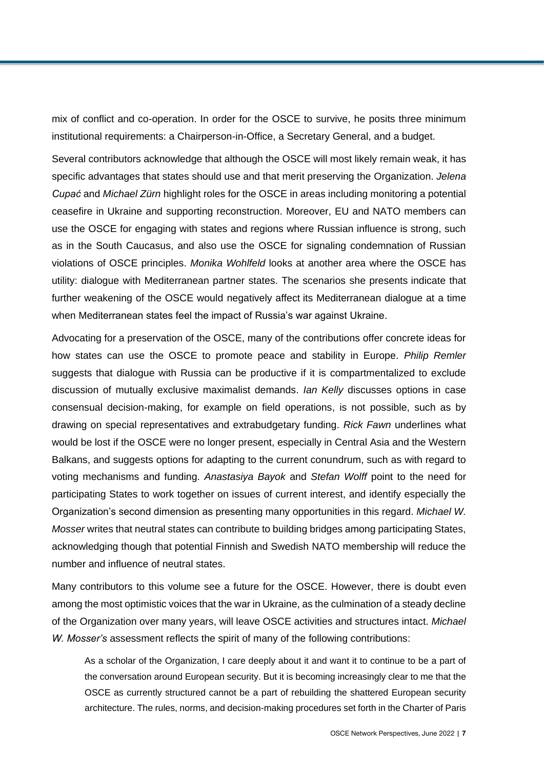mix of conflict and co-operation. In order for the OSCE to survive, he posits three minimum institutional requirements: a Chairperson-in-Office, a Secretary General, and a budget.

Several contributors acknowledge that although the OSCE will most likely remain weak, it has specific advantages that states should use and that merit preserving the Organization. *Jelena Cupać* and *Michael Zürn* highlight roles for the OSCE in areas including monitoring a potential ceasefire in Ukraine and supporting reconstruction. Moreover, EU and NATO members can use the OSCE for engaging with states and regions where Russian influence is strong, such as in the South Caucasus, and also use the OSCE for signaling condemnation of Russian violations of OSCE principles. *Monika Wohlfeld* looks at another area where the OSCE has utility: dialogue with Mediterranean partner states. The scenarios she presents indicate that further weakening of the OSCE would negatively affect its Mediterranean dialogue at a time when Mediterranean states feel the impact of Russia's war against Ukraine.

Advocating for a preservation of the OSCE, many of the contributions offer concrete ideas for how states can use the OSCE to promote peace and stability in Europe. *Philip Remler* suggests that dialogue with Russia can be productive if it is compartmentalized to exclude discussion of mutually exclusive maximalist demands. *Ian Kelly* discusses options in case consensual decision-making, for example on field operations, is not possible, such as by drawing on special representatives and extrabudgetary funding. *Rick Fawn* underlines what would be lost if the OSCE were no longer present, especially in Central Asia and the Western Balkans, and suggests options for adapting to the current conundrum, such as with regard to voting mechanisms and funding. *Anastasiya Bayok* and *Stefan Wolff* point to the need for participating States to work together on issues of current interest, and identify especially the Organization's second dimension as presenting many opportunities in this regard. *Michael W. Mosser* writes that neutral states can contribute to building bridges among participating States, acknowledging though that potential Finnish and Swedish NATO membership will reduce the number and influence of neutral states.

Many contributors to this volume see a future for the OSCE. However, there is doubt even among the most optimistic voices that the war in Ukraine, as the culmination of a steady decline of the Organization over many years, will leave OSCE activities and structures intact. *Michael W. Mosser's* assessment reflects the spirit of many of the following contributions:

> As a scholar of the Organization, I care deeply about it and want it to continue to be a part of the conversation around European security. But it is becoming increasingly clear to me that the OSCE as currently structured cannot be a part of rebuilding the shattered European security architecture. The rules, norms, and decision-making procedures set forth in the Charter of Paris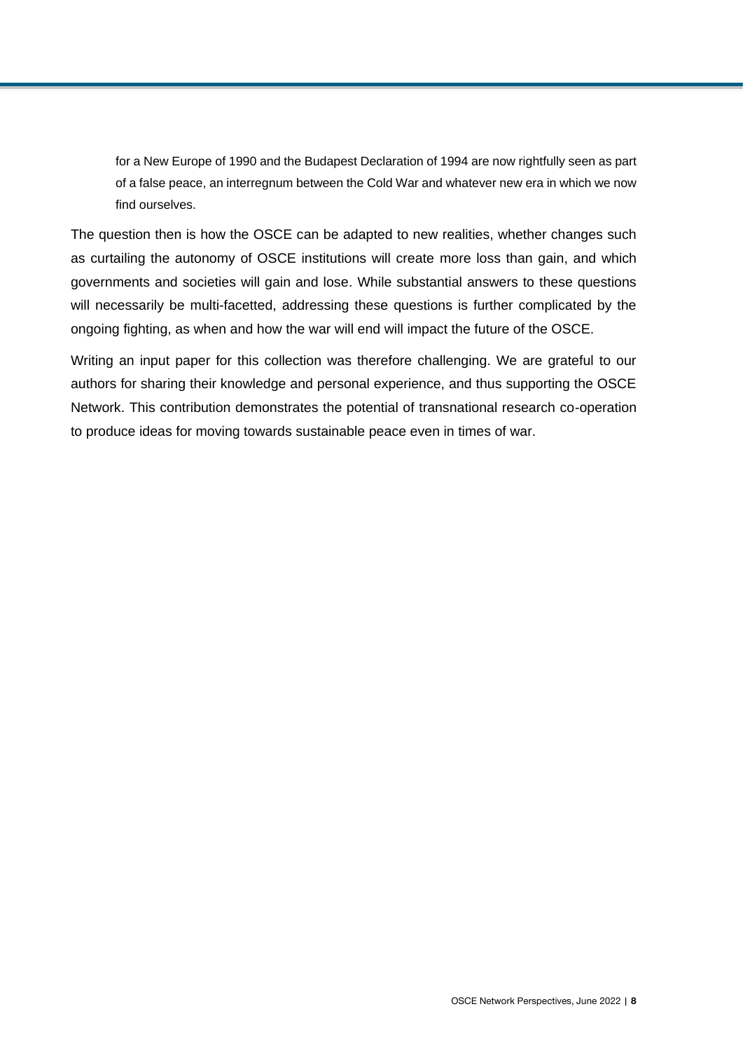> for a New Europe of 1990 and the Budapest Declaration of 1994 are now rightfully seen as part of a false peace, an interregnum between the Cold War and whatever new era in which we now find ourselves.

The question then is how the OSCE can be adapted to new realities, whether changes such as curtailing the autonomy of OSCE institutions will create more loss than gain, and which governments and societies will gain and lose. While substantial answers to these questions will necessarily be multi-facetted, addressing these questions is further complicated by the ongoing fighting, as when and how the war will end will impact the future of the OSCE.

Writing an input paper for this collection was therefore challenging. We are grateful to our authors for sharing their knowledge and personal experience, and thus supporting the OSCE Network. This contribution demonstrates the potential of transnational research co-operation to produce ideas for moving towards sustainable peace even in times of war.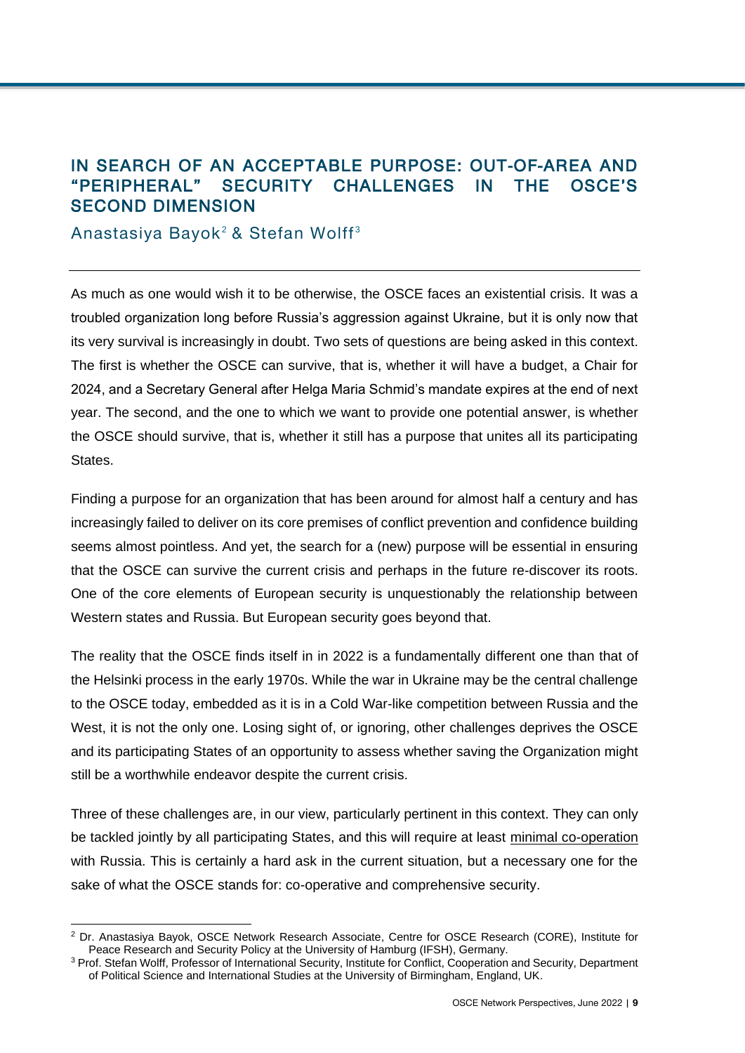# IN SEARCH OF AN ACCEPTABLE PURPOSE: OUT-OF-AREA AND "PERIPHERAL" SECURITY CHALLENGES IN THE OSCE'S SECOND DIMENSION

Anastasiya Bayok[2] & Stefan Wolff[3]

---

As much as one would wish it to be otherwise, the OSCE faces an existential crisis. It was a troubled organization long before Russia's aggression against Ukraine, but it is only now that its very survival is increasingly in doubt. Two sets of questions are being asked in this context. The first is whether the OSCE can survive, that is, whether it will have a budget, a Chair for 2024, and a Secretary General after Helga Maria Schmid's mandate expires at the end of next year. The second, and the one to which we want to provide one potential answer, is whether the OSCE should survive, that is, whether it still has a purpose that unites all its participating States.

Finding a purpose for an organization that has been around for almost half a century and has increasingly failed to deliver on its core premises of conflict prevention and confidence building seems almost pointless. And yet, the search for a (new) purpose will be essential in ensuring that the OSCE can survive the current crisis and perhaps in the future re-discover its roots. One of the core elements of European security is unquestionably the relationship between Western states and Russia. But European security goes beyond that.

The reality that the OSCE finds itself in in 2022 is a fundamentally different one than that of the Helsinki process in the early 1970s. While the war in Ukraine may be the central challenge to the OSCE today, embedded as it is in a Cold War-like competition between Russia and the West, it is not the only one. Losing sight of, or ignoring, other challenges deprives the OSCE and its participating States of an opportunity to assess whether saving the Organization might still be a worthwhile endeavor despite the current crisis.

Three of these challenges are, in our view, particularly pertinent in this context. They can only be tackled jointly by all participating States, and this will require at least minimal co-operation with Russia. This is certainly a hard ask in the current situation, but a necessary one for the sake of what the OSCE stands for: co-operative and comprehensive security.

---

[2] Dr. Anastasiya Bayok, OSCE Network Research Associate, Centre for OSCE Research (CORE), Institute for Peace Research and Security Policy at the University of Hamburg (IFSH), Germany.

[3] Prof. Stefan Wolff, Professor of International Security, Institute for Conflict, Cooperation and Security, Department of Political Science and International Studies at the University of Birmingham, England, UK.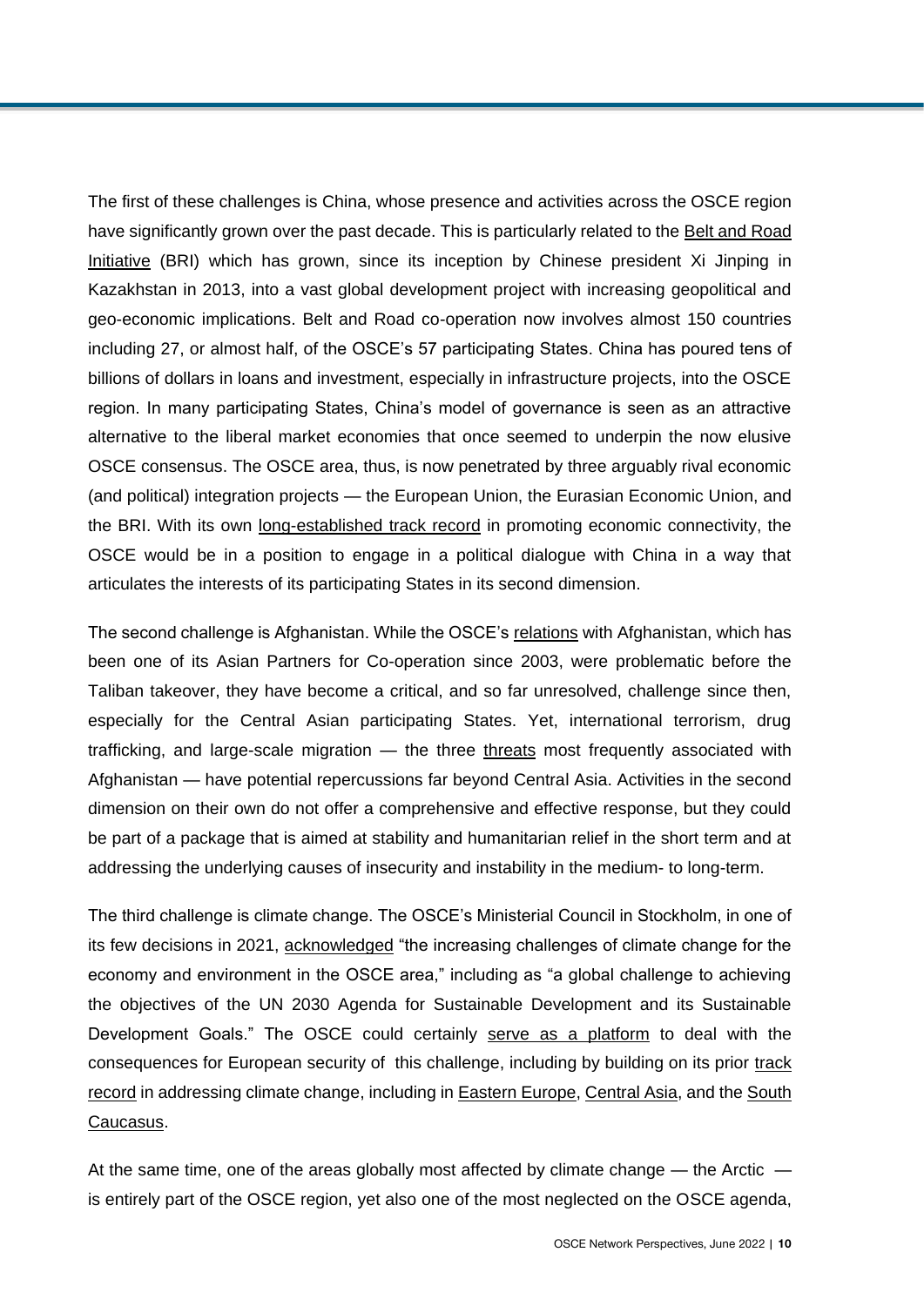The first of these challenges is China, whose presence and activities across the OSCE region have significantly grown over the past decade. This is particularly related to the Belt and Road Initiative (BRI) which has grown, since its inception by Chinese president Xi Jinping in Kazakhstan in 2013, into a vast global development project with increasing geopolitical and geo-economic implications. Belt and Road co-operation now involves almost 150 countries including 27, or almost half, of the OSCE's 57 participating States. China has poured tens of billions of dollars in loans and investment, especially in infrastructure projects, into the OSCE region. In many participating States, China's model of governance is seen as an attractive alternative to the liberal market economies that once seemed to underpin the now elusive OSCE consensus. The OSCE area, thus, is now penetrated by three arguably rival economic (and political) integration projects — the European Union, the Eurasian Economic Union, and the BRI. With its own long-established track record in promoting economic connectivity, the OSCE would be in a position to engage in a political dialogue with China in a way that articulates the interests of its participating States in its second dimension.

The second challenge is Afghanistan. While the OSCE's relations with Afghanistan, which has been one of its Asian Partners for Co-operation since 2003, were problematic before the Taliban takeover, they have become a critical, and so far unresolved, challenge since then, especially for the Central Asian participating States. Yet, international terrorism, drug trafficking, and large-scale migration — the three threats most frequently associated with Afghanistan — have potential repercussions far beyond Central Asia. Activities in the second dimension on their own do not offer a comprehensive and effective response, but they could be part of a package that is aimed at stability and humanitarian relief in the short term and at addressing the underlying causes of insecurity and instability in the medium- to long-term.

The third challenge is climate change. The OSCE's Ministerial Council in Stockholm, in one of its few decisions in 2021, acknowledged "the increasing challenges of climate change for the economy and environment in the OSCE area," including as "a global challenge to achieving the objectives of the UN 2030 Agenda for Sustainable Development and its Sustainable Development Goals." The OSCE could certainly serve as a platform to deal with the consequences for European security of this challenge, including by building on its prior track record in addressing climate change, including in Eastern Europe, Central Asia, and the South Caucasus.

At the same time, one of the areas globally most affected by climate change — the Arctic — is entirely part of the OSCE region, yet also one of the most neglected on the OSCE agenda,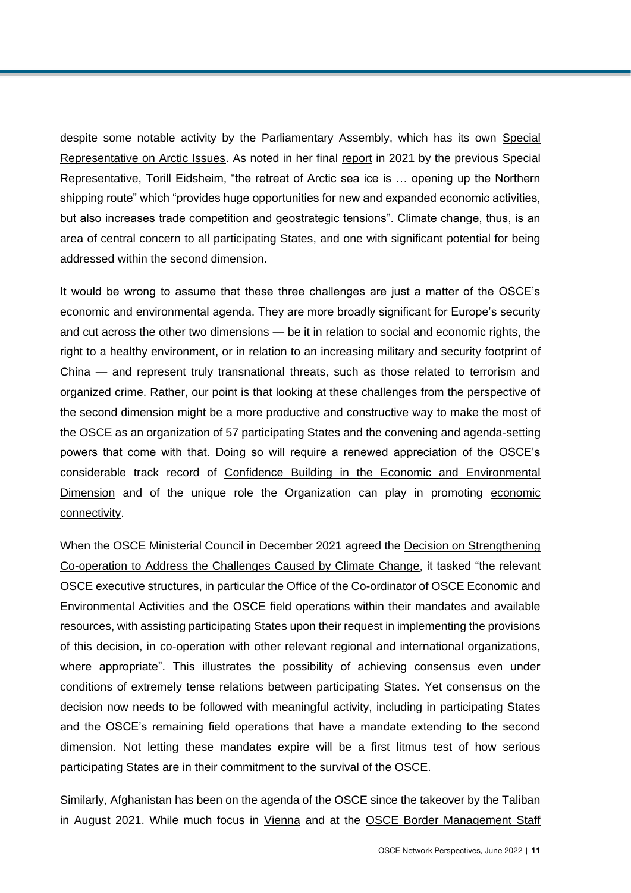despite some notable activity by the Parliamentary Assembly, which has its own Special Representative on Arctic Issues. As noted in her final report in 2021 by the previous Special Representative, Torill Eidsheim, "the retreat of Arctic sea ice is … opening up the Northern shipping route" which "provides huge opportunities for new and expanded economic activities, but also increases trade competition and geostrategic tensions". Climate change, thus, is an area of central concern to all participating States, and one with significant potential for being addressed within the second dimension.

It would be wrong to assume that these three challenges are just a matter of the OSCE's economic and environmental agenda. They are more broadly significant for Europe's security and cut across the other two dimensions — be it in relation to social and economic rights, the right to a healthy environment, or in relation to an increasing military and security footprint of China — and represent truly transnational threats, such as those related to terrorism and organized crime. Rather, our point is that looking at these challenges from the perspective of the second dimension might be a more productive and constructive way to make the most of the OSCE as an organization of 57 participating States and the convening and agenda-setting powers that come with that. Doing so will require a renewed appreciation of the OSCE's considerable track record of Confidence Building in the Economic and Environmental Dimension and of the unique role the Organization can play in promoting economic connectivity.

When the OSCE Ministerial Council in December 2021 agreed the Decision on Strengthening Co-operation to Address the Challenges Caused by Climate Change, it tasked "the relevant OSCE executive structures, in particular the Office of the Co-ordinator of OSCE Economic and Environmental Activities and the OSCE field operations within their mandates and available resources, with assisting participating States upon their request in implementing the provisions of this decision, in co-operation with other relevant regional and international organizations, where appropriate". This illustrates the possibility of achieving consensus even under conditions of extremely tense relations between participating States. Yet consensus on the decision now needs to be followed with meaningful activity, including in participating States and the OSCE's remaining field operations that have a mandate extending to the second dimension. Not letting these mandates expire will be a first litmus test of how serious participating States are in their commitment to the survival of the OSCE.

Similarly, Afghanistan has been on the agenda of the OSCE since the takeover by the Taliban in August 2021. While much focus in Vienna and at the OSCE Border Management Staff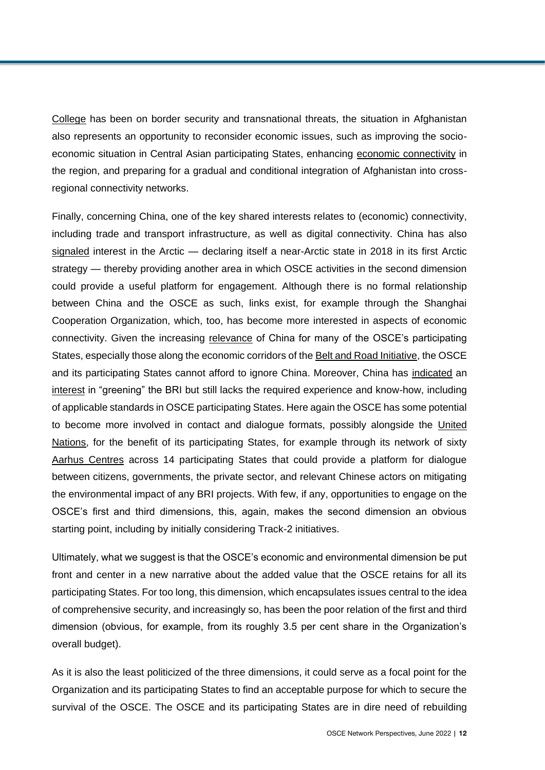College has been on border security and transnational threats, the situation in Afghanistan also represents an opportunity to reconsider economic issues, such as improving the socio-economic situation in Central Asian participating States, enhancing economic connectivity in the region, and preparing for a gradual and conditional integration of Afghanistan into cross-regional connectivity networks.

Finally, concerning China, one of the key shared interests relates to (economic) connectivity, including trade and transport infrastructure, as well as digital connectivity. China has also signaled interest in the Arctic — declaring itself a near-Arctic state in 2018 in its first Arctic strategy — thereby providing another area in which OSCE activities in the second dimension could provide a useful platform for engagement. Although there is no formal relationship between China and the OSCE as such, links exist, for example through the Shanghai Cooperation Organization, which, too, has become more interested in aspects of economic connectivity. Given the increasing relevance of China for many of the OSCE's participating States, especially those along the economic corridors of the Belt and Road Initiative, the OSCE and its participating States cannot afford to ignore China. Moreover, China has indicated an interest in "greening" the BRI but still lacks the required experience and know-how, including of applicable standards in OSCE participating States. Here again the OSCE has some potential to become more involved in contact and dialogue formats, possibly alongside the United Nations, for the benefit of its participating States, for example through its network of sixty Aarhus Centres across 14 participating States that could provide a platform for dialogue between citizens, governments, the private sector, and relevant Chinese actors on mitigating the environmental impact of any BRI projects. With few, if any, opportunities to engage on the OSCE's first and third dimensions, this, again, makes the second dimension an obvious starting point, including by initially considering Track-2 initiatives.

Ultimately, what we suggest is that the OSCE's economic and environmental dimension be put front and center in a new narrative about the added value that the OSCE retains for all its participating States. For too long, this dimension, which encapsulates issues central to the idea of comprehensive security, and increasingly so, has been the poor relation of the first and third dimension (obvious, for example, from its roughly 3.5 per cent share in the Organization's overall budget).

As it is also the least politicized of the three dimensions, it could serve as a focal point for the Organization and its participating States to find an acceptable purpose for which to secure the survival of the OSCE. The OSCE and its participating States are in dire need of rebuilding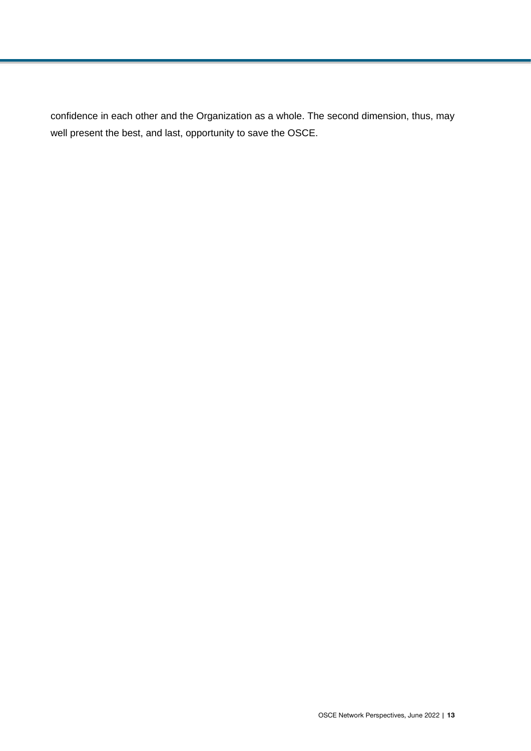confidence in each other and the Organization as a whole. The second dimension, thus, may well present the best, and last, opportunity to save the OSCE.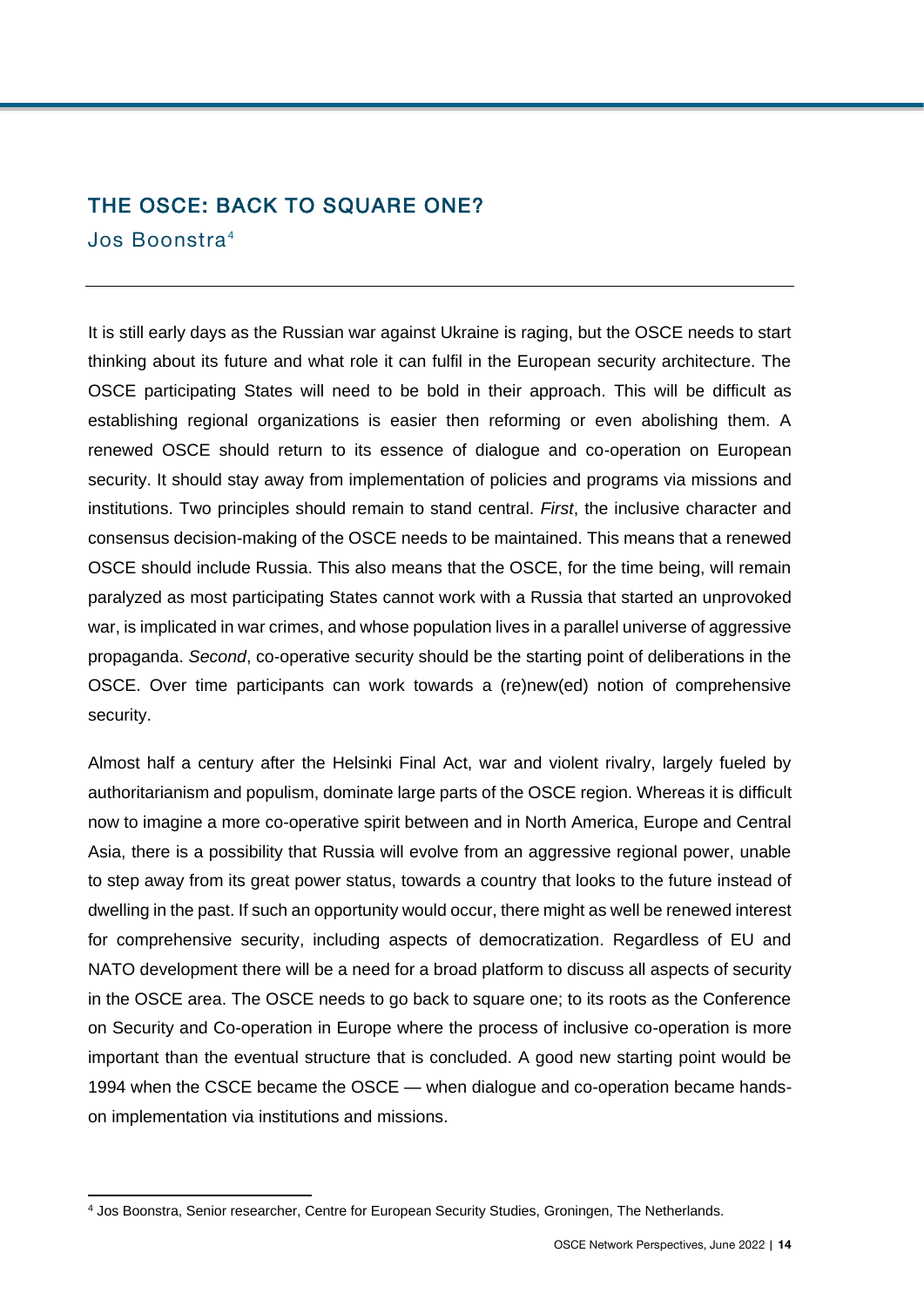## THE OSCE: BACK TO SQUARE ONE?

Jos Boonstra[4]

---

It is still early days as the Russian war against Ukraine is raging, but the OSCE needs to start thinking about its future and what role it can fulfil in the European security architecture. The OSCE participating States will need to be bold in their approach. This will be difficult as establishing regional organizations is easier then reforming or even abolishing them. A renewed OSCE should return to its essence of dialogue and co-operation on European security. It should stay away from implementation of policies and programs via missions and institutions. Two principles should remain to stand central. *First*, the inclusive character and consensus decision-making of the OSCE needs to be maintained. This means that a renewed OSCE should include Russia. This also means that the OSCE, for the time being, will remain paralyzed as most participating States cannot work with a Russia that started an unprovoked war, is implicated in war crimes, and whose population lives in a parallel universe of aggressive propaganda. *Second*, co-operative security should be the starting point of deliberations in the OSCE. Over time participants can work towards a (re)new(ed) notion of comprehensive security.

Almost half a century after the Helsinki Final Act, war and violent rivalry, largely fueled by authoritarianism and populism, dominate large parts of the OSCE region. Whereas it is difficult now to imagine a more co-operative spirit between and in North America, Europe and Central Asia, there is a possibility that Russia will evolve from an aggressive regional power, unable to step away from its great power status, towards a country that looks to the future instead of dwelling in the past. If such an opportunity would occur, there might as well be renewed interest for comprehensive security, including aspects of democratization. Regardless of EU and NATO development there will be a need for a broad platform to discuss all aspects of security in the OSCE area. The OSCE needs to go back to square one; to its roots as the Conference on Security and Co-operation in Europe where the process of inclusive co-operation is more important than the eventual structure that is concluded. A good new starting point would be 1994 when the CSCE became the OSCE — when dialogue and co-operation became hands-on implementation via institutions and missions.

---

[4] Jos Boonstra, Senior researcher, Centre for European Security Studies, Groningen, The Netherlands.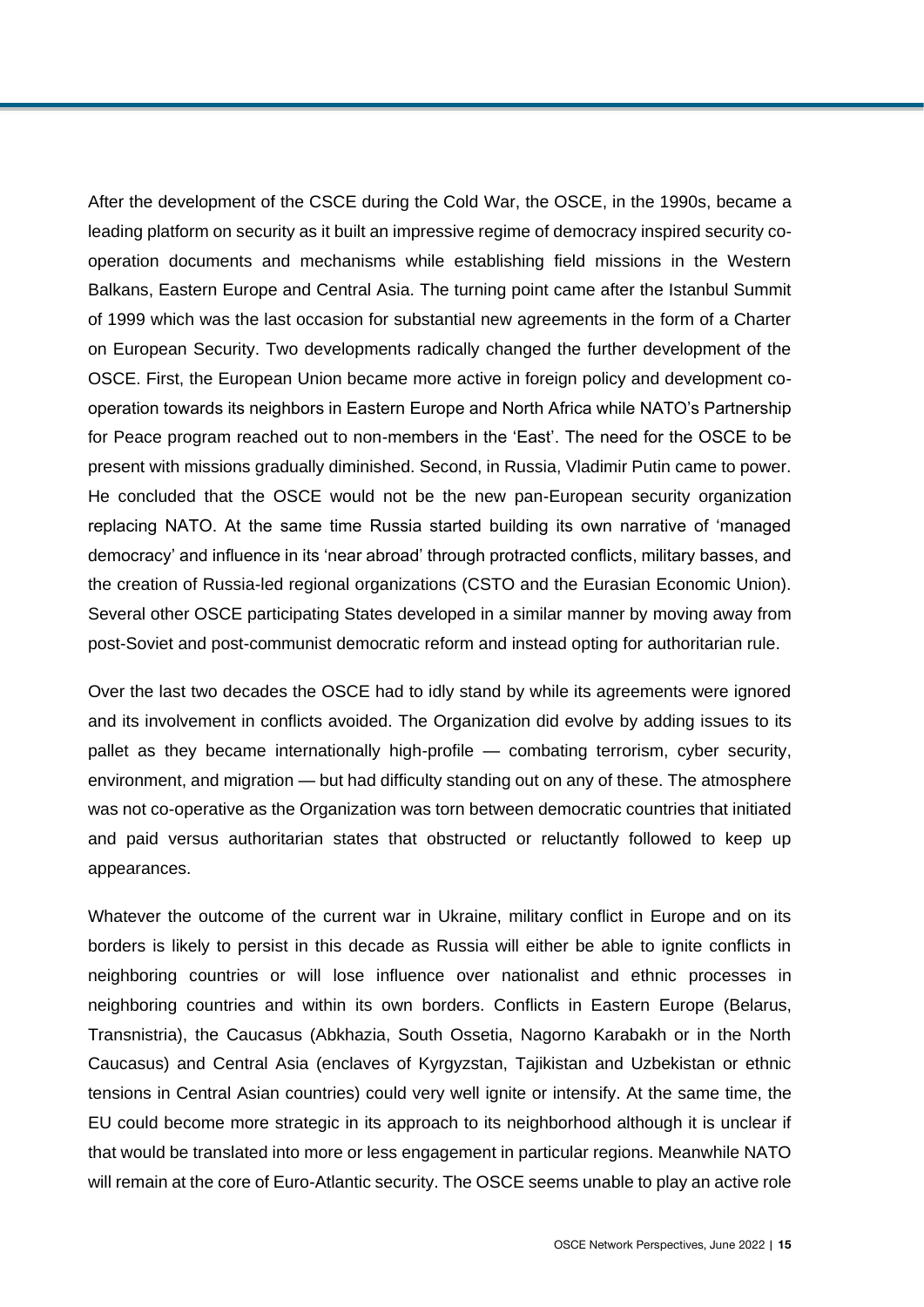After the development of the CSCE during the Cold War, the OSCE, in the 1990s, became a leading platform on security as it built an impressive regime of democracy inspired security co-operation documents and mechanisms while establishing field missions in the Western Balkans, Eastern Europe and Central Asia. The turning point came after the Istanbul Summit of 1999 which was the last occasion for substantial new agreements in the form of a Charter on European Security. Two developments radically changed the further development of the OSCE. First, the European Union became more active in foreign policy and development co-operation towards its neighbors in Eastern Europe and North Africa while NATO's Partnership for Peace program reached out to non-members in the 'East'. The need for the OSCE to be present with missions gradually diminished. Second, in Russia, Vladimir Putin came to power. He concluded that the OSCE would not be the new pan-European security organization replacing NATO. At the same time Russia started building its own narrative of 'managed democracy' and influence in its 'near abroad' through protracted conflicts, military basses, and the creation of Russia-led regional organizations (CSTO and the Eurasian Economic Union). Several other OSCE participating States developed in a similar manner by moving away from post-Soviet and post-communist democratic reform and instead opting for authoritarian rule.

Over the last two decades the OSCE had to idly stand by while its agreements were ignored and its involvement in conflicts avoided. The Organization did evolve by adding issues to its pallet as they became internationally high-profile — combating terrorism, cyber security, environment, and migration — but had difficulty standing out on any of these. The atmosphere was not co-operative as the Organization was torn between democratic countries that initiated and paid versus authoritarian states that obstructed or reluctantly followed to keep up appearances.

Whatever the outcome of the current war in Ukraine, military conflict in Europe and on its borders is likely to persist in this decade as Russia will either be able to ignite conflicts in neighboring countries or will lose influence over nationalist and ethnic processes in neighboring countries and within its own borders. Conflicts in Eastern Europe (Belarus, Transnistria), the Caucasus (Abkhazia, South Ossetia, Nagorno Karabakh or in the North Caucasus) and Central Asia (enclaves of Kyrgyzstan, Tajikistan and Uzbekistan or ethnic tensions in Central Asian countries) could very well ignite or intensify. At the same time, the EU could become more strategic in its approach to its neighborhood although it is unclear if that would be translated into more or less engagement in particular regions. Meanwhile NATO will remain at the core of Euro-Atlantic security. The OSCE seems unable to play an active role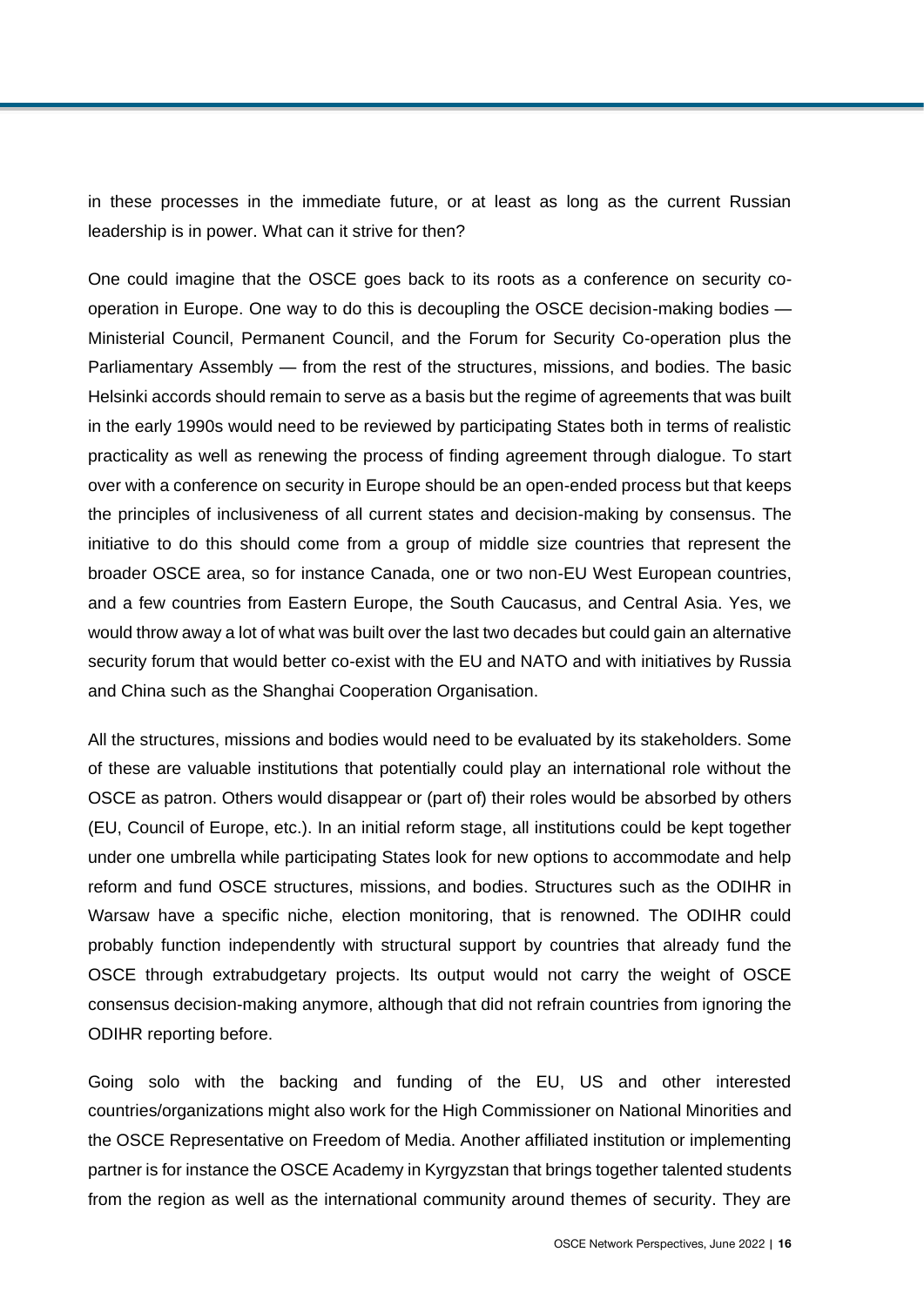in these processes in the immediate future, or at least as long as the current Russian leadership is in power. What can it strive for then?

One could imagine that the OSCE goes back to its roots as a conference on security co-operation in Europe. One way to do this is decoupling the OSCE decision-making bodies — Ministerial Council, Permanent Council, and the Forum for Security Co-operation plus the Parliamentary Assembly — from the rest of the structures, missions, and bodies. The basic Helsinki accords should remain to serve as a basis but the regime of agreements that was built in the early 1990s would need to be reviewed by participating States both in terms of realistic practicality as well as renewing the process of finding agreement through dialogue. To start over with a conference on security in Europe should be an open-ended process but that keeps the principles of inclusiveness of all current states and decision-making by consensus. The initiative to do this should come from a group of middle size countries that represent the broader OSCE area, so for instance Canada, one or two non-EU West European countries, and a few countries from Eastern Europe, the South Caucasus, and Central Asia. Yes, we would throw away a lot of what was built over the last two decades but could gain an alternative security forum that would better co-exist with the EU and NATO and with initiatives by Russia and China such as the Shanghai Cooperation Organisation.

All the structures, missions and bodies would need to be evaluated by its stakeholders. Some of these are valuable institutions that potentially could play an international role without the OSCE as patron. Others would disappear or (part of) their roles would be absorbed by others (EU, Council of Europe, etc.). In an initial reform stage, all institutions could be kept together under one umbrella while participating States look for new options to accommodate and help reform and fund OSCE structures, missions, and bodies. Structures such as the ODIHR in Warsaw have a specific niche, election monitoring, that is renowned. The ODIHR could probably function independently with structural support by countries that already fund the OSCE through extrabudgetary projects. Its output would not carry the weight of OSCE consensus decision-making anymore, although that did not refrain countries from ignoring the ODIHR reporting before.

Going solo with the backing and funding of the EU, US and other interested countries/organizations might also work for the High Commissioner on National Minorities and the OSCE Representative on Freedom of Media. Another affiliated institution or implementing partner is for instance the OSCE Academy in Kyrgyzstan that brings together talented students from the region as well as the international community around themes of security. They are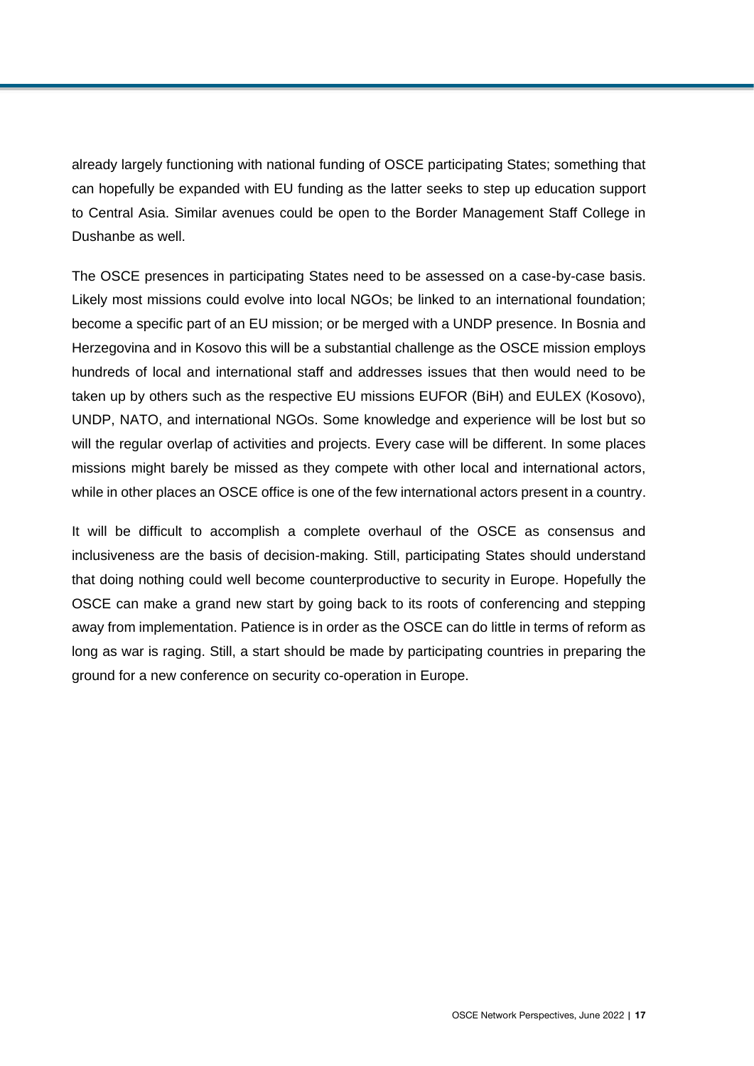already largely functioning with national funding of OSCE participating States; something that can hopefully be expanded with EU funding as the latter seeks to step up education support to Central Asia. Similar avenues could be open to the Border Management Staff College in Dushanbe as well.

The OSCE presences in participating States need to be assessed on a case-by-case basis. Likely most missions could evolve into local NGOs; be linked to an international foundation; become a specific part of an EU mission; or be merged with a UNDP presence. In Bosnia and Herzegovina and in Kosovo this will be a substantial challenge as the OSCE mission employs hundreds of local and international staff and addresses issues that then would need to be taken up by others such as the respective EU missions EUFOR (BiH) and EULEX (Kosovo), UNDP, NATO, and international NGOs. Some knowledge and experience will be lost but so will the regular overlap of activities and projects. Every case will be different. In some places missions might barely be missed as they compete with other local and international actors, while in other places an OSCE office is one of the few international actors present in a country.

It will be difficult to accomplish a complete overhaul of the OSCE as consensus and inclusiveness are the basis of decision-making. Still, participating States should understand that doing nothing could well become counterproductive to security in Europe. Hopefully the OSCE can make a grand new start by going back to its roots of conferencing and stepping away from implementation. Patience is in order as the OSCE can do little in terms of reform as long as war is raging. Still, a start should be made by participating countries in preparing the ground for a new conference on security co-operation in Europe.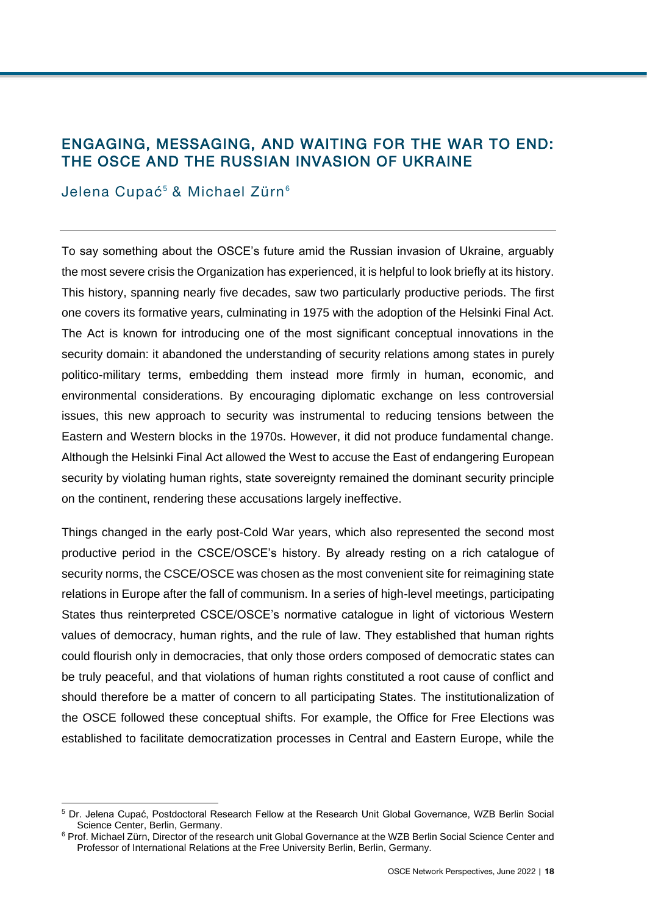## ENGAGING, MESSAGING, AND WAITING FOR THE WAR TO END: THE OSCE AND THE RUSSIAN INVASION OF UKRAINE

Jelena Cupać[5] & Michael Zürn[6]

---

To say something about the OSCE's future amid the Russian invasion of Ukraine, arguably the most severe crisis the Organization has experienced, it is helpful to look briefly at its history. This history, spanning nearly five decades, saw two particularly productive periods. The first one covers its formative years, culminating in 1975 with the adoption of the Helsinki Final Act. The Act is known for introducing one of the most significant conceptual innovations in the security domain: it abandoned the understanding of security relations among states in purely politico-military terms, embedding them instead more firmly in human, economic, and environmental considerations. By encouraging diplomatic exchange on less controversial issues, this new approach to security was instrumental to reducing tensions between the Eastern and Western blocks in the 1970s. However, it did not produce fundamental change. Although the Helsinki Final Act allowed the West to accuse the East of endangering European security by violating human rights, state sovereignty remained the dominant security principle on the continent, rendering these accusations largely ineffective.

Things changed in the early post-Cold War years, which also represented the second most productive period in the CSCE/OSCE's history. By already resting on a rich catalogue of security norms, the CSCE/OSCE was chosen as the most convenient site for reimagining state relations in Europe after the fall of communism. In a series of high-level meetings, participating States thus reinterpreted CSCE/OSCE's normative catalogue in light of victorious Western values of democracy, human rights, and the rule of law. They established that human rights could flourish only in democracies, that only those orders composed of democratic states can be truly peaceful, and that violations of human rights constituted a root cause of conflict and should therefore be a matter of concern to all participating States. The institutionalization of the OSCE followed these conceptual shifts. For example, the Office for Free Elections was established to facilitate democratization processes in Central and Eastern Europe, while the

---

[5] Dr. Jelena Cupać, Postdoctoral Research Fellow at the Research Unit Global Governance, WZB Berlin Social Science Center, Berlin, Germany.

[6] Prof. Michael Zürn, Director of the research unit Global Governance at the WZB Berlin Social Science Center and Professor of International Relations at the Free University Berlin, Berlin, Germany.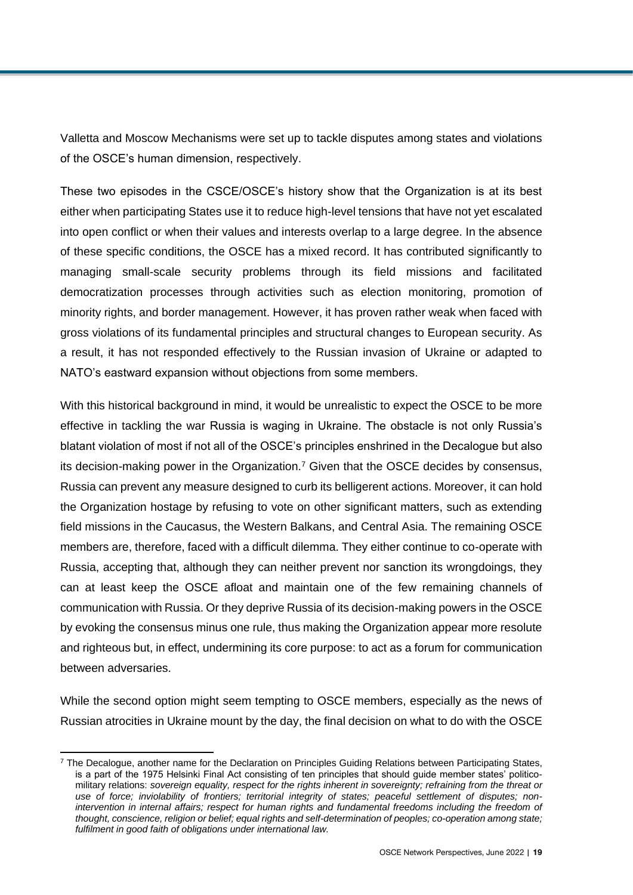Valletta and Moscow Mechanisms were set up to tackle disputes among states and violations of the OSCE's human dimension, respectively.

These two episodes in the CSCE/OSCE's history show that the Organization is at its best either when participating States use it to reduce high-level tensions that have not yet escalated into open conflict or when their values and interests overlap to a large degree. In the absence of these specific conditions, the OSCE has a mixed record. It has contributed significantly to managing small-scale security problems through its field missions and facilitated democratization processes through activities such as election monitoring, promotion of minority rights, and border management. However, it has proven rather weak when faced with gross violations of its fundamental principles and structural changes to European security. As a result, it has not responded effectively to the Russian invasion of Ukraine or adapted to NATO's eastward expansion without objections from some members.

With this historical background in mind, it would be unrealistic to expect the OSCE to be more effective in tackling the war Russia is waging in Ukraine. The obstacle is not only Russia's blatant violation of most if not all of the OSCE's principles enshrined in the Decalogue but also its decision-making power in the Organization.[7] Given that the OSCE decides by consensus, Russia can prevent any measure designed to curb its belligerent actions. Moreover, it can hold the Organization hostage by refusing to vote on other significant matters, such as extending field missions in the Caucasus, the Western Balkans, and Central Asia. The remaining OSCE members are, therefore, faced with a difficult dilemma. They either continue to co-operate with Russia, accepting that, although they can neither prevent nor sanction its wrongdoings, they can at least keep the OSCE afloat and maintain one of the few remaining channels of communication with Russia. Or they deprive Russia of its decision-making powers in the OSCE by evoking the consensus minus one rule, thus making the Organization appear more resolute and righteous but, in effect, undermining its core purpose: to act as a forum for communication between adversaries.

While the second option might seem tempting to OSCE members, especially as the news of Russian atrocities in Ukraine mount by the day, the final decision on what to do with the OSCE

---

[7] The Decalogue, another name for the Declaration on Principles Guiding Relations between Participating States, is a part of the 1975 Helsinki Final Act consisting of ten principles that should guide member states' politico-military relations: *sovereign equality, respect for the rights inherent in sovereignty; refraining from the threat or use of force; inviolability of frontiers; territorial integrity of states; peaceful settlement of disputes; non-intervention in internal affairs; respect for human rights and fundamental freedoms including the freedom of thought, conscience, religion or belief; equal rights and self-determination of peoples; co-operation among state; fulfilment in good faith of obligations under international law.*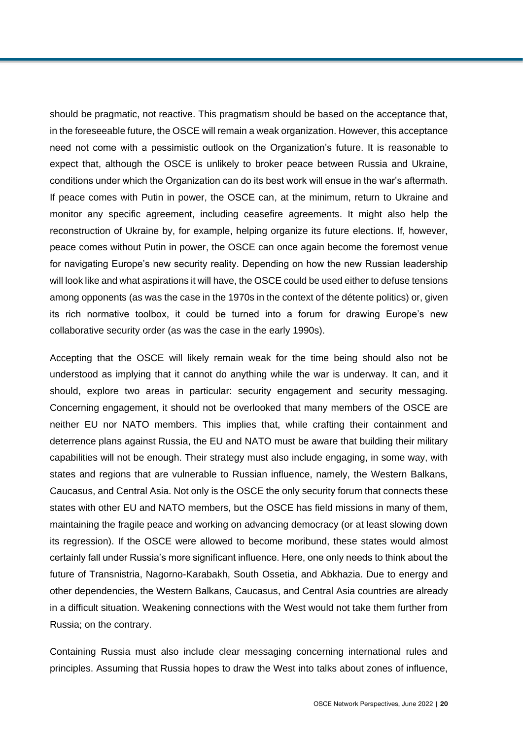should be pragmatic, not reactive. This pragmatism should be based on the acceptance that, in the foreseeable future, the OSCE will remain a weak organization. However, this acceptance need not come with a pessimistic outlook on the Organization's future. It is reasonable to expect that, although the OSCE is unlikely to broker peace between Russia and Ukraine, conditions under which the Organization can do its best work will ensue in the war's aftermath. If peace comes with Putin in power, the OSCE can, at the minimum, return to Ukraine and monitor any specific agreement, including ceasefire agreements. It might also help the reconstruction of Ukraine by, for example, helping organize its future elections. If, however, peace comes without Putin in power, the OSCE can once again become the foremost venue for navigating Europe's new security reality. Depending on how the new Russian leadership will look like and what aspirations it will have, the OSCE could be used either to defuse tensions among opponents (as was the case in the 1970s in the context of the détente politics) or, given its rich normative toolbox, it could be turned into a forum for drawing Europe's new collaborative security order (as was the case in the early 1990s).

Accepting that the OSCE will likely remain weak for the time being should also not be understood as implying that it cannot do anything while the war is underway. It can, and it should, explore two areas in particular: security engagement and security messaging. Concerning engagement, it should not be overlooked that many members of the OSCE are neither EU nor NATO members. This implies that, while crafting their containment and deterrence plans against Russia, the EU and NATO must be aware that building their military capabilities will not be enough. Their strategy must also include engaging, in some way, with states and regions that are vulnerable to Russian influence, namely, the Western Balkans, Caucasus, and Central Asia. Not only is the OSCE the only security forum that connects these states with other EU and NATO members, but the OSCE has field missions in many of them, maintaining the fragile peace and working on advancing democracy (or at least slowing down its regression). If the OSCE were allowed to become moribund, these states would almost certainly fall under Russia's more significant influence. Here, one only needs to think about the future of Transnistria, Nagorno-Karabakh, South Ossetia, and Abkhazia. Due to energy and other dependencies, the Western Balkans, Caucasus, and Central Asia countries are already in a difficult situation. Weakening connections with the West would not take them further from Russia; on the contrary.

Containing Russia must also include clear messaging concerning international rules and principles. Assuming that Russia hopes to draw the West into talks about zones of influence,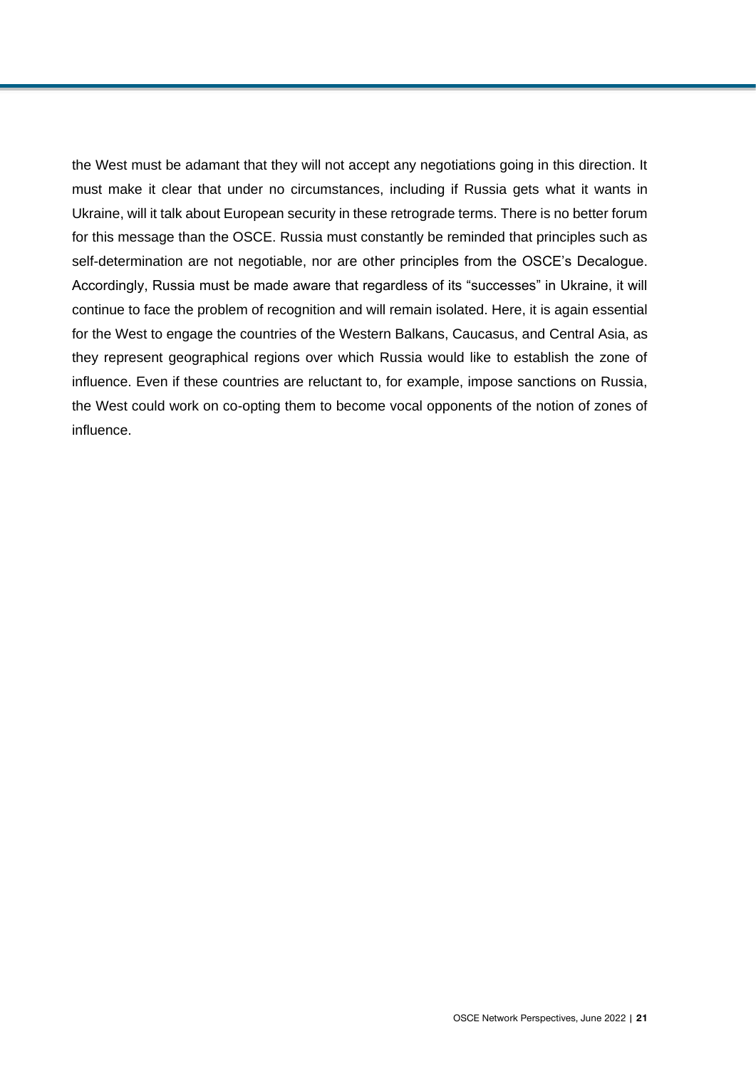the West must be adamant that they will not accept any negotiations going in this direction. It must make it clear that under no circumstances, including if Russia gets what it wants in Ukraine, will it talk about European security in these retrograde terms. There is no better forum for this message than the OSCE. Russia must constantly be reminded that principles such as self-determination are not negotiable, nor are other principles from the OSCE's Decalogue. Accordingly, Russia must be made aware that regardless of its "successes" in Ukraine, it will continue to face the problem of recognition and will remain isolated. Here, it is again essential for the West to engage the countries of the Western Balkans, Caucasus, and Central Asia, as they represent geographical regions over which Russia would like to establish the zone of influence. Even if these countries are reluctant to, for example, impose sanctions on Russia, the West could work on co-opting them to become vocal opponents of the notion of zones of influence.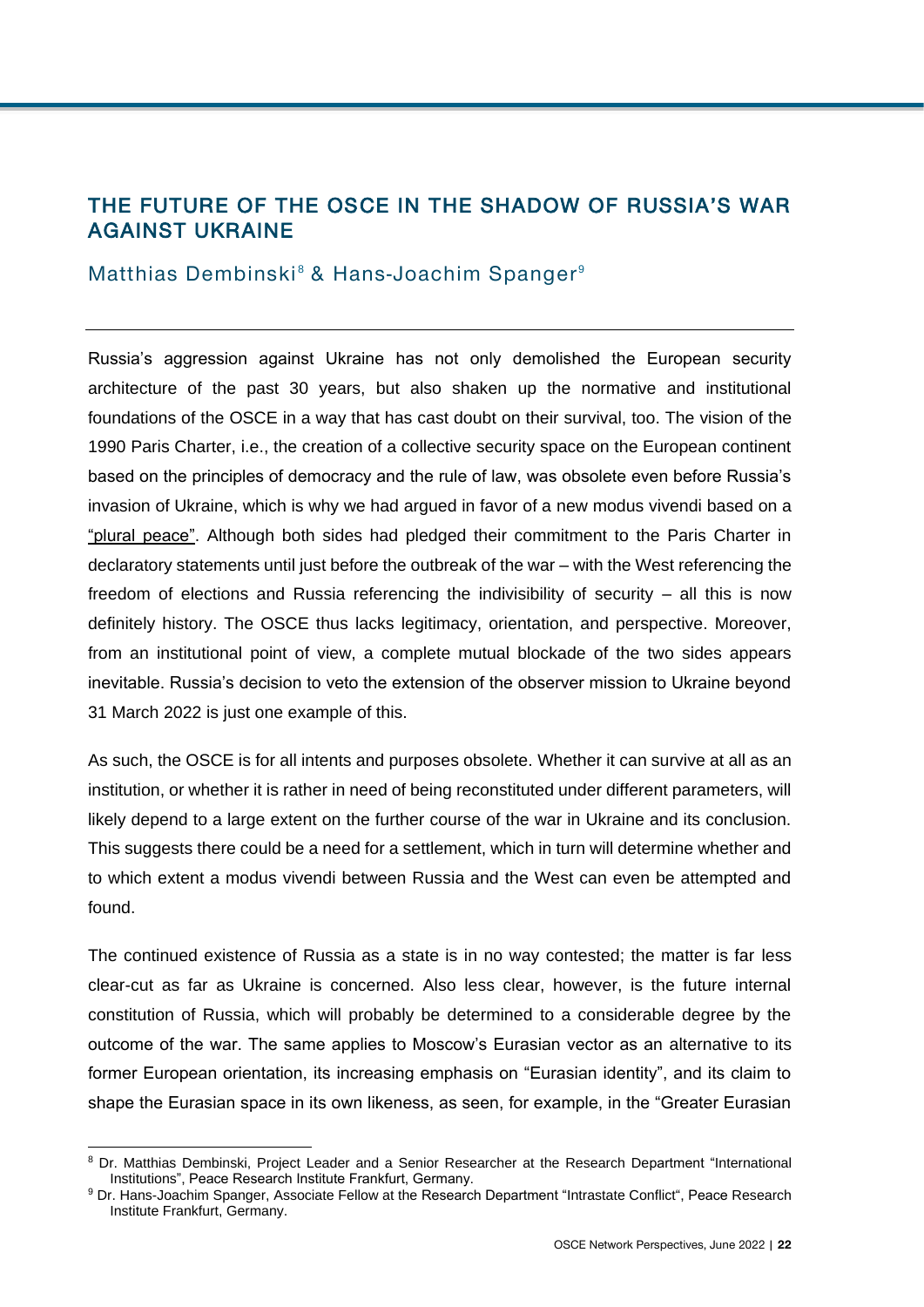## THE FUTURE OF THE OSCE IN THE SHADOW OF RUSSIA'S WAR AGAINST UKRAINE

Matthias Dembinski[8] & Hans-Joachim Spanger[9]

Russia's aggression against Ukraine has not only demolished the European security architecture of the past 30 years, but also shaken up the normative and institutional foundations of the OSCE in a way that has cast doubt on their survival, too. The vision of the 1990 Paris Charter, i.e., the creation of a collective security space on the European continent based on the principles of democracy and the rule of law, was obsolete even before Russia's invasion of Ukraine, which is why we had argued in favor of a new modus vivendi based on a "plural peace". Although both sides had pledged their commitment to the Paris Charter in declaratory statements until just before the outbreak of the war – with the West referencing the freedom of elections and Russia referencing the indivisibility of security – all this is now definitely history. The OSCE thus lacks legitimacy, orientation, and perspective. Moreover, from an institutional point of view, a complete mutual blockade of the two sides appears inevitable. Russia's decision to veto the extension of the observer mission to Ukraine beyond 31 March 2022 is just one example of this.

As such, the OSCE is for all intents and purposes obsolete. Whether it can survive at all as an institution, or whether it is rather in need of being reconstituted under different parameters, will likely depend to a large extent on the further course of the war in Ukraine and its conclusion. This suggests there could be a need for a settlement, which in turn will determine whether and to which extent a modus vivendi between Russia and the West can even be attempted and found.

The continued existence of Russia as a state is in no way contested; the matter is far less clear-cut as far as Ukraine is concerned. Also less clear, however, is the future internal constitution of Russia, which will probably be determined to a considerable degree by the outcome of the war. The same applies to Moscow's Eurasian vector as an alternative to its former European orientation, its increasing emphasis on "Eurasian identity", and its claim to shape the Eurasian space in its own likeness, as seen, for example, in the "Greater Eurasian

---

[8] Dr. Matthias Dembinski, Project Leader and a Senior Researcher at the Research Department "International Institutions", Peace Research Institute Frankfurt, Germany.

[9] Dr. Hans-Joachim Spanger, Associate Fellow at the Research Department "Intrastate Conflict", Peace Research Institute Frankfurt, Germany.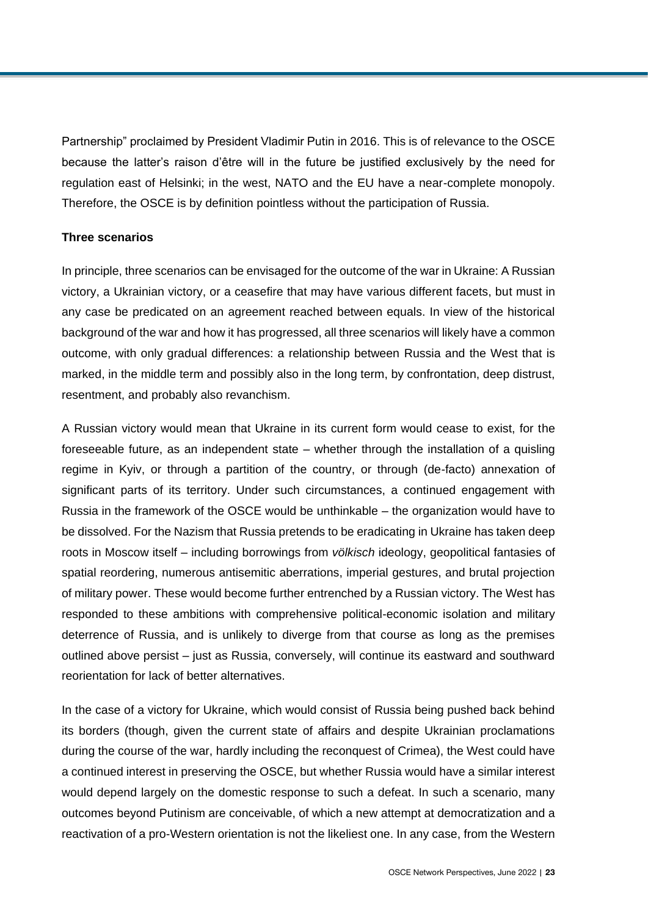Partnership" proclaimed by President Vladimir Putin in 2016. This is of relevance to the OSCE because the latter's raison d'être will in the future be justified exclusively by the need for regulation east of Helsinki; in the west, NATO and the EU have a near-complete monopoly. Therefore, the OSCE is by definition pointless without the participation of Russia.

**Three scenarios**

In principle, three scenarios can be envisaged for the outcome of the war in Ukraine: A Russian victory, a Ukrainian victory, or a ceasefire that may have various different facets, but must in any case be predicated on an agreement reached between equals. In view of the historical background of the war and how it has progressed, all three scenarios will likely have a common outcome, with only gradual differences: a relationship between Russia and the West that is marked, in the middle term and possibly also in the long term, by confrontation, deep distrust, resentment, and probably also revanchism.

A Russian victory would mean that Ukraine in its current form would cease to exist, for the foreseeable future, as an independent state – whether through the installation of a quisling regime in Kyiv, or through a partition of the country, or through (de-facto) annexation of significant parts of its territory. Under such circumstances, a continued engagement with Russia in the framework of the OSCE would be unthinkable – the organization would have to be dissolved. For the Nazism that Russia pretends to be eradicating in Ukraine has taken deep roots in Moscow itself – including borrowings from *völkisch* ideology, geopolitical fantasies of spatial reordering, numerous antisemitic aberrations, imperial gestures, and brutal projection of military power. These would become further entrenched by a Russian victory. The West has responded to these ambitions with comprehensive political-economic isolation and military deterrence of Russia, and is unlikely to diverge from that course as long as the premises outlined above persist – just as Russia, conversely, will continue its eastward and southward reorientation for lack of better alternatives.

In the case of a victory for Ukraine, which would consist of Russia being pushed back behind its borders (though, given the current state of affairs and despite Ukrainian proclamations during the course of the war, hardly including the reconquest of Crimea), the West could have a continued interest in preserving the OSCE, but whether Russia would have a similar interest would depend largely on the domestic response to such a defeat. In such a scenario, many outcomes beyond Putinism are conceivable, of which a new attempt at democratization and a reactivation of a pro-Western orientation is not the likeliest one. In any case, from the Western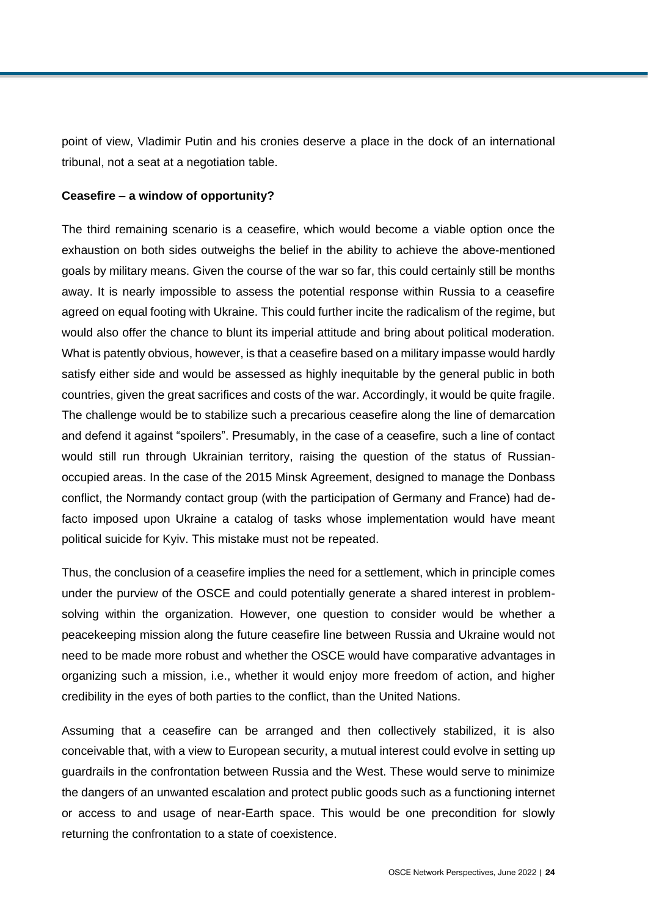point of view, Vladimir Putin and his cronies deserve a place in the dock of an international tribunal, not a seat at a negotiation table.

**Ceasefire – a window of opportunity?**

The third remaining scenario is a ceasefire, which would become a viable option once the exhaustion on both sides outweighs the belief in the ability to achieve the above-mentioned goals by military means. Given the course of the war so far, this could certainly still be months away. It is nearly impossible to assess the potential response within Russia to a ceasefire agreed on equal footing with Ukraine. This could further incite the radicalism of the regime, but would also offer the chance to blunt its imperial attitude and bring about political moderation. What is patently obvious, however, is that a ceasefire based on a military impasse would hardly satisfy either side and would be assessed as highly inequitable by the general public in both countries, given the great sacrifices and costs of the war. Accordingly, it would be quite fragile. The challenge would be to stabilize such a precarious ceasefire along the line of demarcation and defend it against "spoilers". Presumably, in the case of a ceasefire, such a line of contact would still run through Ukrainian territory, raising the question of the status of Russian-occupied areas. In the case of the 2015 Minsk Agreement, designed to manage the Donbass conflict, the Normandy contact group (with the participation of Germany and France) had de-facto imposed upon Ukraine a catalog of tasks whose implementation would have meant political suicide for Kyiv. This mistake must not be repeated.

Thus, the conclusion of a ceasefire implies the need for a settlement, which in principle comes under the purview of the OSCE and could potentially generate a shared interest in problem-solving within the organization. However, one question to consider would be whether a peacekeeping mission along the future ceasefire line between Russia and Ukraine would not need to be made more robust and whether the OSCE would have comparative advantages in organizing such a mission, i.e., whether it would enjoy more freedom of action, and higher credibility in the eyes of both parties to the conflict, than the United Nations.

Assuming that a ceasefire can be arranged and then collectively stabilized, it is also conceivable that, with a view to European security, a mutual interest could evolve in setting up guardrails in the confrontation between Russia and the West. These would serve to minimize the dangers of an unwanted escalation and protect public goods such as a functioning internet or access to and usage of near-Earth space. This would be one precondition for slowly returning the confrontation to a state of coexistence.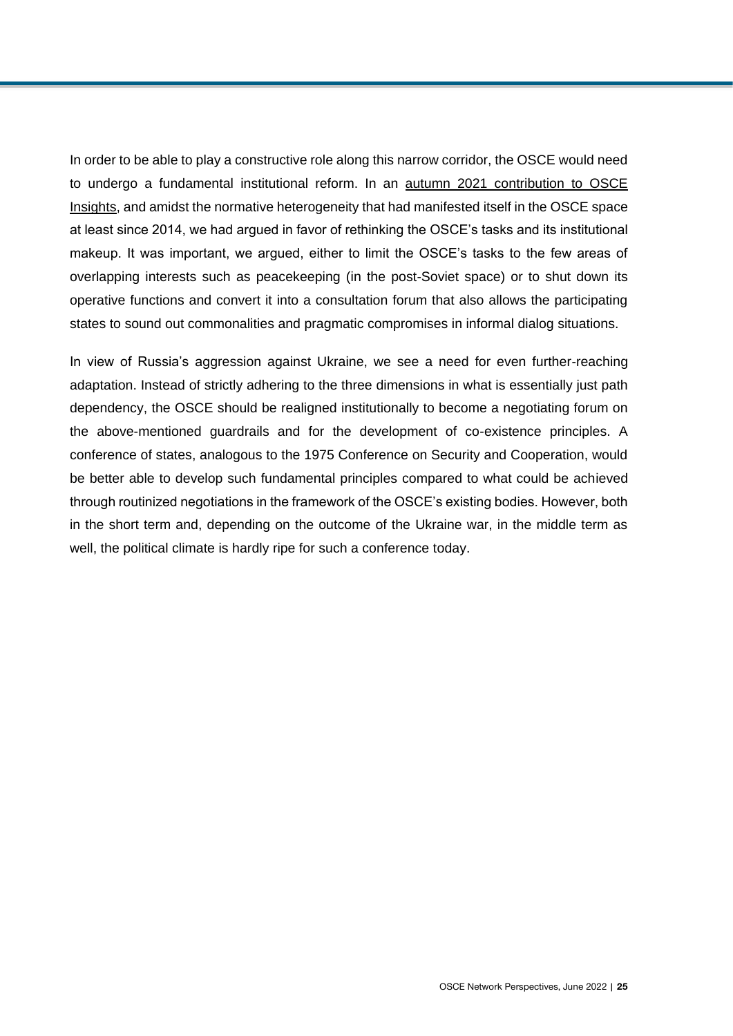In order to be able to play a constructive role along this narrow corridor, the OSCE would need to undergo a fundamental institutional reform. In an autumn 2021 contribution to OSCE Insights, and amidst the normative heterogeneity that had manifested itself in the OSCE space at least since 2014, we had argued in favor of rethinking the OSCE's tasks and its institutional makeup. It was important, we argued, either to limit the OSCE's tasks to the few areas of overlapping interests such as peacekeeping (in the post-Soviet space) or to shut down its operative functions and convert it into a consultation forum that also allows the participating states to sound out commonalities and pragmatic compromises in informal dialog situations.

In view of Russia's aggression against Ukraine, we see a need for even further-reaching adaptation. Instead of strictly adhering to the three dimensions in what is essentially just path dependency, the OSCE should be realigned institutionally to become a negotiating forum on the above-mentioned guardrails and for the development of co-existence principles. A conference of states, analogous to the 1975 Conference on Security and Cooperation, would be better able to develop such fundamental principles compared to what could be achieved through routinized negotiations in the framework of the OSCE's existing bodies. However, both in the short term and, depending on the outcome of the Ukraine war, in the middle term as well, the political climate is hardly ripe for such a conference today.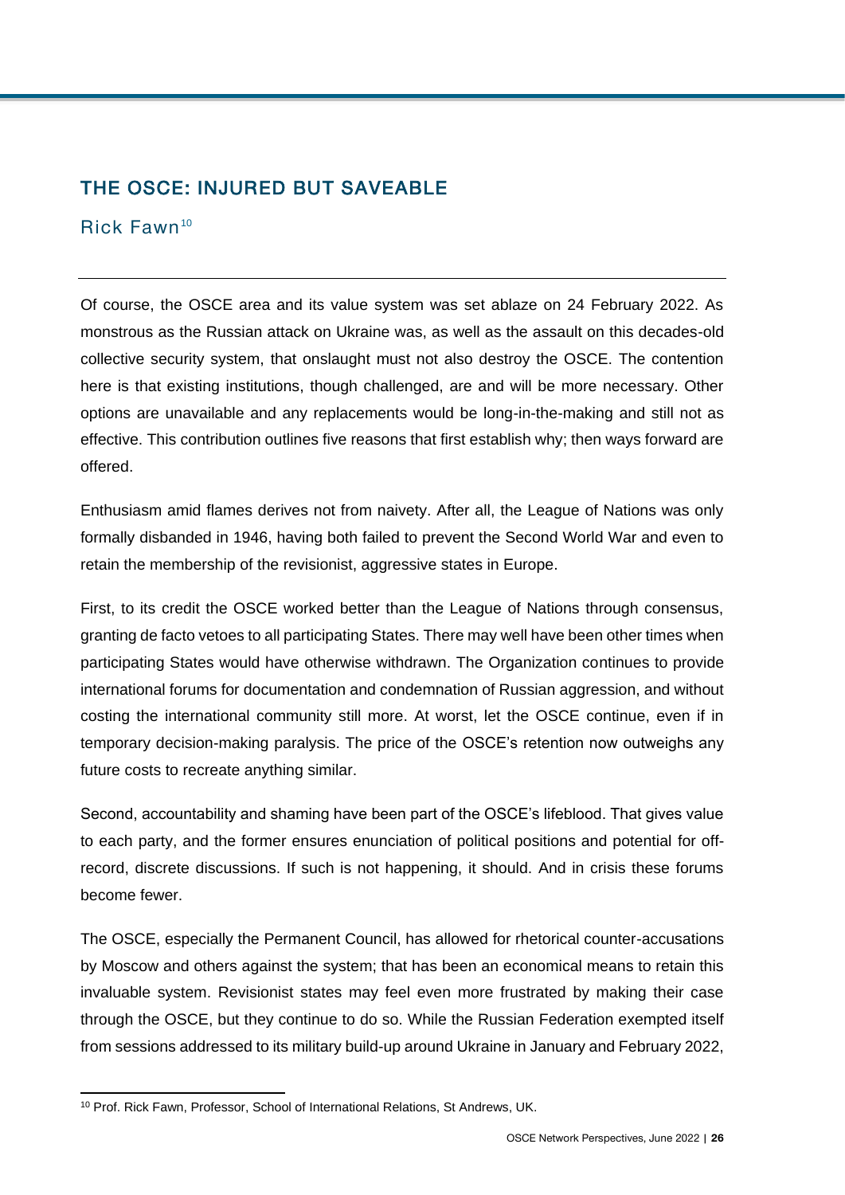## THE OSCE: INJURED BUT SAVEABLE

Rick Fawn[10]

---

Of course, the OSCE area and its value system was set ablaze on 24 February 2022. As monstrous as the Russian attack on Ukraine was, as well as the assault on this decades-old collective security system, that onslaught must not also destroy the OSCE. The contention here is that existing institutions, though challenged, are and will be more necessary. Other options are unavailable and any replacements would be long-in-the-making and still not as effective. This contribution outlines five reasons that first establish why; then ways forward are offered.

Enthusiasm amid flames derives not from naivety. After all, the League of Nations was only formally disbanded in 1946, having both failed to prevent the Second World War and even to retain the membership of the revisionist, aggressive states in Europe.

First, to its credit the OSCE worked better than the League of Nations through consensus, granting de facto vetoes to all participating States. There may well have been other times when participating States would have otherwise withdrawn. The Organization continues to provide international forums for documentation and condemnation of Russian aggression, and without costing the international community still more. At worst, let the OSCE continue, even if in temporary decision-making paralysis. The price of the OSCE's retention now outweighs any future costs to recreate anything similar.

Second, accountability and shaming have been part of the OSCE's lifeblood. That gives value to each party, and the former ensures enunciation of political positions and potential for off-record, discrete discussions. If such is not happening, it should. And in crisis these forums become fewer.

The OSCE, especially the Permanent Council, has allowed for rhetorical counter-accusations by Moscow and others against the system; that has been an economical means to retain this invaluable system. Revisionist states may feel even more frustrated by making their case through the OSCE, but they continue to do so. While the Russian Federation exempted itself from sessions addressed to its military build-up around Ukraine in January and February 2022,

---

[10] Prof. Rick Fawn, Professor, School of International Relations, St Andrews, UK.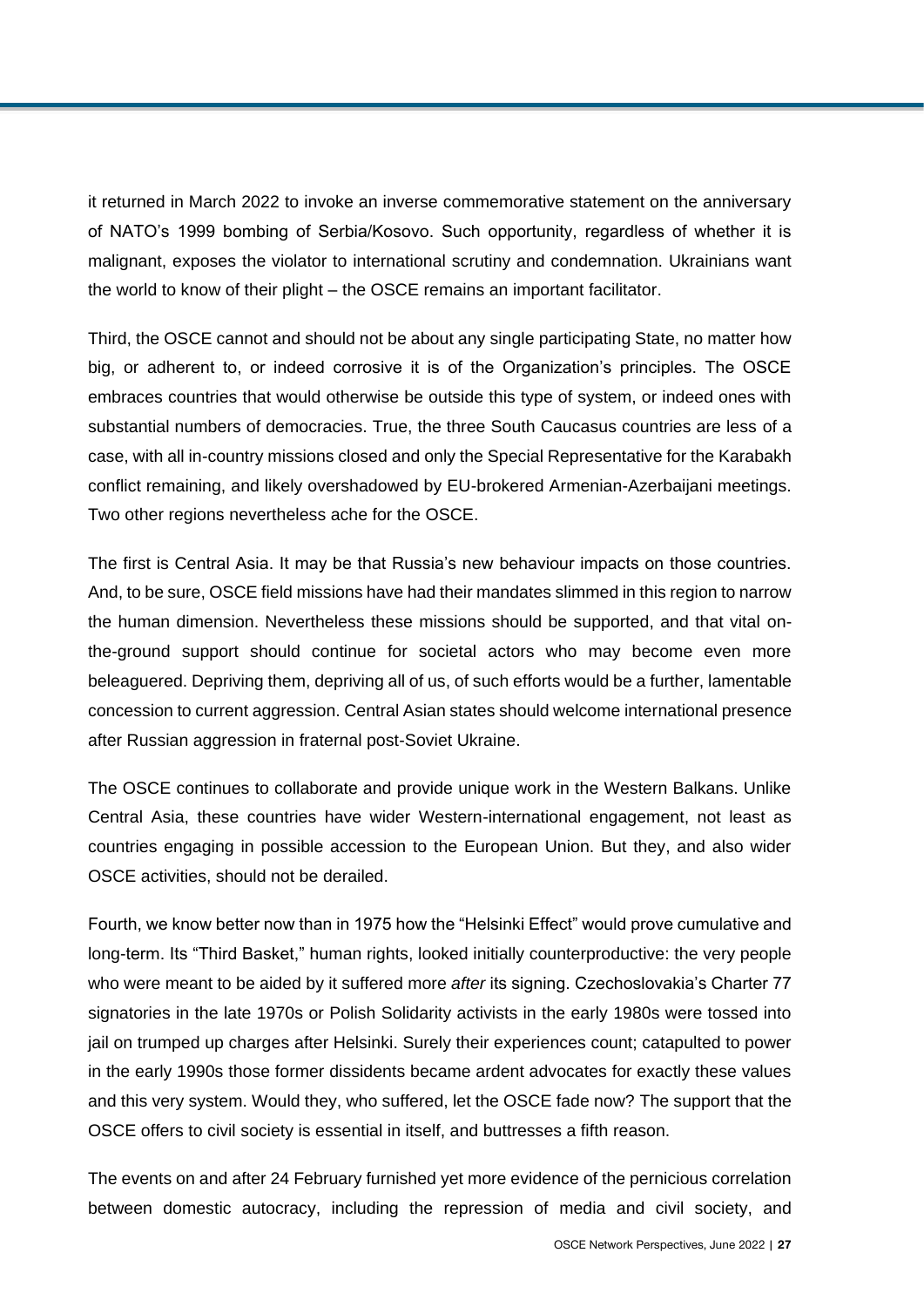it returned in March 2022 to invoke an inverse commemorative statement on the anniversary of NATO's 1999 bombing of Serbia/Kosovo. Such opportunity, regardless of whether it is malignant, exposes the violator to international scrutiny and condemnation. Ukrainians want the world to know of their plight – the OSCE remains an important facilitator.

Third, the OSCE cannot and should not be about any single participating State, no matter how big, or adherent to, or indeed corrosive it is of the Organization's principles. The OSCE embraces countries that would otherwise be outside this type of system, or indeed ones with substantial numbers of democracies. True, the three South Caucasus countries are less of a case, with all in-country missions closed and only the Special Representative for the Karabakh conflict remaining, and likely overshadowed by EU-brokered Armenian-Azerbaijani meetings. Two other regions nevertheless ache for the OSCE.

The first is Central Asia. It may be that Russia's new behaviour impacts on those countries. And, to be sure, OSCE field missions have had their mandates slimmed in this region to narrow the human dimension. Nevertheless these missions should be supported, and that vital on-the-ground support should continue for societal actors who may become even more beleaguered. Depriving them, depriving all of us, of such efforts would be a further, lamentable concession to current aggression. Central Asian states should welcome international presence after Russian aggression in fraternal post-Soviet Ukraine.

The OSCE continues to collaborate and provide unique work in the Western Balkans. Unlike Central Asia, these countries have wider Western-international engagement, not least as countries engaging in possible accession to the European Union. But they, and also wider OSCE activities, should not be derailed.

Fourth, we know better now than in 1975 how the "Helsinki Effect" would prove cumulative and long-term. Its "Third Basket," human rights, looked initially counterproductive: the very people who were meant to be aided by it suffered more *after* its signing. Czechoslovakia's Charter 77 signatories in the late 1970s or Polish Solidarity activists in the early 1980s were tossed into jail on trumped up charges after Helsinki. Surely their experiences count; catapulted to power in the early 1990s those former dissidents became ardent advocates for exactly these values and this very system. Would they, who suffered, let the OSCE fade now? The support that the OSCE offers to civil society is essential in itself, and buttresses a fifth reason.

The events on and after 24 February furnished yet more evidence of the pernicious correlation between domestic autocracy, including the repression of media and civil society, and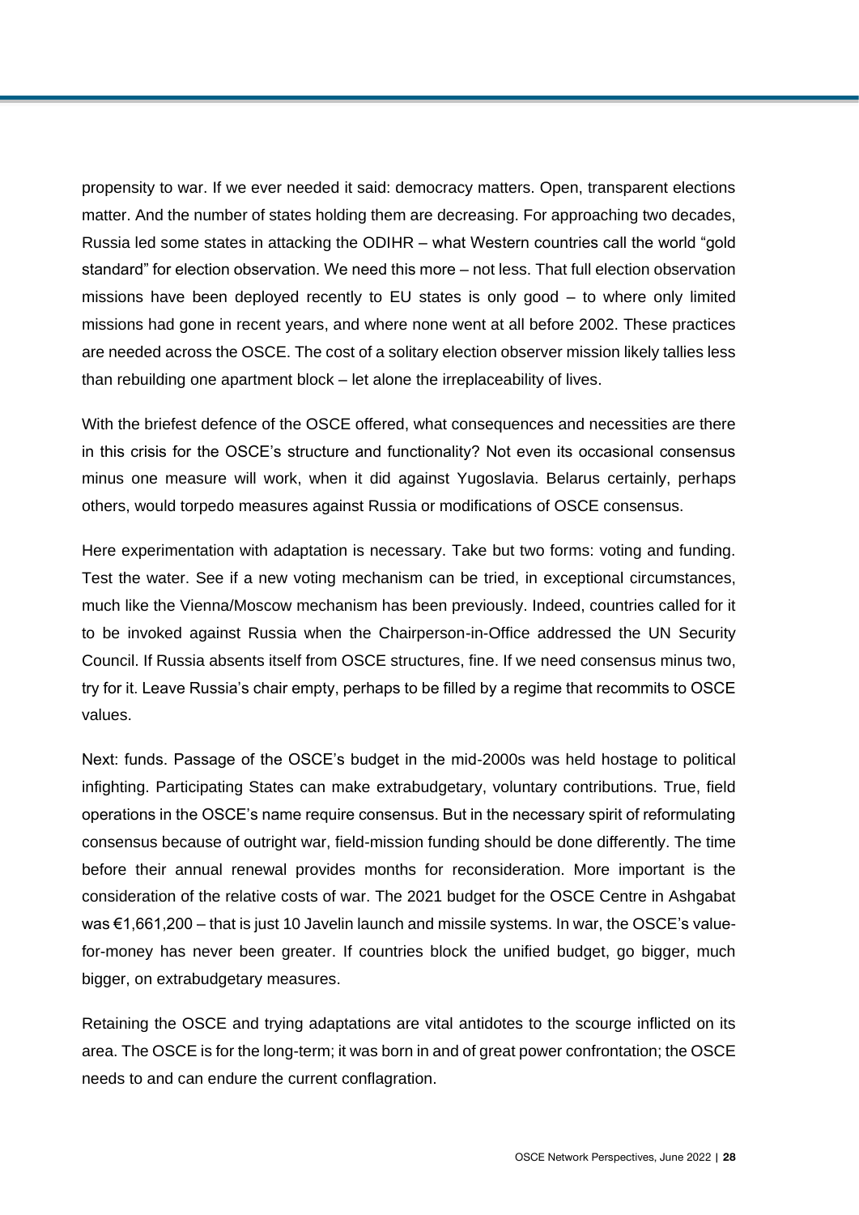propensity to war. If we ever needed it said: democracy matters. Open, transparent elections matter. And the number of states holding them are decreasing. For approaching two decades, Russia led some states in attacking the ODIHR – what Western countries call the world "gold standard" for election observation. We need this more – not less. That full election observation missions have been deployed recently to EU states is only good – to where only limited missions had gone in recent years, and where none went at all before 2002. These practices are needed across the OSCE. The cost of a solitary election observer mission likely tallies less than rebuilding one apartment block – let alone the irreplaceability of lives.

With the briefest defence of the OSCE offered, what consequences and necessities are there in this crisis for the OSCE's structure and functionality? Not even its occasional consensus minus one measure will work, when it did against Yugoslavia. Belarus certainly, perhaps others, would torpedo measures against Russia or modifications of OSCE consensus.

Here experimentation with adaptation is necessary. Take but two forms: voting and funding. Test the water. See if a new voting mechanism can be tried, in exceptional circumstances, much like the Vienna/Moscow mechanism has been previously. Indeed, countries called for it to be invoked against Russia when the Chairperson-in-Office addressed the UN Security Council. If Russia absents itself from OSCE structures, fine. If we need consensus minus two, try for it. Leave Russia's chair empty, perhaps to be filled by a regime that recommits to OSCE values.

Next: funds. Passage of the OSCE's budget in the mid-2000s was held hostage to political infighting. Participating States can make extrabudgetary, voluntary contributions. True, field operations in the OSCE's name require consensus. But in the necessary spirit of reformulating consensus because of outright war, field-mission funding should be done differently. The time before their annual renewal provides months for reconsideration. More important is the consideration of the relative costs of war. The 2021 budget for the OSCE Centre in Ashgabat was €1,661,200 – that is just 10 Javelin launch and missile systems. In war, the OSCE's value-for-money has never been greater. If countries block the unified budget, go bigger, much bigger, on extrabudgetary measures.

Retaining the OSCE and trying adaptations are vital antidotes to the scourge inflicted on its area. The OSCE is for the long-term; it was born in and of great power confrontation; the OSCE needs to and can endure the current conflagration.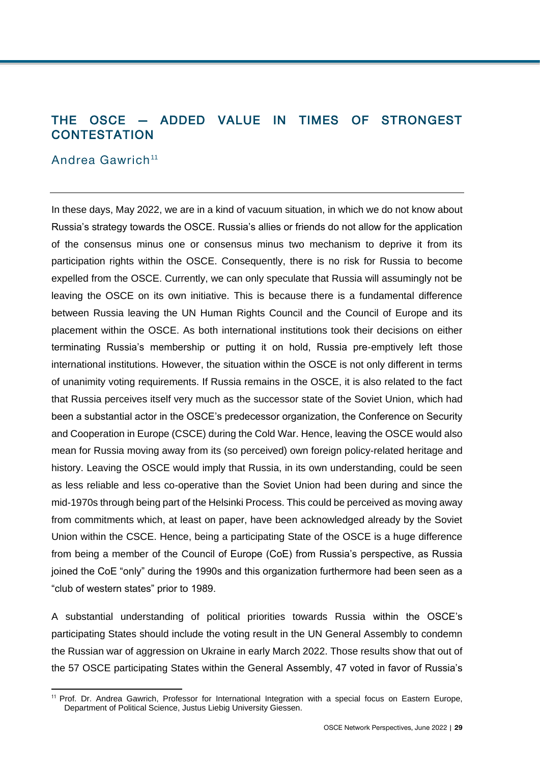## THE OSCE — ADDED VALUE IN TIMES OF STRONGEST CONTESTATION

Andrea Gawrich[11]

In these days, May 2022, we are in a kind of vacuum situation, in which we do not know about Russia's strategy towards the OSCE. Russia's allies or friends do not allow for the application of the consensus minus one or consensus minus two mechanism to deprive it from its participation rights within the OSCE. Consequently, there is no risk for Russia to become expelled from the OSCE. Currently, we can only speculate that Russia will assumingly not be leaving the OSCE on its own initiative. This is because there is a fundamental difference between Russia leaving the UN Human Rights Council and the Council of Europe and its placement within the OSCE. As both international institutions took their decisions on either terminating Russia's membership or putting it on hold, Russia pre-emptively left those international institutions. However, the situation within the OSCE is not only different in terms of unanimity voting requirements. If Russia remains in the OSCE, it is also related to the fact that Russia perceives itself very much as the successor state of the Soviet Union, which had been a substantial actor in the OSCE's predecessor organization, the Conference on Security and Cooperation in Europe (CSCE) during the Cold War. Hence, leaving the OSCE would also mean for Russia moving away from its (so perceived) own foreign policy-related heritage and history. Leaving the OSCE would imply that Russia, in its own understanding, could be seen as less reliable and less co-operative than the Soviet Union had been during and since the mid-1970s through being part of the Helsinki Process. This could be perceived as moving away from commitments which, at least on paper, have been acknowledged already by the Soviet Union within the CSCE. Hence, being a participating State of the OSCE is a huge difference from being a member of the Council of Europe (CoE) from Russia's perspective, as Russia joined the CoE "only" during the 1990s and this organization furthermore had been seen as a "club of western states" prior to 1989.

A substantial understanding of political priorities towards Russia within the OSCE's participating States should include the voting result in the UN General Assembly to condemn the Russian war of aggression on Ukraine in early March 2022. Those results show that out of the 57 OSCE participating States within the General Assembly, 47 voted in favor of Russia's

[11] Prof. Dr. Andrea Gawrich, Professor for International Integration with a special focus on Eastern Europe, Department of Political Science, Justus Liebig University Giessen.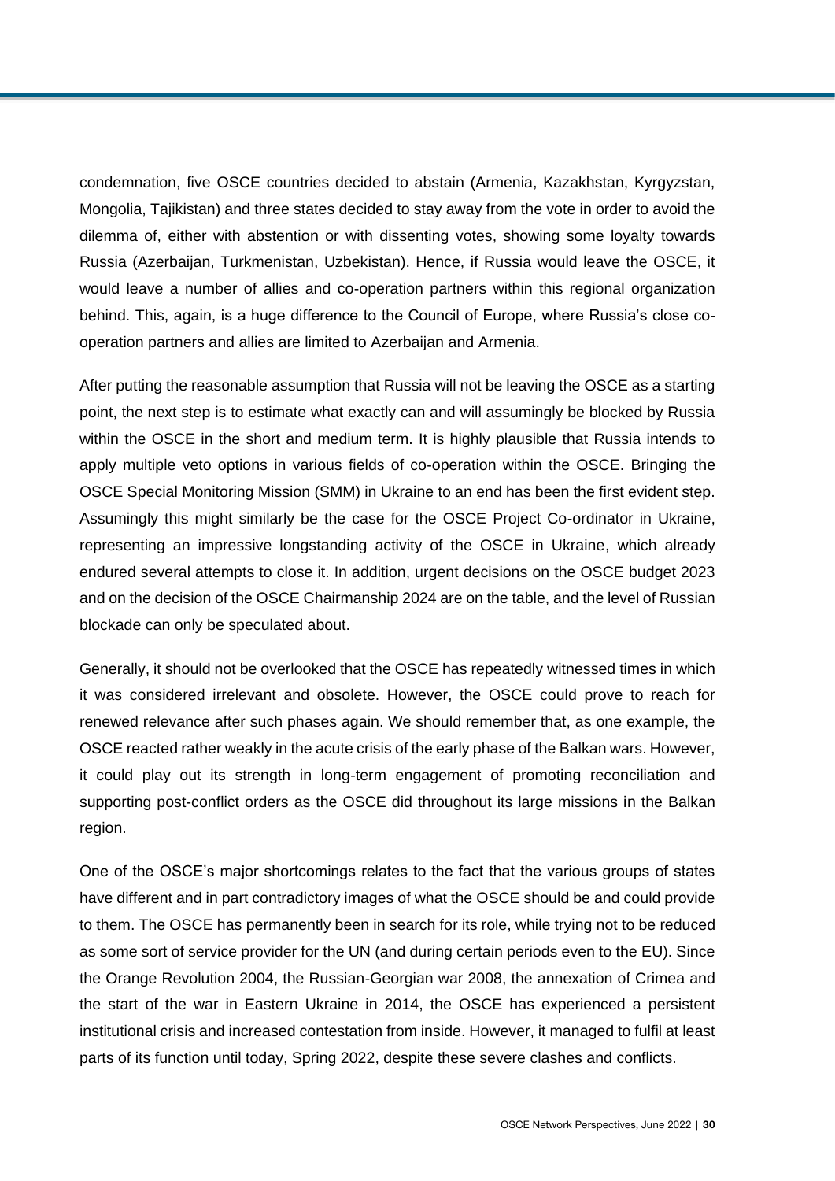condemnation, five OSCE countries decided to abstain (Armenia, Kazakhstan, Kyrgyzstan, Mongolia, Tajikistan) and three states decided to stay away from the vote in order to avoid the dilemma of, either with abstention or with dissenting votes, showing some loyalty towards Russia (Azerbaijan, Turkmenistan, Uzbekistan). Hence, if Russia would leave the OSCE, it would leave a number of allies and co-operation partners within this regional organization behind. This, again, is a huge difference to the Council of Europe, where Russia's close co-operation partners and allies are limited to Azerbaijan and Armenia.

After putting the reasonable assumption that Russia will not be leaving the OSCE as a starting point, the next step is to estimate what exactly can and will assumingly be blocked by Russia within the OSCE in the short and medium term. It is highly plausible that Russia intends to apply multiple veto options in various fields of co-operation within the OSCE. Bringing the OSCE Special Monitoring Mission (SMM) in Ukraine to an end has been the first evident step. Assumingly this might similarly be the case for the OSCE Project Co-ordinator in Ukraine, representing an impressive longstanding activity of the OSCE in Ukraine, which already endured several attempts to close it. In addition, urgent decisions on the OSCE budget 2023 and on the decision of the OSCE Chairmanship 2024 are on the table, and the level of Russian blockade can only be speculated about.

Generally, it should not be overlooked that the OSCE has repeatedly witnessed times in which it was considered irrelevant and obsolete. However, the OSCE could prove to reach for renewed relevance after such phases again. We should remember that, as one example, the OSCE reacted rather weakly in the acute crisis of the early phase of the Balkan wars. However, it could play out its strength in long-term engagement of promoting reconciliation and supporting post-conflict orders as the OSCE did throughout its large missions in the Balkan region.

One of the OSCE's major shortcomings relates to the fact that the various groups of states have different and in part contradictory images of what the OSCE should be and could provide to them. The OSCE has permanently been in search for its role, while trying not to be reduced as some sort of service provider for the UN (and during certain periods even to the EU). Since the Orange Revolution 2004, the Russian-Georgian war 2008, the annexation of Crimea and the start of the war in Eastern Ukraine in 2014, the OSCE has experienced a persistent institutional crisis and increased contestation from inside. However, it managed to fulfil at least parts of its function until today, Spring 2022, despite these severe clashes and conflicts.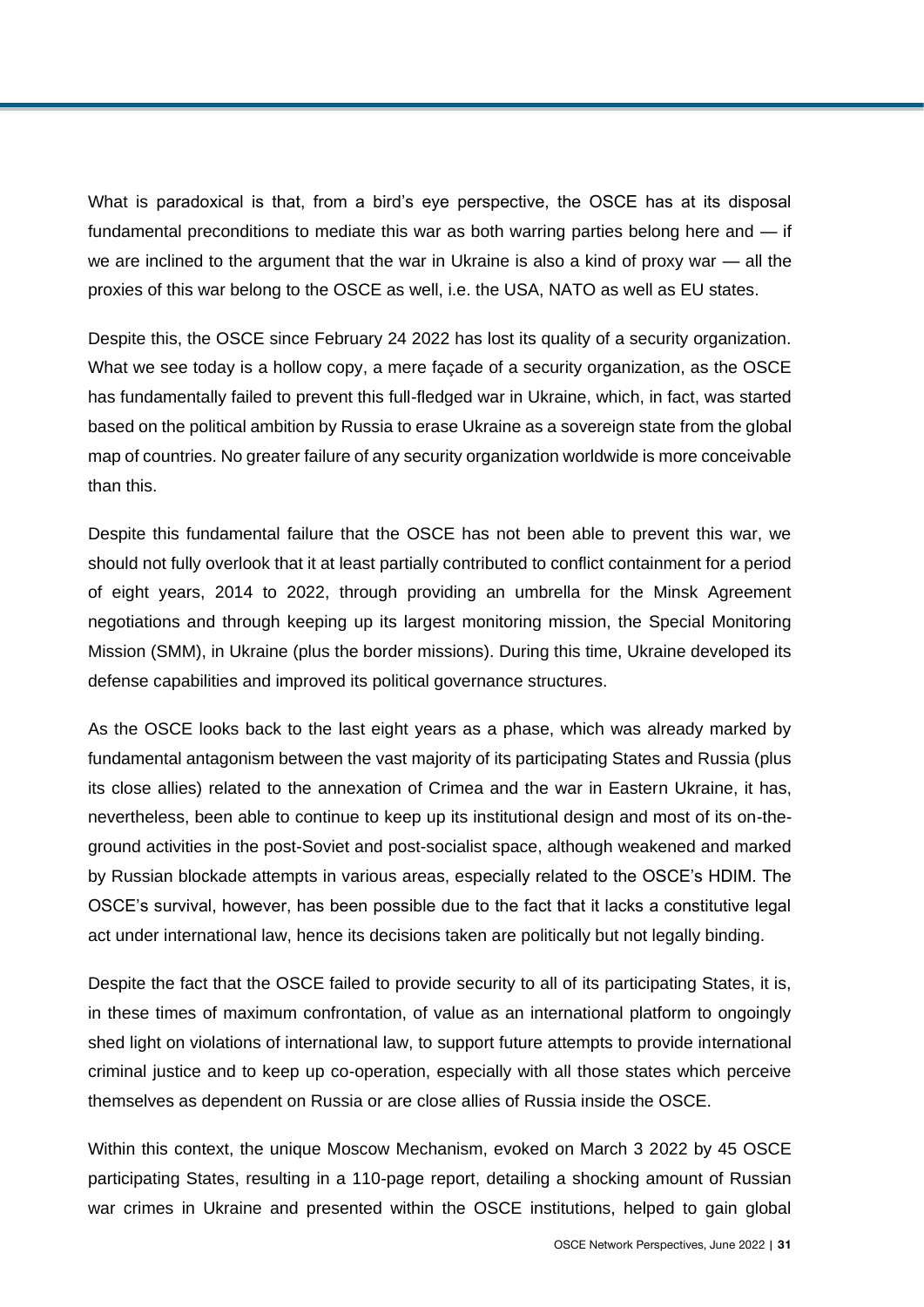What is paradoxical is that, from a bird's eye perspective, the OSCE has at its disposal fundamental preconditions to mediate this war as both warring parties belong here and — if we are inclined to the argument that the war in Ukraine is also a kind of proxy war — all the proxies of this war belong to the OSCE as well, i.e. the USA, NATO as well as EU states.

Despite this, the OSCE since February 24 2022 has lost its quality of a security organization. What we see today is a hollow copy, a mere façade of a security organization, as the OSCE has fundamentally failed to prevent this full-fledged war in Ukraine, which, in fact, was started based on the political ambition by Russia to erase Ukraine as a sovereign state from the global map of countries. No greater failure of any security organization worldwide is more conceivable than this.

Despite this fundamental failure that the OSCE has not been able to prevent this war, we should not fully overlook that it at least partially contributed to conflict containment for a period of eight years, 2014 to 2022, through providing an umbrella for the Minsk Agreement negotiations and through keeping up its largest monitoring mission, the Special Monitoring Mission (SMM), in Ukraine (plus the border missions). During this time, Ukraine developed its defense capabilities and improved its political governance structures.

As the OSCE looks back to the last eight years as a phase, which was already marked by fundamental antagonism between the vast majority of its participating States and Russia (plus its close allies) related to the annexation of Crimea and the war in Eastern Ukraine, it has, nevertheless, been able to continue to keep up its institutional design and most of its on-the-ground activities in the post-Soviet and post-socialist space, although weakened and marked by Russian blockade attempts in various areas, especially related to the OSCE's HDIM. The OSCE's survival, however, has been possible due to the fact that it lacks a constitutive legal act under international law, hence its decisions taken are politically but not legally binding.

Despite the fact that the OSCE failed to provide security to all of its participating States, it is, in these times of maximum confrontation, of value as an international platform to ongoingly shed light on violations of international law, to support future attempts to provide international criminal justice and to keep up co-operation, especially with all those states which perceive themselves as dependent on Russia or are close allies of Russia inside the OSCE.

Within this context, the unique Moscow Mechanism, evoked on March 3 2022 by 45 OSCE participating States, resulting in a 110-page report, detailing a shocking amount of Russian war crimes in Ukraine and presented within the OSCE institutions, helped to gain global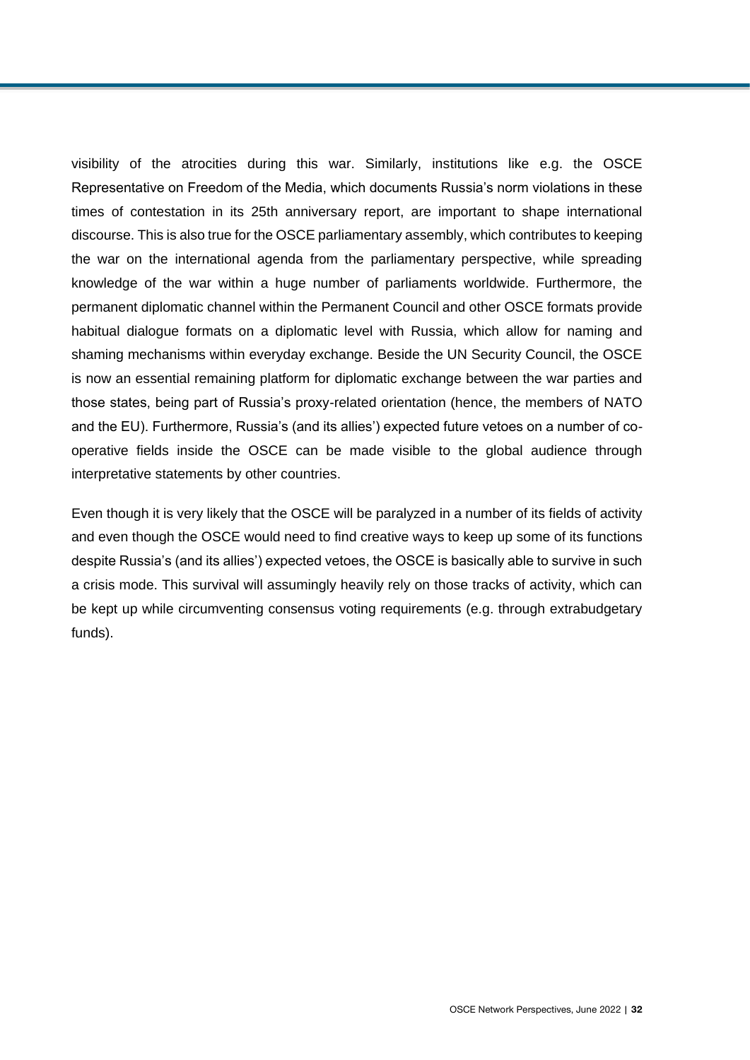visibility of the atrocities during this war. Similarly, institutions like e.g. the OSCE Representative on Freedom of the Media, which documents Russia's norm violations in these times of contestation in its 25th anniversary report, are important to shape international discourse. This is also true for the OSCE parliamentary assembly, which contributes to keeping the war on the international agenda from the parliamentary perspective, while spreading knowledge of the war within a huge number of parliaments worldwide. Furthermore, the permanent diplomatic channel within the Permanent Council and other OSCE formats provide habitual dialogue formats on a diplomatic level with Russia, which allow for naming and shaming mechanisms within everyday exchange. Beside the UN Security Council, the OSCE is now an essential remaining platform for diplomatic exchange between the war parties and those states, being part of Russia's proxy-related orientation (hence, the members of NATO and the EU). Furthermore, Russia's (and its allies') expected future vetoes on a number of co-operative fields inside the OSCE can be made visible to the global audience through interpretative statements by other countries.

Even though it is very likely that the OSCE will be paralyzed in a number of its fields of activity and even though the OSCE would need to find creative ways to keep up some of its functions despite Russia's (and its allies') expected vetoes, the OSCE is basically able to survive in such a crisis mode. This survival will assumingly heavily rely on those tracks of activity, which can be kept up while circumventing consensus voting requirements (e.g. through extrabudgetary funds).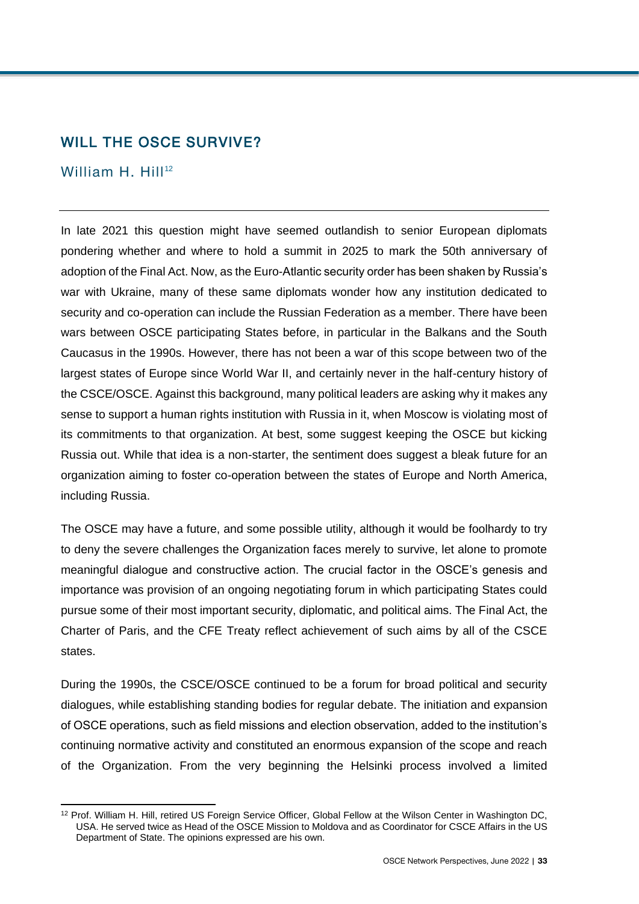## WILL THE OSCE SURVIVE?

William H. Hill[12]

In late 2021 this question might have seemed outlandish to senior European diplomats pondering whether and where to hold a summit in 2025 to mark the 50th anniversary of adoption of the Final Act. Now, as the Euro-Atlantic security order has been shaken by Russia's war with Ukraine, many of these same diplomats wonder how any institution dedicated to security and co-operation can include the Russian Federation as a member. There have been wars between OSCE participating States before, in particular in the Balkans and the South Caucasus in the 1990s. However, there has not been a war of this scope between two of the largest states of Europe since World War II, and certainly never in the half-century history of the CSCE/OSCE. Against this background, many political leaders are asking why it makes any sense to support a human rights institution with Russia in it, when Moscow is violating most of its commitments to that organization. At best, some suggest keeping the OSCE but kicking Russia out. While that idea is a non-starter, the sentiment does suggest a bleak future for an organization aiming to foster co-operation between the states of Europe and North America, including Russia.

The OSCE may have a future, and some possible utility, although it would be foolhardy to try to deny the severe challenges the Organization faces merely to survive, let alone to promote meaningful dialogue and constructive action. The crucial factor in the OSCE's genesis and importance was provision of an ongoing negotiating forum in which participating States could pursue some of their most important security, diplomatic, and political aims. The Final Act, the Charter of Paris, and the CFE Treaty reflect achievement of such aims by all of the CSCE states.

During the 1990s, the CSCE/OSCE continued to be a forum for broad political and security dialogues, while establishing standing bodies for regular debate. The initiation and expansion of OSCE operations, such as field missions and election observation, added to the institution's continuing normative activity and constituted an enormous expansion of the scope and reach of the Organization. From the very beginning the Helsinki process involved a limited

[12] Prof. William H. Hill, retired US Foreign Service Officer, Global Fellow at the Wilson Center in Washington DC, USA. He served twice as Head of the OSCE Mission to Moldova and as Coordinator for CSCE Affairs in the US Department of State. The opinions expressed are his own.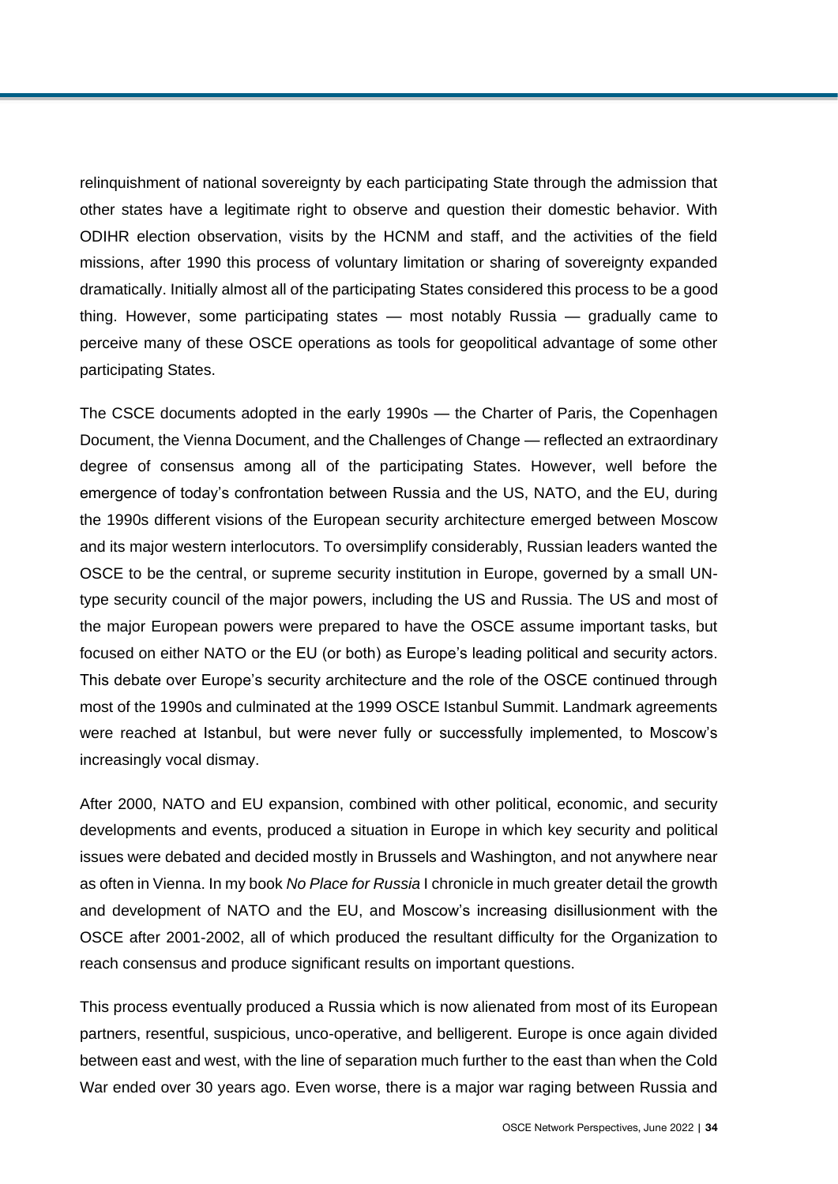relinquishment of national sovereignty by each participating State through the admission that other states have a legitimate right to observe and question their domestic behavior. With ODIHR election observation, visits by the HCNM and staff, and the activities of the field missions, after 1990 this process of voluntary limitation or sharing of sovereignty expanded dramatically. Initially almost all of the participating States considered this process to be a good thing. However, some participating states — most notably Russia — gradually came to perceive many of these OSCE operations as tools for geopolitical advantage of some other participating States.

The CSCE documents adopted in the early 1990s — the Charter of Paris, the Copenhagen Document, the Vienna Document, and the Challenges of Change — reflected an extraordinary degree of consensus among all of the participating States. However, well before the emergence of today's confrontation between Russia and the US, NATO, and the EU, during the 1990s different visions of the European security architecture emerged between Moscow and its major western interlocutors. To oversimplify considerably, Russian leaders wanted the OSCE to be the central, or supreme security institution in Europe, governed by a small UN-type security council of the major powers, including the US and Russia. The US and most of the major European powers were prepared to have the OSCE assume important tasks, but focused on either NATO or the EU (or both) as Europe's leading political and security actors. This debate over Europe's security architecture and the role of the OSCE continued through most of the 1990s and culminated at the 1999 OSCE Istanbul Summit. Landmark agreements were reached at Istanbul, but were never fully or successfully implemented, to Moscow's increasingly vocal dismay.

After 2000, NATO and EU expansion, combined with other political, economic, and security developments and events, produced a situation in Europe in which key security and political issues were debated and decided mostly in Brussels and Washington, and not anywhere near as often in Vienna. In my book *No Place for Russia* I chronicle in much greater detail the growth and development of NATO and the EU, and Moscow's increasing disillusionment with the OSCE after 2001-2002, all of which produced the resultant difficulty for the Organization to reach consensus and produce significant results on important questions.

This process eventually produced a Russia which is now alienated from most of its European partners, resentful, suspicious, unco-operative, and belligerent. Europe is once again divided between east and west, with the line of separation much further to the east than when the Cold War ended over 30 years ago. Even worse, there is a major war raging between Russia and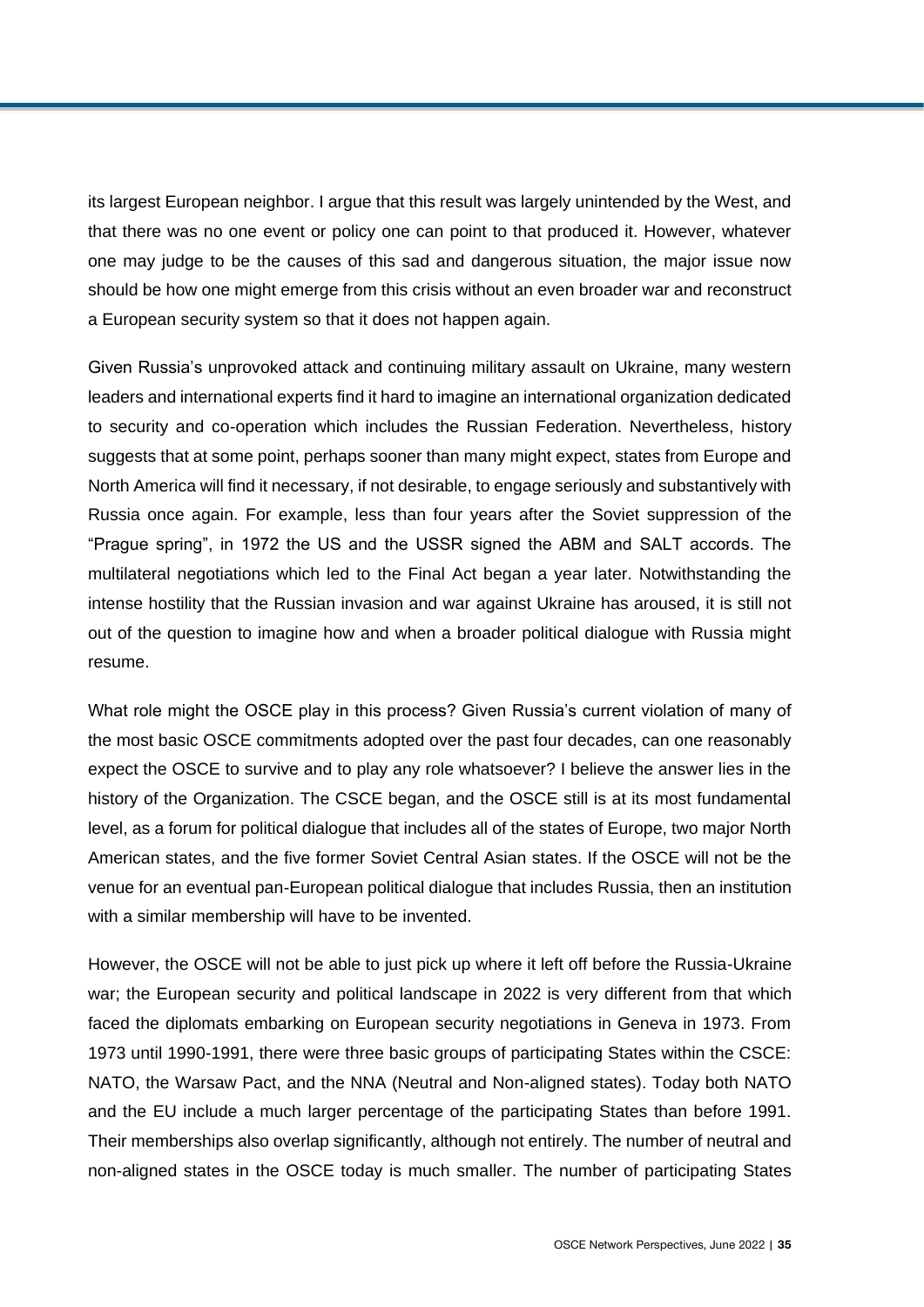its largest European neighbor. I argue that this result was largely unintended by the West, and that there was no one event or policy one can point to that produced it. However, whatever one may judge to be the causes of this sad and dangerous situation, the major issue now should be how one might emerge from this crisis without an even broader war and reconstruct a European security system so that it does not happen again.

Given Russia's unprovoked attack and continuing military assault on Ukraine, many western leaders and international experts find it hard to imagine an international organization dedicated to security and co-operation which includes the Russian Federation. Nevertheless, history suggests that at some point, perhaps sooner than many might expect, states from Europe and North America will find it necessary, if not desirable, to engage seriously and substantively with Russia once again. For example, less than four years after the Soviet suppression of the "Prague spring", in 1972 the US and the USSR signed the ABM and SALT accords. The multilateral negotiations which led to the Final Act began a year later. Notwithstanding the intense hostility that the Russian invasion and war against Ukraine has aroused, it is still not out of the question to imagine how and when a broader political dialogue with Russia might resume.

What role might the OSCE play in this process? Given Russia's current violation of many of the most basic OSCE commitments adopted over the past four decades, can one reasonably expect the OSCE to survive and to play any role whatsoever? I believe the answer lies in the history of the Organization. The CSCE began, and the OSCE still is at its most fundamental level, as a forum for political dialogue that includes all of the states of Europe, two major North American states, and the five former Soviet Central Asian states. If the OSCE will not be the venue for an eventual pan-European political dialogue that includes Russia, then an institution with a similar membership will have to be invented.

However, the OSCE will not be able to just pick up where it left off before the Russia-Ukraine war; the European security and political landscape in 2022 is very different from that which faced the diplomats embarking on European security negotiations in Geneva in 1973. From 1973 until 1990-1991, there were three basic groups of participating States within the CSCE: NATO, the Warsaw Pact, and the NNA (Neutral and Non-aligned states). Today both NATO and the EU include a much larger percentage of the participating States than before 1991. Their memberships also overlap significantly, although not entirely. The number of neutral and non-aligned states in the OSCE today is much smaller. The number of participating States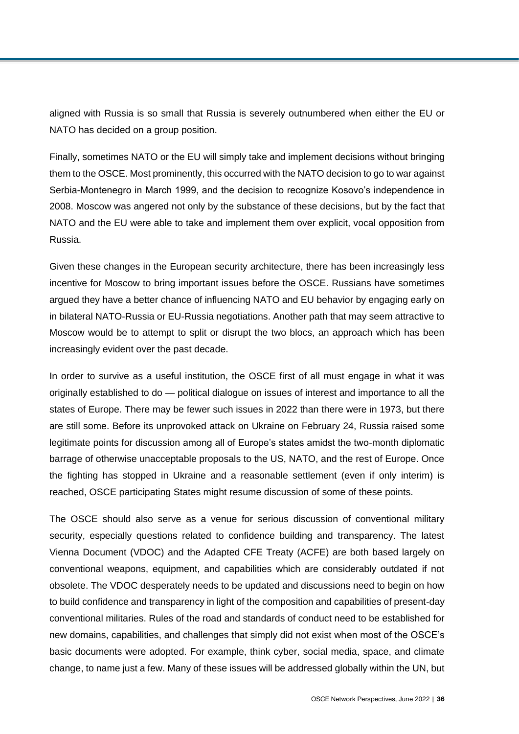aligned with Russia is so small that Russia is severely outnumbered when either the EU or NATO has decided on a group position.

Finally, sometimes NATO or the EU will simply take and implement decisions without bringing them to the OSCE. Most prominently, this occurred with the NATO decision to go to war against Serbia-Montenegro in March 1999, and the decision to recognize Kosovo's independence in 2008. Moscow was angered not only by the substance of these decisions, but by the fact that NATO and the EU were able to take and implement them over explicit, vocal opposition from Russia.

Given these changes in the European security architecture, there has been increasingly less incentive for Moscow to bring important issues before the OSCE. Russians have sometimes argued they have a better chance of influencing NATO and EU behavior by engaging early on in bilateral NATO-Russia or EU-Russia negotiations. Another path that may seem attractive to Moscow would be to attempt to split or disrupt the two blocs, an approach which has been increasingly evident over the past decade.

In order to survive as a useful institution, the OSCE first of all must engage in what it was originally established to do — political dialogue on issues of interest and importance to all the states of Europe. There may be fewer such issues in 2022 than there were in 1973, but there are still some. Before its unprovoked attack on Ukraine on February 24, Russia raised some legitimate points for discussion among all of Europe's states amidst the two-month diplomatic barrage of otherwise unacceptable proposals to the US, NATO, and the rest of Europe. Once the fighting has stopped in Ukraine and a reasonable settlement (even if only interim) is reached, OSCE participating States might resume discussion of some of these points.

The OSCE should also serve as a venue for serious discussion of conventional military security, especially questions related to confidence building and transparency. The latest Vienna Document (VDOC) and the Adapted CFE Treaty (ACFE) are both based largely on conventional weapons, equipment, and capabilities which are considerably outdated if not obsolete. The VDOC desperately needs to be updated and discussions need to begin on how to build confidence and transparency in light of the composition and capabilities of present-day conventional militaries. Rules of the road and standards of conduct need to be established for new domains, capabilities, and challenges that simply did not exist when most of the OSCE's basic documents were adopted. For example, think cyber, social media, space, and climate change, to name just a few. Many of these issues will be addressed globally within the UN, but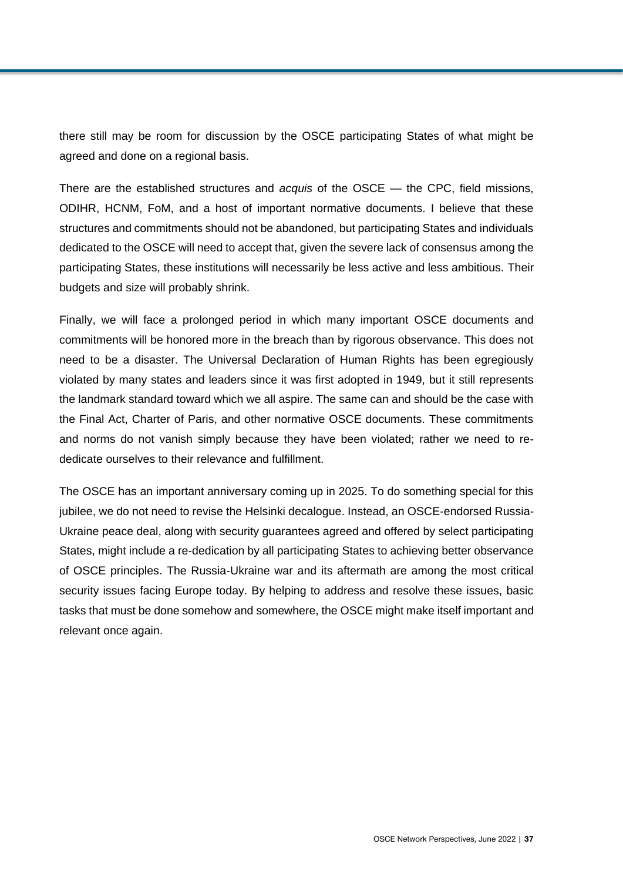there still may be room for discussion by the OSCE participating States of what might be agreed and done on a regional basis.

There are the established structures and *acquis* of the OSCE — the CPC, field missions, ODIHR, HCNM, FoM, and a host of important normative documents. I believe that these structures and commitments should not be abandoned, but participating States and individuals dedicated to the OSCE will need to accept that, given the severe lack of consensus among the participating States, these institutions will necessarily be less active and less ambitious. Their budgets and size will probably shrink.

Finally, we will face a prolonged period in which many important OSCE documents and commitments will be honored more in the breach than by rigorous observance. This does not need to be a disaster. The Universal Declaration of Human Rights has been egregiously violated by many states and leaders since it was first adopted in 1949, but it still represents the landmark standard toward which we all aspire. The same can and should be the case with the Final Act, Charter of Paris, and other normative OSCE documents. These commitments and norms do not vanish simply because they have been violated; rather we need to re-dedicate ourselves to their relevance and fulfillment.

The OSCE has an important anniversary coming up in 2025. To do something special for this jubilee, we do not need to revise the Helsinki decalogue. Instead, an OSCE-endorsed Russia-Ukraine peace deal, along with security guarantees agreed and offered by select participating States, might include a re-dedication by all participating States to achieving better observance of OSCE principles. The Russia-Ukraine war and its aftermath are among the most critical security issues facing Europe today. By helping to address and resolve these issues, basic tasks that must be done somehow and somewhere, the OSCE might make itself important and relevant once again.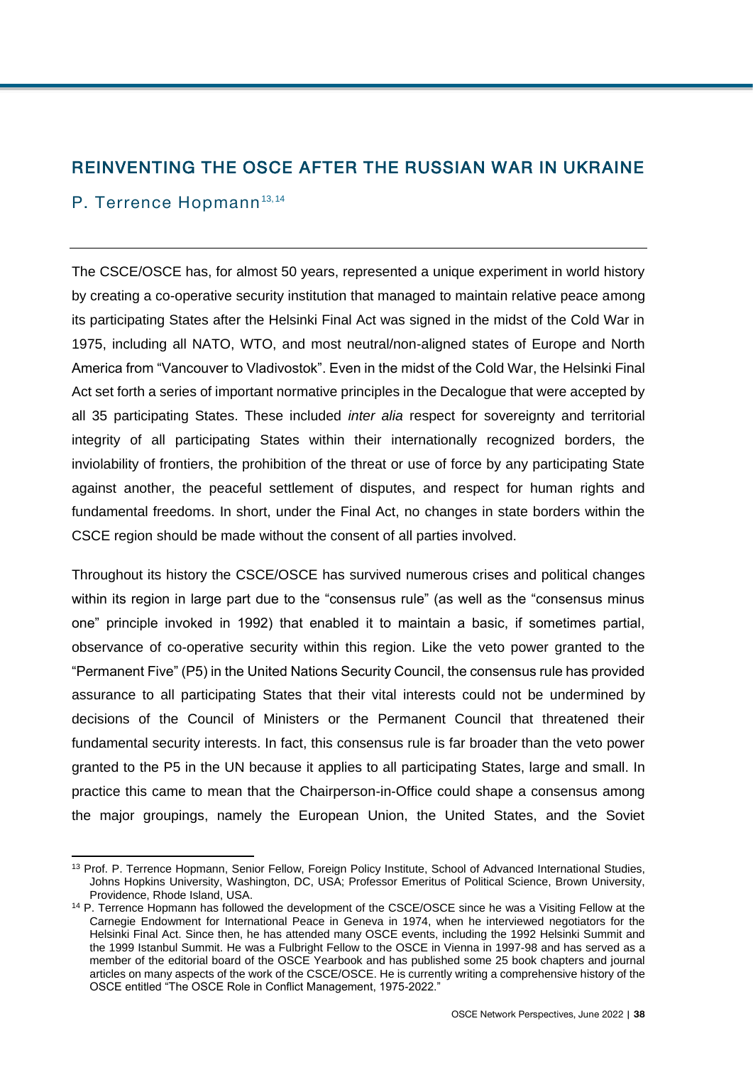## REINVENTING THE OSCE AFTER THE RUSSIAN WAR IN UKRAINE

### P. Terrence Hopmann[13,14]

---

The CSCE/OSCE has, for almost 50 years, represented a unique experiment in world history by creating a co-operative security institution that managed to maintain relative peace among its participating States after the Helsinki Final Act was signed in the midst of the Cold War in 1975, including all NATO, WTO, and most neutral/non-aligned states of Europe and North America from "Vancouver to Vladivostok". Even in the midst of the Cold War, the Helsinki Final Act set forth a series of important normative principles in the Decalogue that were accepted by all 35 participating States. These included *inter alia* respect for sovereignty and territorial integrity of all participating States within their internationally recognized borders, the inviolability of frontiers, the prohibition of the threat or use of force by any participating State against another, the peaceful settlement of disputes, and respect for human rights and fundamental freedoms. In short, under the Final Act, no changes in state borders within the CSCE region should be made without the consent of all parties involved.

Throughout its history the CSCE/OSCE has survived numerous crises and political changes within its region in large part due to the "consensus rule" (as well as the "consensus minus one" principle invoked in 1992) that enabled it to maintain a basic, if sometimes partial, observance of co-operative security within this region. Like the veto power granted to the "Permanent Five" (P5) in the United Nations Security Council, the consensus rule has provided assurance to all participating States that their vital interests could not be undermined by decisions of the Council of Ministers or the Permanent Council that threatened their fundamental security interests. In fact, this consensus rule is far broader than the veto power granted to the P5 in the UN because it applies to all participating States, large and small. In practice this came to mean that the Chairperson-in-Office could shape a consensus among the major groupings, namely the European Union, the United States, and the Soviet

---

[13] Prof. P. Terrence Hopmann, Senior Fellow, Foreign Policy Institute, School of Advanced International Studies, Johns Hopkins University, Washington, DC, USA; Professor Emeritus of Political Science, Brown University, Providence, Rhode Island, USA.

[14] P. Terrence Hopmann has followed the development of the CSCE/OSCE since he was a Visiting Fellow at the Carnegie Endowment for International Peace in Geneva in 1974, when he interviewed negotiators for the Helsinki Final Act. Since then, he has attended many OSCE events, including the 1992 Helsinki Summit and the 1999 Istanbul Summit. He was a Fulbright Fellow to the OSCE in Vienna in 1997-98 and has served as a member of the editorial board of the OSCE Yearbook and has published some 25 book chapters and journal articles on many aspects of the work of the CSCE/OSCE. He is currently writing a comprehensive history of the OSCE entitled "The OSCE Role in Conflict Management, 1975-2022."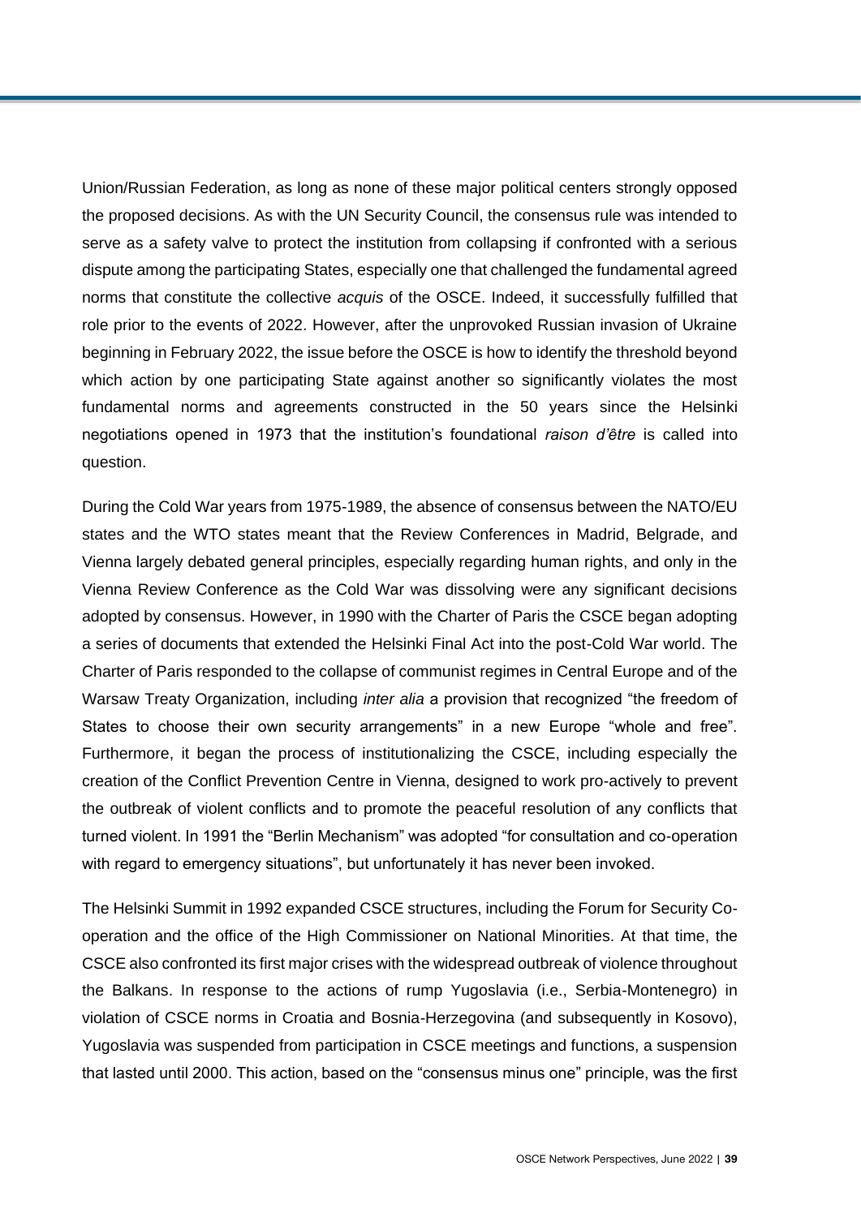Union/Russian Federation, as long as none of these major political centers strongly opposed the proposed decisions. As with the UN Security Council, the consensus rule was intended to serve as a safety valve to protect the institution from collapsing if confronted with a serious dispute among the participating States, especially one that challenged the fundamental agreed norms that constitute the collective *acquis* of the OSCE. Indeed, it successfully fulfilled that role prior to the events of 2022. However, after the unprovoked Russian invasion of Ukraine beginning in February 2022, the issue before the OSCE is how to identify the threshold beyond which action by one participating State against another so significantly violates the most fundamental norms and agreements constructed in the 50 years since the Helsinki negotiations opened in 1973 that the institution's foundational *raison d'être* is called into question.

During the Cold War years from 1975-1989, the absence of consensus between the NATO/EU states and the WTO states meant that the Review Conferences in Madrid, Belgrade, and Vienna largely debated general principles, especially regarding human rights, and only in the Vienna Review Conference as the Cold War was dissolving were any significant decisions adopted by consensus. However, in 1990 with the Charter of Paris the CSCE began adopting a series of documents that extended the Helsinki Final Act into the post-Cold War world. The Charter of Paris responded to the collapse of communist regimes in Central Europe and of the Warsaw Treaty Organization, including *inter alia* a provision that recognized "the freedom of States to choose their own security arrangements" in a new Europe "whole and free". Furthermore, it began the process of institutionalizing the CSCE, including especially the creation of the Conflict Prevention Centre in Vienna, designed to work pro-actively to prevent the outbreak of violent conflicts and to promote the peaceful resolution of any conflicts that turned violent. In 1991 the "Berlin Mechanism" was adopted "for consultation and co-operation with regard to emergency situations", but unfortunately it has never been invoked.

The Helsinki Summit in 1992 expanded CSCE structures, including the Forum for Security Co-operation and the office of the High Commissioner on National Minorities. At that time, the CSCE also confronted its first major crises with the widespread outbreak of violence throughout the Balkans. In response to the actions of rump Yugoslavia (i.e., Serbia-Montenegro) in violation of CSCE norms in Croatia and Bosnia-Herzegovina (and subsequently in Kosovo), Yugoslavia was suspended from participation in CSCE meetings and functions, a suspension that lasted until 2000. This action, based on the "consensus minus one" principle, was the first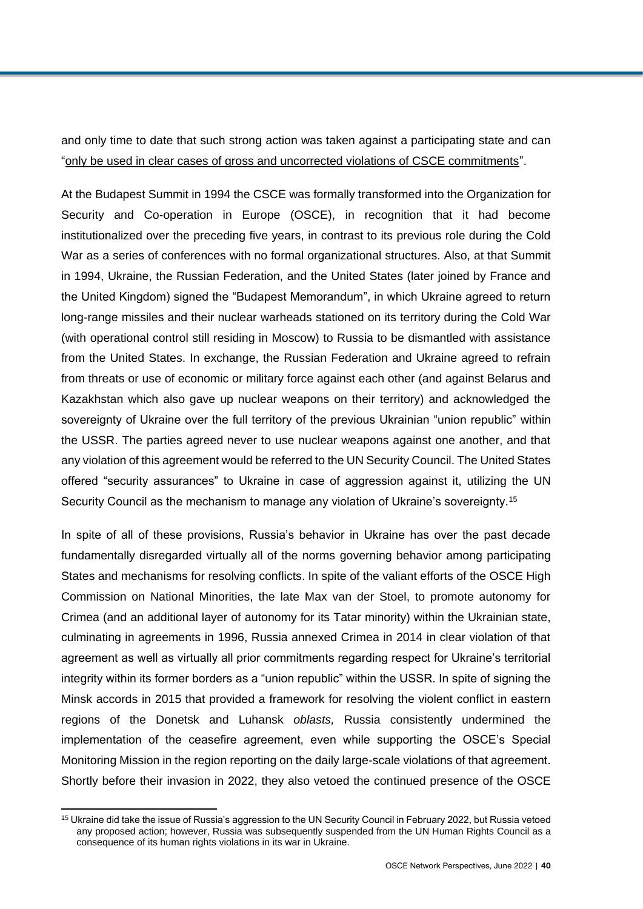and only time to date that such strong action was taken against a participating state and can "only be used in clear cases of gross and uncorrected violations of CSCE commitments".

At the Budapest Summit in 1994 the CSCE was formally transformed into the Organization for Security and Co-operation in Europe (OSCE), in recognition that it had become institutionalized over the preceding five years, in contrast to its previous role during the Cold War as a series of conferences with no formal organizational structures. Also, at that Summit in 1994, Ukraine, the Russian Federation, and the United States (later joined by France and the United Kingdom) signed the "Budapest Memorandum", in which Ukraine agreed to return long-range missiles and their nuclear warheads stationed on its territory during the Cold War (with operational control still residing in Moscow) to Russia to be dismantled with assistance from the United States. In exchange, the Russian Federation and Ukraine agreed to refrain from threats or use of economic or military force against each other (and against Belarus and Kazakhstan which also gave up nuclear weapons on their territory) and acknowledged the sovereignty of Ukraine over the full territory of the previous Ukrainian "union republic" within the USSR. The parties agreed never to use nuclear weapons against one another, and that any violation of this agreement would be referred to the UN Security Council. The United States offered "security assurances" to Ukraine in case of aggression against it, utilizing the UN Security Council as the mechanism to manage any violation of Ukraine's sovereignty.[15]

In spite of all of these provisions, Russia's behavior in Ukraine has over the past decade fundamentally disregarded virtually all of the norms governing behavior among participating States and mechanisms for resolving conflicts. In spite of the valiant efforts of the OSCE High Commission on National Minorities, the late Max van der Stoel, to promote autonomy for Crimea (and an additional layer of autonomy for its Tatar minority) within the Ukrainian state, culminating in agreements in 1996, Russia annexed Crimea in 2014 in clear violation of that agreement as well as virtually all prior commitments regarding respect for Ukraine's territorial integrity within its former borders as a "union republic" within the USSR. In spite of signing the Minsk accords in 2015 that provided a framework for resolving the violent conflict in eastern regions of the Donetsk and Luhansk *oblasts,* Russia consistently undermined the implementation of the ceasefire agreement, even while supporting the OSCE's Special Monitoring Mission in the region reporting on the daily large-scale violations of that agreement. Shortly before their invasion in 2022, they also vetoed the continued presence of the OSCE

[15] Ukraine did take the issue of Russia's aggression to the UN Security Council in February 2022, but Russia vetoed any proposed action; however, Russia was subsequently suspended from the UN Human Rights Council as a consequence of its human rights violations in its war in Ukraine.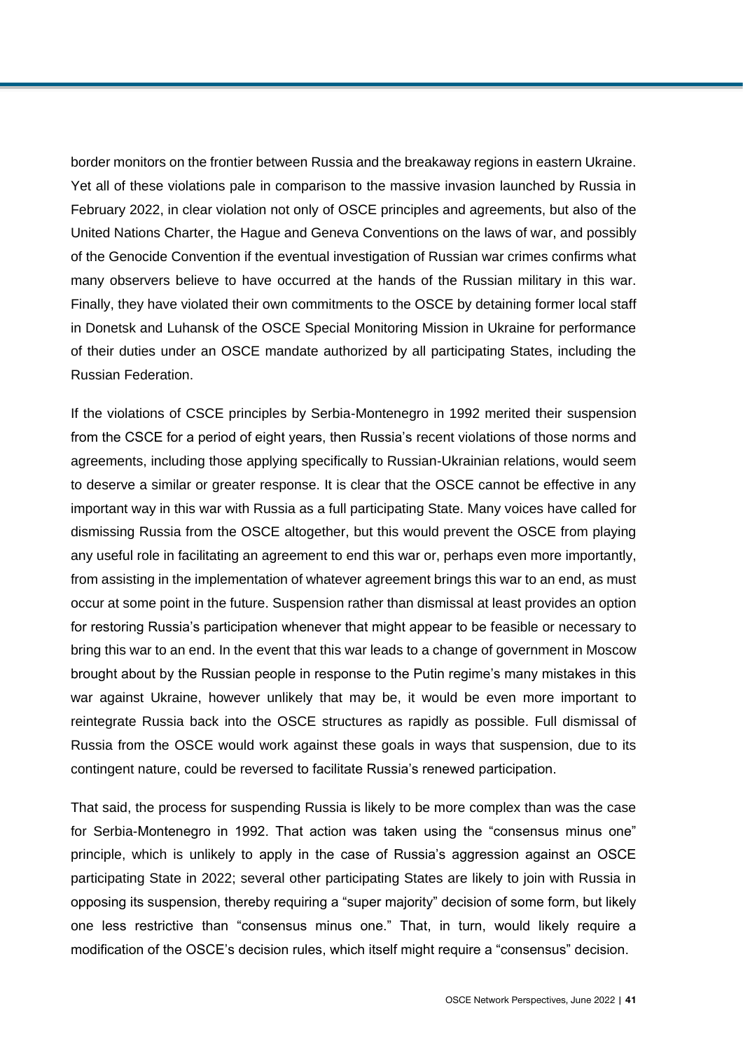border monitors on the frontier between Russia and the breakaway regions in eastern Ukraine. Yet all of these violations pale in comparison to the massive invasion launched by Russia in February 2022, in clear violation not only of OSCE principles and agreements, but also of the United Nations Charter, the Hague and Geneva Conventions on the laws of war, and possibly of the Genocide Convention if the eventual investigation of Russian war crimes confirms what many observers believe to have occurred at the hands of the Russian military in this war. Finally, they have violated their own commitments to the OSCE by detaining former local staff in Donetsk and Luhansk of the OSCE Special Monitoring Mission in Ukraine for performance of their duties under an OSCE mandate authorized by all participating States, including the Russian Federation.

If the violations of CSCE principles by Serbia-Montenegro in 1992 merited their suspension from the CSCE for a period of eight years, then Russia's recent violations of those norms and agreements, including those applying specifically to Russian-Ukrainian relations, would seem to deserve a similar or greater response. It is clear that the OSCE cannot be effective in any important way in this war with Russia as a full participating State. Many voices have called for dismissing Russia from the OSCE altogether, but this would prevent the OSCE from playing any useful role in facilitating an agreement to end this war or, perhaps even more importantly, from assisting in the implementation of whatever agreement brings this war to an end, as must occur at some point in the future. Suspension rather than dismissal at least provides an option for restoring Russia's participation whenever that might appear to be feasible or necessary to bring this war to an end. In the event that this war leads to a change of government in Moscow brought about by the Russian people in response to the Putin regime's many mistakes in this war against Ukraine, however unlikely that may be, it would be even more important to reintegrate Russia back into the OSCE structures as rapidly as possible. Full dismissal of Russia from the OSCE would work against these goals in ways that suspension, due to its contingent nature, could be reversed to facilitate Russia's renewed participation.

That said, the process for suspending Russia is likely to be more complex than was the case for Serbia-Montenegro in 1992. That action was taken using the "consensus minus one" principle, which is unlikely to apply in the case of Russia's aggression against an OSCE participating State in 2022; several other participating States are likely to join with Russia in opposing its suspension, thereby requiring a "super majority" decision of some form, but likely one less restrictive than "consensus minus one." That, in turn, would likely require a modification of the OSCE's decision rules, which itself might require a "consensus" decision.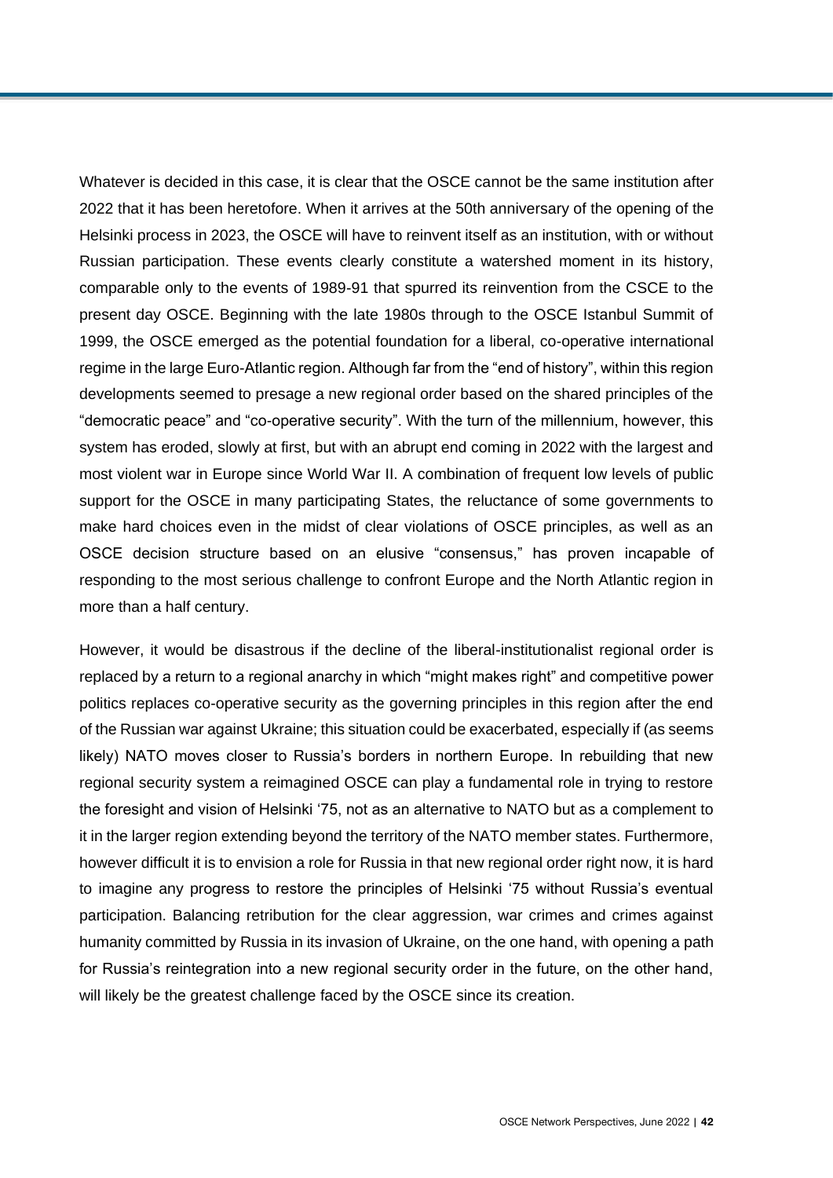Whatever is decided in this case, it is clear that the OSCE cannot be the same institution after 2022 that it has been heretofore. When it arrives at the 50th anniversary of the opening of the Helsinki process in 2023, the OSCE will have to reinvent itself as an institution, with or without Russian participation. These events clearly constitute a watershed moment in its history, comparable only to the events of 1989-91 that spurred its reinvention from the CSCE to the present day OSCE. Beginning with the late 1980s through to the OSCE Istanbul Summit of 1999, the OSCE emerged as the potential foundation for a liberal, co-operative international regime in the large Euro-Atlantic region. Although far from the "end of history", within this region developments seemed to presage a new regional order based on the shared principles of the "democratic peace" and "co-operative security". With the turn of the millennium, however, this system has eroded, slowly at first, but with an abrupt end coming in 2022 with the largest and most violent war in Europe since World War II. A combination of frequent low levels of public support for the OSCE in many participating States, the reluctance of some governments to make hard choices even in the midst of clear violations of OSCE principles, as well as an OSCE decision structure based on an elusive "consensus," has proven incapable of responding to the most serious challenge to confront Europe and the North Atlantic region in more than a half century.

However, it would be disastrous if the decline of the liberal-institutionalist regional order is replaced by a return to a regional anarchy in which "might makes right" and competitive power politics replaces co-operative security as the governing principles in this region after the end of the Russian war against Ukraine; this situation could be exacerbated, especially if (as seems likely) NATO moves closer to Russia's borders in northern Europe. In rebuilding that new regional security system a reimagined OSCE can play a fundamental role in trying to restore the foresight and vision of Helsinki '75, not as an alternative to NATO but as a complement to it in the larger region extending beyond the territory of the NATO member states. Furthermore, however difficult it is to envision a role for Russia in that new regional order right now, it is hard to imagine any progress to restore the principles of Helsinki '75 without Russia's eventual participation. Balancing retribution for the clear aggression, war crimes and crimes against humanity committed by Russia in its invasion of Ukraine, on the one hand, with opening a path for Russia's reintegration into a new regional security order in the future, on the other hand, will likely be the greatest challenge faced by the OSCE since its creation.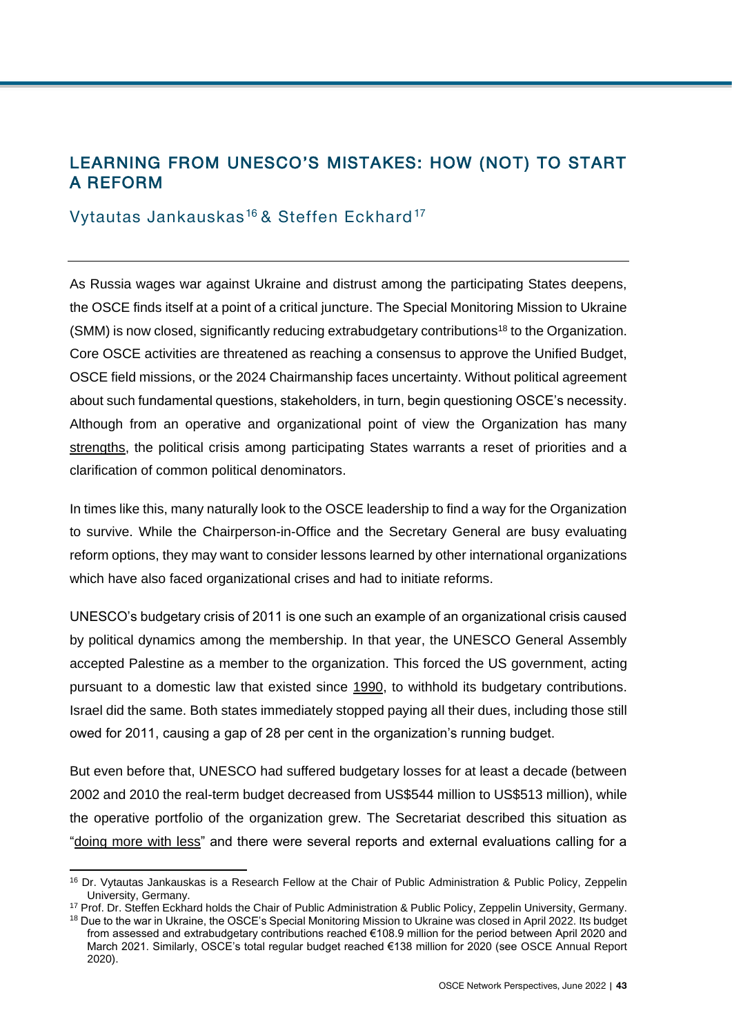## LEARNING FROM UNESCO'S MISTAKES: HOW (NOT) TO START A REFORM

Vytautas Jankauskas[16] & Steffen Eckhard[17]

---

As Russia wages war against Ukraine and distrust among the participating States deepens, the OSCE finds itself at a point of a critical juncture. The Special Monitoring Mission to Ukraine (SMM) is now closed, significantly reducing extrabudgetary contributions[18] to the Organization. Core OSCE activities are threatened as reaching a consensus to approve the Unified Budget, OSCE field missions, or the 2024 Chairmanship faces uncertainty. Without political agreement about such fundamental questions, stakeholders, in turn, begin questioning OSCE's necessity. Although from an operative and organizational point of view the Organization has many strengths, the political crisis among participating States warrants a reset of priorities and a clarification of common political denominators.

In times like this, many naturally look to the OSCE leadership to find a way for the Organization to survive. While the Chairperson-in-Office and the Secretary General are busy evaluating reform options, they may want to consider lessons learned by other international organizations which have also faced organizational crises and had to initiate reforms.

UNESCO's budgetary crisis of 2011 is one such an example of an organizational crisis caused by political dynamics among the membership. In that year, the UNESCO General Assembly accepted Palestine as a member to the organization. This forced the US government, acting pursuant to a domestic law that existed since 1990, to withhold its budgetary contributions. Israel did the same. Both states immediately stopped paying all their dues, including those still owed for 2011, causing a gap of 28 per cent in the organization's running budget.

But even before that, UNESCO had suffered budgetary losses for at least a decade (between 2002 and 2010 the real-term budget decreased from US$544 million to US$513 million), while the operative portfolio of the organization grew. The Secretariat described this situation as "doing more with less" and there were several reports and external evaluations calling for a

---

[16] Dr. Vytautas Jankauskas is a Research Fellow at the Chair of Public Administration & Public Policy, Zeppelin University, Germany.

[17] Prof. Dr. Steffen Eckhard holds the Chair of Public Administration & Public Policy, Zeppelin University, Germany.

[18] Due to the war in Ukraine, the OSCE's Special Monitoring Mission to Ukraine was closed in April 2022. Its budget from assessed and extrabudgetary contributions reached €108.9 million for the period between April 2020 and March 2021. Similarly, OSCE's total regular budget reached €138 million for 2020 (see OSCE Annual Report 2020).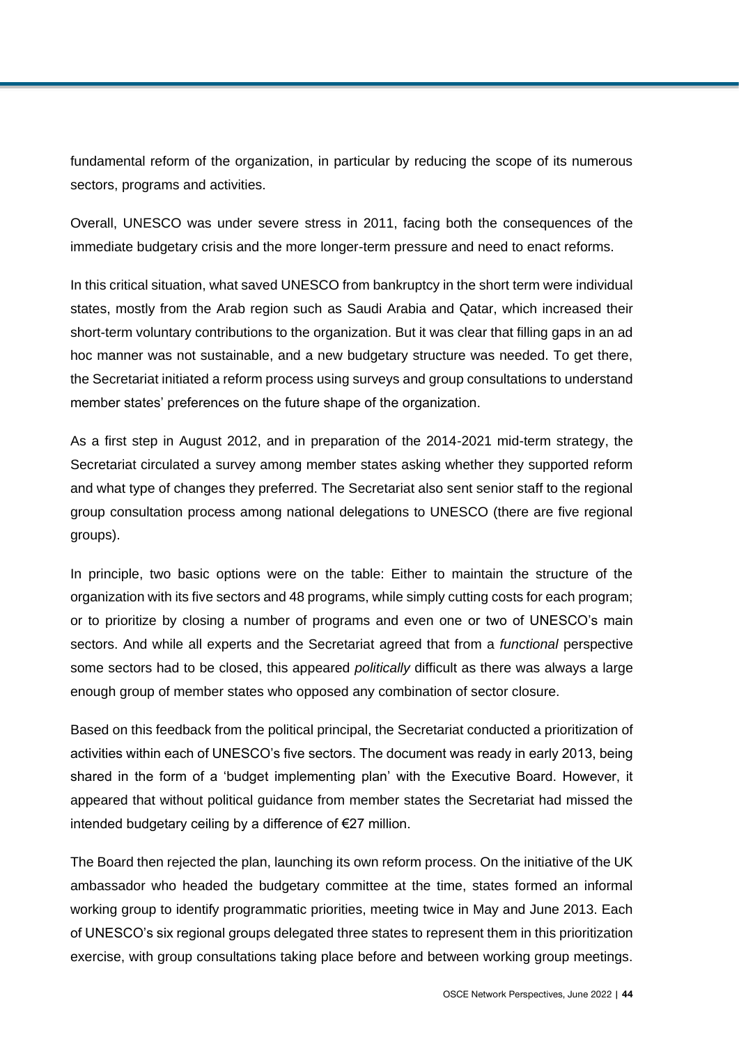fundamental reform of the organization, in particular by reducing the scope of its numerous sectors, programs and activities.

Overall, UNESCO was under severe stress in 2011, facing both the consequences of the immediate budgetary crisis and the more longer-term pressure and need to enact reforms.

In this critical situation, what saved UNESCO from bankruptcy in the short term were individual states, mostly from the Arab region such as Saudi Arabia and Qatar, which increased their short-term voluntary contributions to the organization. But it was clear that filling gaps in an ad hoc manner was not sustainable, and a new budgetary structure was needed. To get there, the Secretariat initiated a reform process using surveys and group consultations to understand member states' preferences on the future shape of the organization.

As a first step in August 2012, and in preparation of the 2014-2021 mid-term strategy, the Secretariat circulated a survey among member states asking whether they supported reform and what type of changes they preferred. The Secretariat also sent senior staff to the regional group consultation process among national delegations to UNESCO (there are five regional groups).

In principle, two basic options were on the table: Either to maintain the structure of the organization with its five sectors and 48 programs, while simply cutting costs for each program; or to prioritize by closing a number of programs and even one or two of UNESCO's main sectors. And while all experts and the Secretariat agreed that from a *functional* perspective some sectors had to be closed, this appeared *politically* difficult as there was always a large enough group of member states who opposed any combination of sector closure.

Based on this feedback from the political principal, the Secretariat conducted a prioritization of activities within each of UNESCO's five sectors. The document was ready in early 2013, being shared in the form of a 'budget implementing plan' with the Executive Board. However, it appeared that without political guidance from member states the Secretariat had missed the intended budgetary ceiling by a difference of €27 million.

The Board then rejected the plan, launching its own reform process. On the initiative of the UK ambassador who headed the budgetary committee at the time, states formed an informal working group to identify programmatic priorities, meeting twice in May and June 2013. Each of UNESCO's six regional groups delegated three states to represent them in this prioritization exercise, with group consultations taking place before and between working group meetings.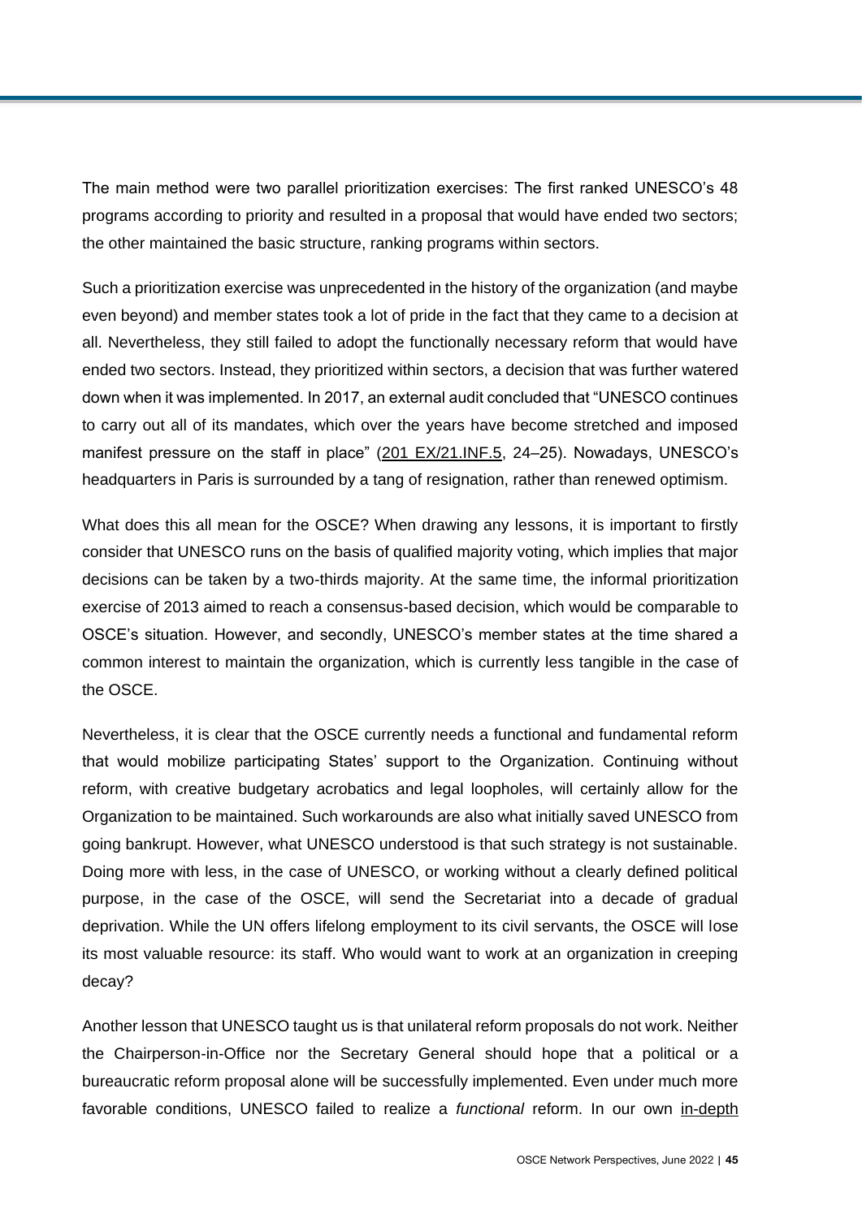The main method were two parallel prioritization exercises: The first ranked UNESCO's 48 programs according to priority and resulted in a proposal that would have ended two sectors; the other maintained the basic structure, ranking programs within sectors.

Such a prioritization exercise was unprecedented in the history of the organization (and maybe even beyond) and member states took a lot of pride in the fact that they came to a decision at all. Nevertheless, they still failed to adopt the functionally necessary reform that would have ended two sectors. Instead, they prioritized within sectors, a decision that was further watered down when it was implemented. In 2017, an external audit concluded that "UNESCO continues to carry out all of its mandates, which over the years have become stretched and imposed manifest pressure on the staff in place" (201 EX/21.INF.5, 24–25). Nowadays, UNESCO's headquarters in Paris is surrounded by a tang of resignation, rather than renewed optimism.

What does this all mean for the OSCE? When drawing any lessons, it is important to firstly consider that UNESCO runs on the basis of qualified majority voting, which implies that major decisions can be taken by a two-thirds majority. At the same time, the informal prioritization exercise of 2013 aimed to reach a consensus-based decision, which would be comparable to OSCE's situation. However, and secondly, UNESCO's member states at the time shared a common interest to maintain the organization, which is currently less tangible in the case of the OSCE.

Nevertheless, it is clear that the OSCE currently needs a functional and fundamental reform that would mobilize participating States' support to the Organization. Continuing without reform, with creative budgetary acrobatics and legal loopholes, will certainly allow for the Organization to be maintained. Such workarounds are also what initially saved UNESCO from going bankrupt. However, what UNESCO understood is that such strategy is not sustainable. Doing more with less, in the case of UNESCO, or working without a clearly defined political purpose, in the case of the OSCE, will send the Secretariat into a decade of gradual deprivation. While the UN offers lifelong employment to its civil servants, the OSCE will lose its most valuable resource: its staff. Who would want to work at an organization in creeping decay?

Another lesson that UNESCO taught us is that unilateral reform proposals do not work. Neither the Chairperson-in-Office nor the Secretary General should hope that a political or a bureaucratic reform proposal alone will be successfully implemented. Even under much more favorable conditions, UNESCO failed to realize a *functional* reform. In our own in-depth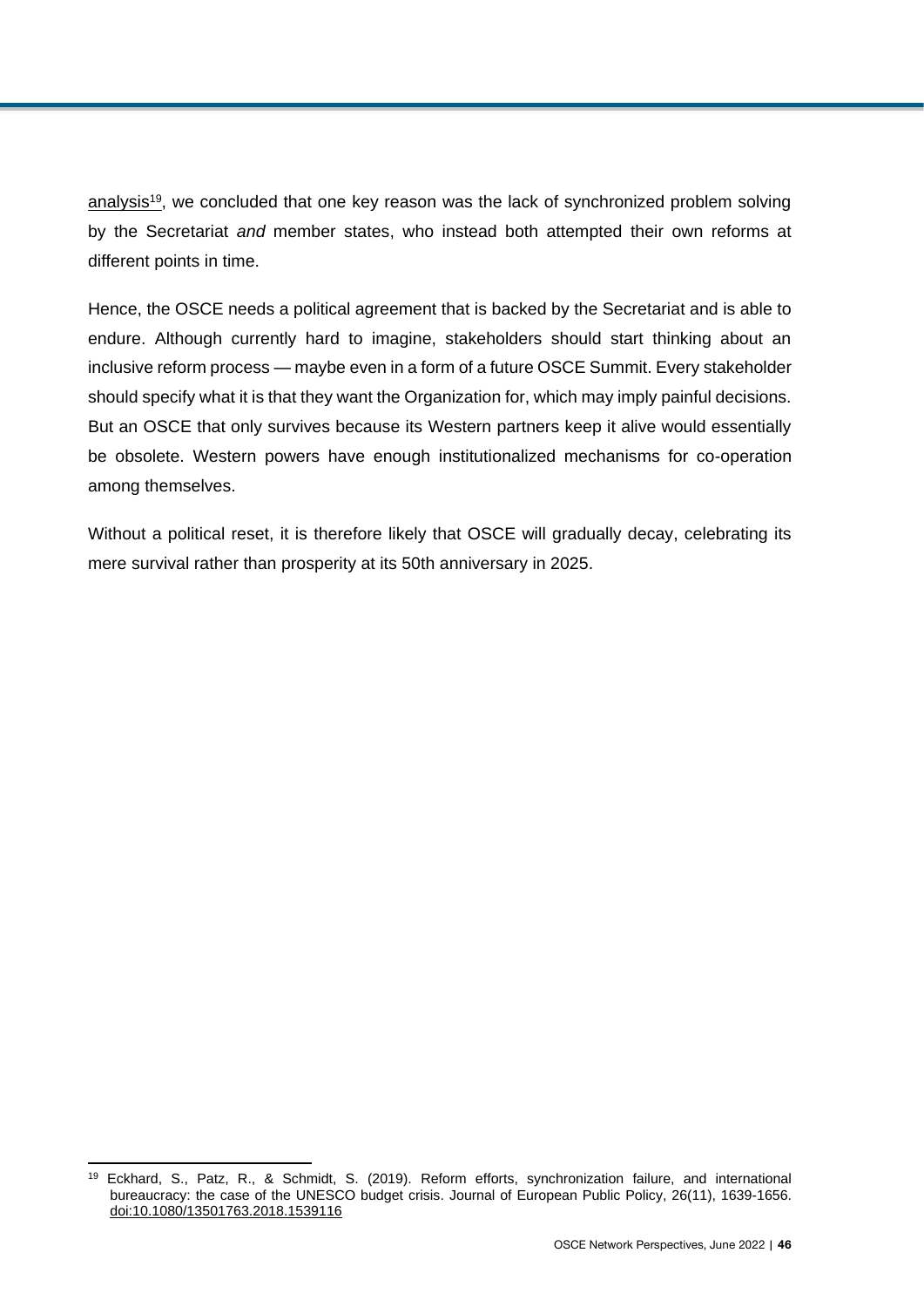analysis[19], we concluded that one key reason was the lack of synchronized problem solving by the Secretariat *and* member states, who instead both attempted their own reforms at different points in time.

Hence, the OSCE needs a political agreement that is backed by the Secretariat and is able to endure. Although currently hard to imagine, stakeholders should start thinking about an inclusive reform process — maybe even in a form of a future OSCE Summit. Every stakeholder should specify what it is that they want the Organization for, which may imply painful decisions. But an OSCE that only survives because its Western partners keep it alive would essentially be obsolete. Western powers have enough institutionalized mechanisms for co-operation among themselves.

Without a political reset, it is therefore likely that OSCE will gradually decay, celebrating its mere survival rather than prosperity at its 50th anniversary in 2025.

---

[19] Eckhard, S., Patz, R., & Schmidt, S. (2019). Reform efforts, synchronization failure, and international bureaucracy: the case of the UNESCO budget crisis. Journal of European Public Policy, 26(11), 1639-1656. doi:10.1080/13501763.2018.1539116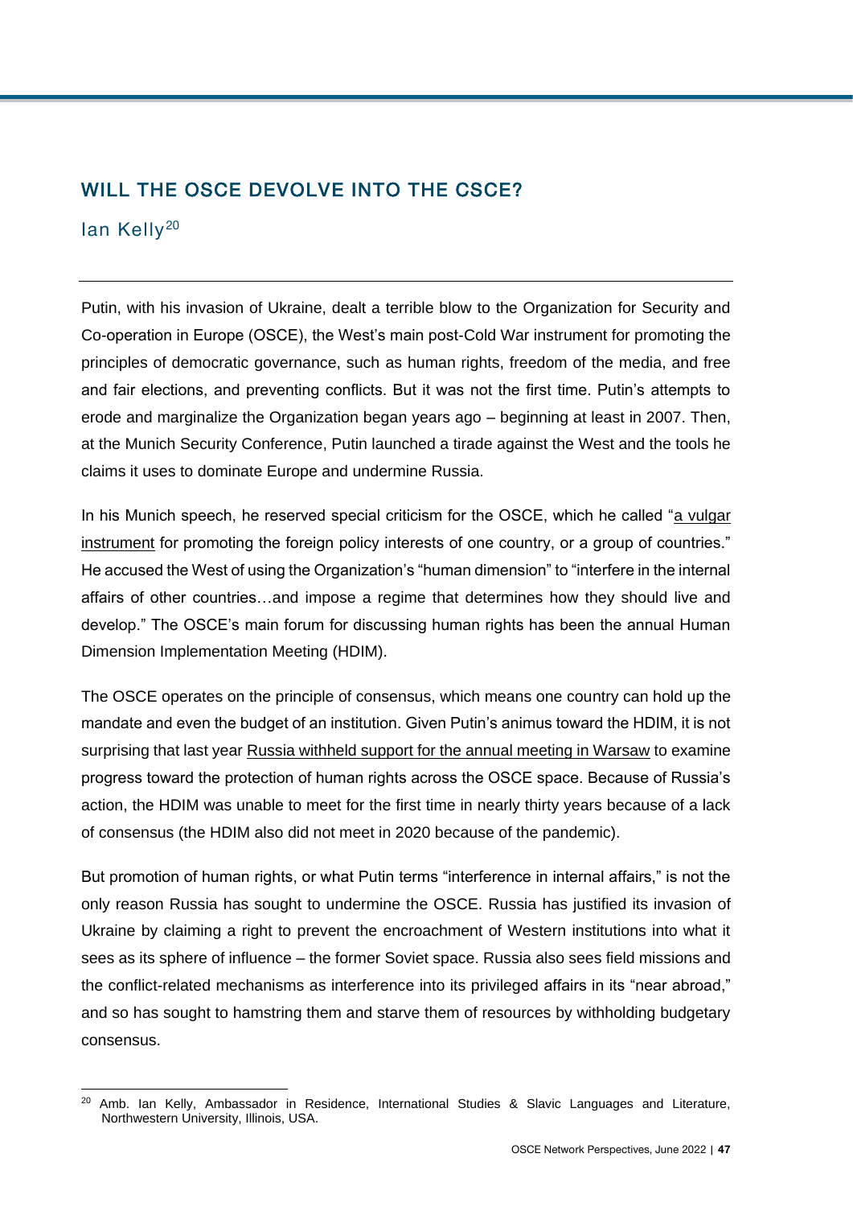## WILL THE OSCE DEVOLVE INTO THE CSCE?

Ian Kelly[20]

Putin, with his invasion of Ukraine, dealt a terrible blow to the Organization for Security and Co-operation in Europe (OSCE), the West's main post-Cold War instrument for promoting the principles of democratic governance, such as human rights, freedom of the media, and free and fair elections, and preventing conflicts. But it was not the first time. Putin's attempts to erode and marginalize the Organization began years ago – beginning at least in 2007. Then, at the Munich Security Conference, Putin launched a tirade against the West and the tools he claims it uses to dominate Europe and undermine Russia.

In his Munich speech, he reserved special criticism for the OSCE, which he called "a vulgar instrument for promoting the foreign policy interests of one country, or a group of countries." He accused the West of using the Organization's "human dimension" to "interfere in the internal affairs of other countries…and impose a regime that determines how they should live and develop." The OSCE's main forum for discussing human rights has been the annual Human Dimension Implementation Meeting (HDIM).

The OSCE operates on the principle of consensus, which means one country can hold up the mandate and even the budget of an institution. Given Putin's animus toward the HDIM, it is not surprising that last year Russia withheld support for the annual meeting in Warsaw to examine progress toward the protection of human rights across the OSCE space. Because of Russia's action, the HDIM was unable to meet for the first time in nearly thirty years because of a lack of consensus (the HDIM also did not meet in 2020 because of the pandemic).

But promotion of human rights, or what Putin terms "interference in internal affairs," is not the only reason Russia has sought to undermine the OSCE. Russia has justified its invasion of Ukraine by claiming a right to prevent the encroachment of Western institutions into what it sees as its sphere of influence – the former Soviet space. Russia also sees field missions and the conflict-related mechanisms as interference into its privileged affairs in its "near abroad," and so has sought to hamstring them and starve them of resources by withholding budgetary consensus.

[20] Amb. Ian Kelly, Ambassador in Residence, International Studies & Slavic Languages and Literature, Northwestern University, Illinois, USA.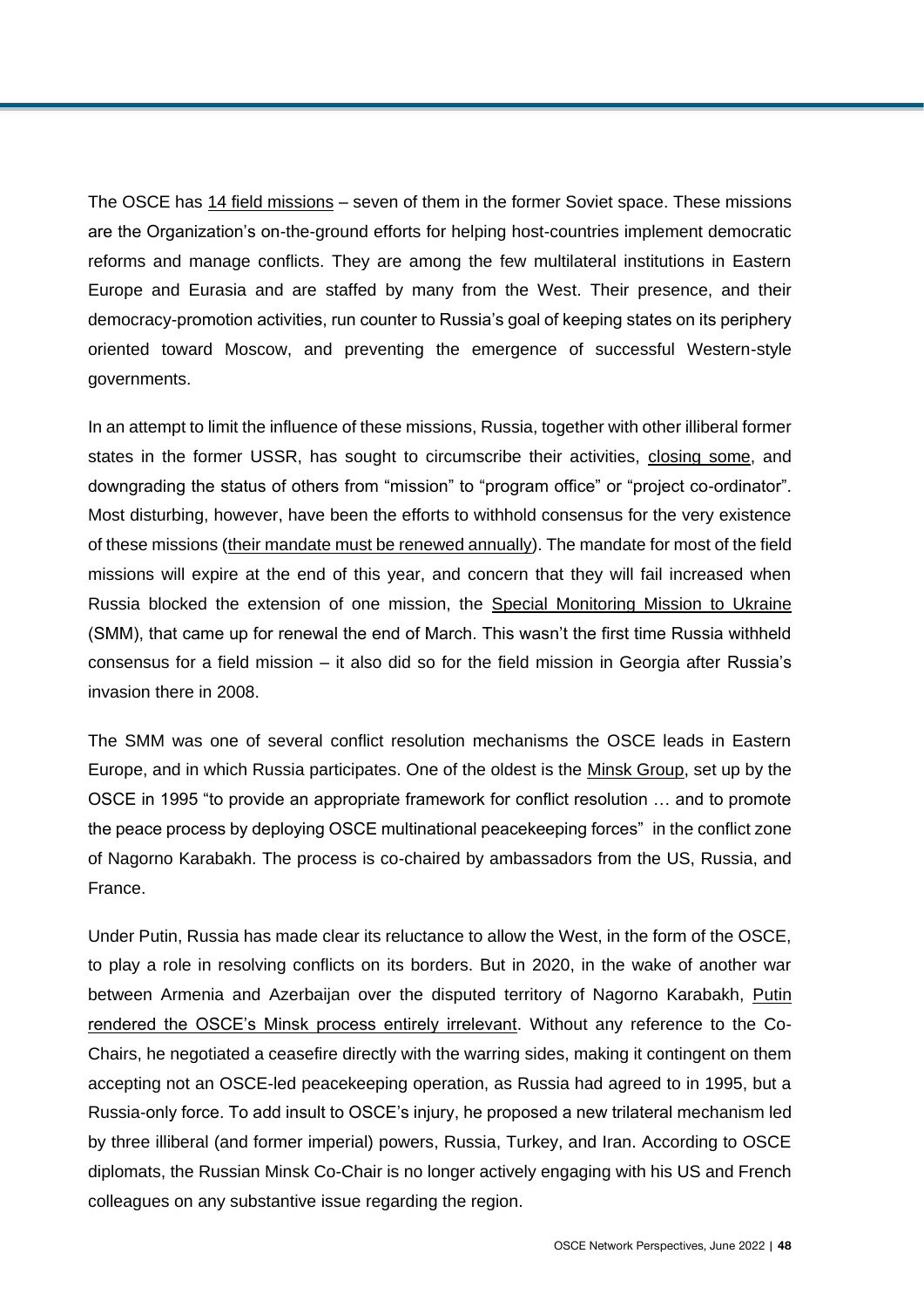The OSCE has 14 field missions – seven of them in the former Soviet space. These missions are the Organization's on-the-ground efforts for helping host-countries implement democratic reforms and manage conflicts. They are among the few multilateral institutions in Eastern Europe and Eurasia and are staffed by many from the West. Their presence, and their democracy-promotion activities, run counter to Russia's goal of keeping states on its periphery oriented toward Moscow, and preventing the emergence of successful Western-style governments.

In an attempt to limit the influence of these missions, Russia, together with other illiberal former states in the former USSR, has sought to circumscribe their activities, closing some, and downgrading the status of others from "mission" to "program office" or "project co-ordinator". Most disturbing, however, have been the efforts to withhold consensus for the very existence of these missions (their mandate must be renewed annually). The mandate for most of the field missions will expire at the end of this year, and concern that they will fail increased when Russia blocked the extension of one mission, the Special Monitoring Mission to Ukraine (SMM), that came up for renewal the end of March. This wasn't the first time Russia withheld consensus for a field mission – it also did so for the field mission in Georgia after Russia's invasion there in 2008.

The SMM was one of several conflict resolution mechanisms the OSCE leads in Eastern Europe, and in which Russia participates. One of the oldest is the Minsk Group, set up by the OSCE in 1995 "to provide an appropriate framework for conflict resolution … and to promote the peace process by deploying OSCE multinational peacekeeping forces" in the conflict zone of Nagorno Karabakh. The process is co-chaired by ambassadors from the US, Russia, and France.

Under Putin, Russia has made clear its reluctance to allow the West, in the form of the OSCE, to play a role in resolving conflicts on its borders. But in 2020, in the wake of another war between Armenia and Azerbaijan over the disputed territory of Nagorno Karabakh, Putin rendered the OSCE's Minsk process entirely irrelevant. Without any reference to the Co-Chairs, he negotiated a ceasefire directly with the warring sides, making it contingent on them accepting not an OSCE-led peacekeeping operation, as Russia had agreed to in 1995, but a Russia-only force. To add insult to OSCE's injury, he proposed a new trilateral mechanism led by three illiberal (and former imperial) powers, Russia, Turkey, and Iran. According to OSCE diplomats, the Russian Minsk Co-Chair is no longer actively engaging with his US and French colleagues on any substantive issue regarding the region.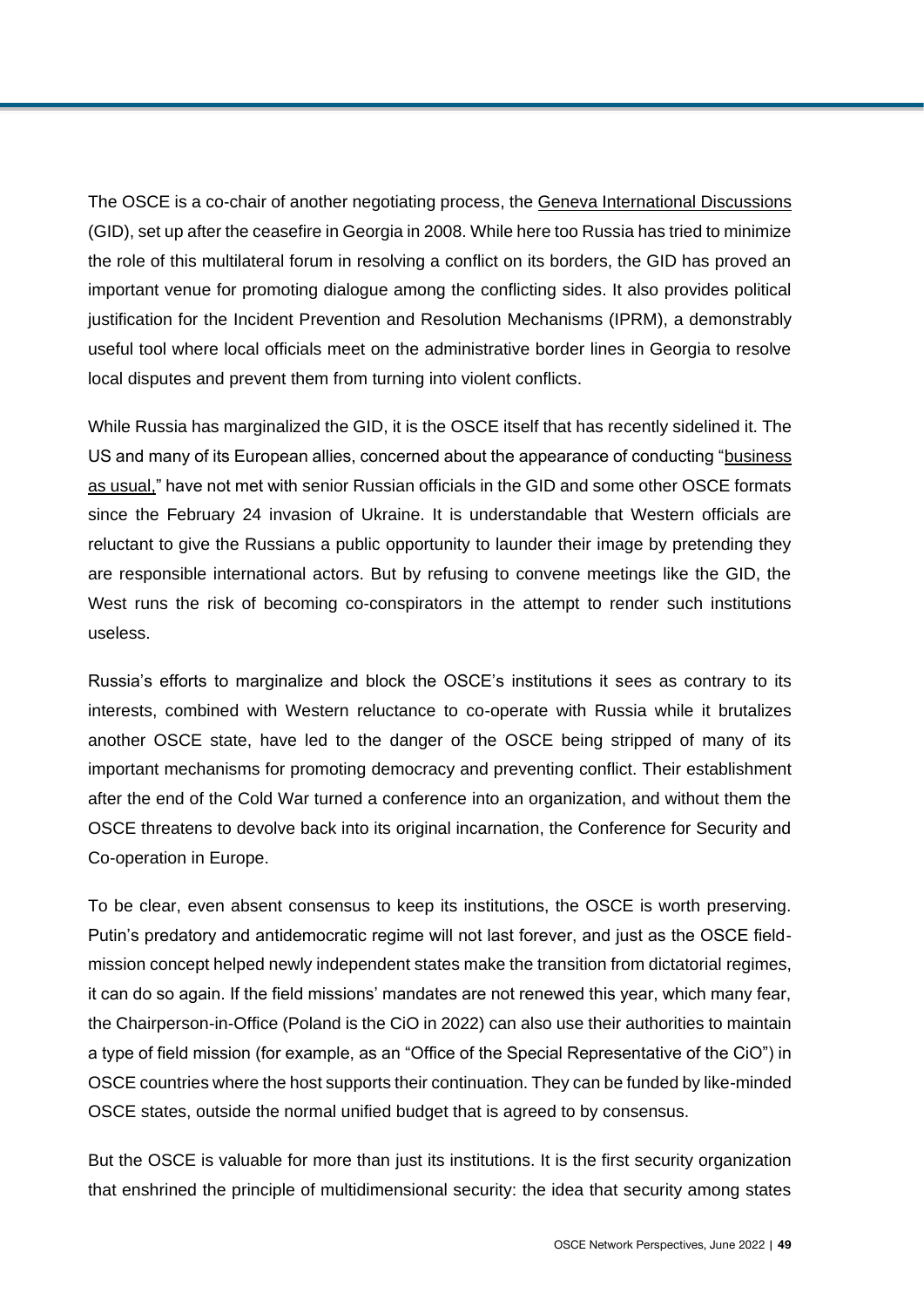The OSCE is a co-chair of another negotiating process, the Geneva International Discussions (GID), set up after the ceasefire in Georgia in 2008. While here too Russia has tried to minimize the role of this multilateral forum in resolving a conflict on its borders, the GID has proved an important venue for promoting dialogue among the conflicting sides. It also provides political justification for the Incident Prevention and Resolution Mechanisms (IPRM), a demonstrably useful tool where local officials meet on the administrative border lines in Georgia to resolve local disputes and prevent them from turning into violent conflicts.

While Russia has marginalized the GID, it is the OSCE itself that has recently sidelined it. The US and many of its European allies, concerned about the appearance of conducting "business as usual," have not met with senior Russian officials in the GID and some other OSCE formats since the February 24 invasion of Ukraine. It is understandable that Western officials are reluctant to give the Russians a public opportunity to launder their image by pretending they are responsible international actors. But by refusing to convene meetings like the GID, the West runs the risk of becoming co-conspirators in the attempt to render such institutions useless.

Russia's efforts to marginalize and block the OSCE's institutions it sees as contrary to its interests, combined with Western reluctance to co-operate with Russia while it brutalizes another OSCE state, have led to the danger of the OSCE being stripped of many of its important mechanisms for promoting democracy and preventing conflict. Their establishment after the end of the Cold War turned a conference into an organization, and without them the OSCE threatens to devolve back into its original incarnation, the Conference for Security and Co-operation in Europe.

To be clear, even absent consensus to keep its institutions, the OSCE is worth preserving. Putin's predatory and antidemocratic regime will not last forever, and just as the OSCE field-mission concept helped newly independent states make the transition from dictatorial regimes, it can do so again. If the field missions' mandates are not renewed this year, which many fear, the Chairperson-in-Office (Poland is the CiO in 2022) can also use their authorities to maintain a type of field mission (for example, as an "Office of the Special Representative of the CiO") in OSCE countries where the host supports their continuation. They can be funded by like-minded OSCE states, outside the normal unified budget that is agreed to by consensus.

But the OSCE is valuable for more than just its institutions. It is the first security organization that enshrined the principle of multidimensional security: the idea that security among states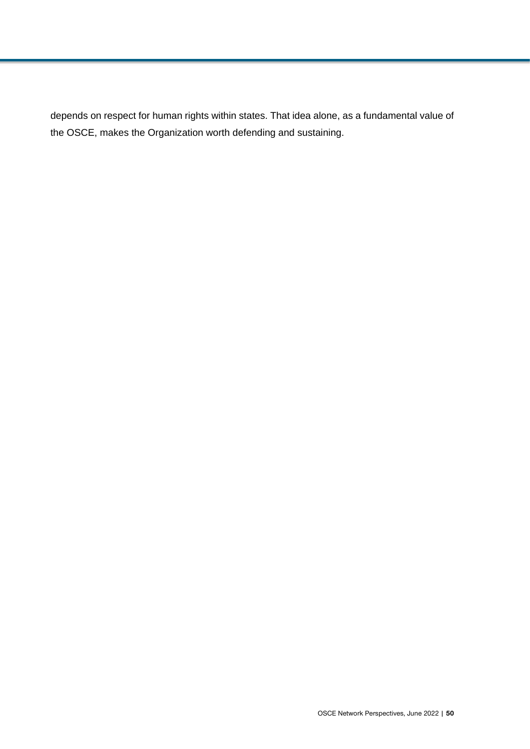depends on respect for human rights within states. That idea alone, as a fundamental value of the OSCE, makes the Organization worth defending and sustaining.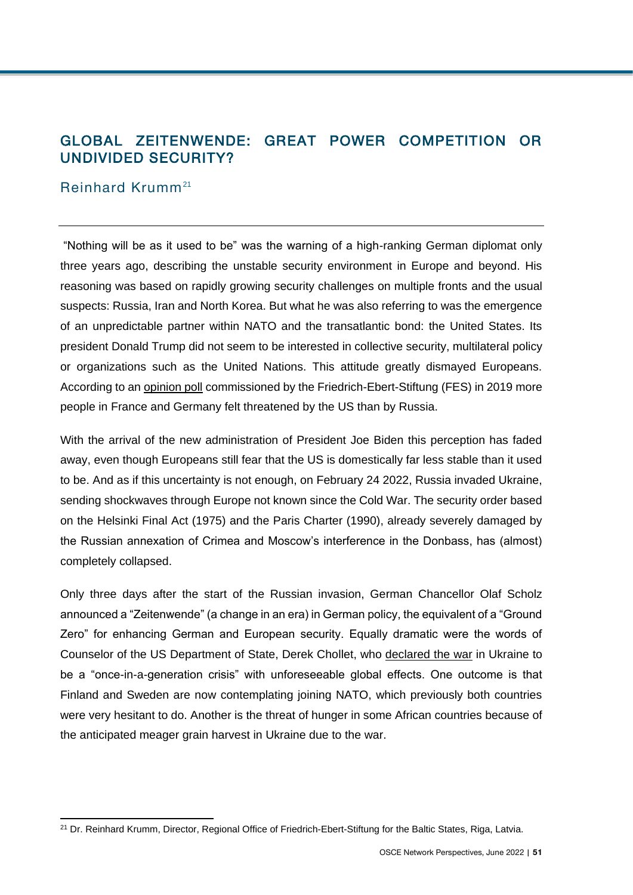## GLOBAL ZEITENWENDE: GREAT POWER COMPETITION OR UNDIVIDED SECURITY?

Reinhard Krumm[21]

"Nothing will be as it used to be" was the warning of a high-ranking German diplomat only three years ago, describing the unstable security environment in Europe and beyond. His reasoning was based on rapidly growing security challenges on multiple fronts and the usual suspects: Russia, Iran and North Korea. But what he was also referring to was the emergence of an unpredictable partner within NATO and the transatlantic bond: the United States. Its president Donald Trump did not seem to be interested in collective security, multilateral policy or organizations such as the United Nations. This attitude greatly dismayed Europeans. According to an opinion poll commissioned by the Friedrich-Ebert-Stiftung (FES) in 2019 more people in France and Germany felt threatened by the US than by Russia.

With the arrival of the new administration of President Joe Biden this perception has faded away, even though Europeans still fear that the US is domestically far less stable than it used to be. And as if this uncertainty is not enough, on February 24 2022, Russia invaded Ukraine, sending shockwaves through Europe not known since the Cold War. The security order based on the Helsinki Final Act (1975) and the Paris Charter (1990), already severely damaged by the Russian annexation of Crimea and Moscow's interference in the Donbass, has (almost) completely collapsed.

Only three days after the start of the Russian invasion, German Chancellor Olaf Scholz announced a "Zeitenwende" (a change in an era) in German policy, the equivalent of a "Ground Zero" for enhancing German and European security. Equally dramatic were the words of Counselor of the US Department of State, Derek Chollet, who declared the war in Ukraine to be a "once-in-a-generation crisis" with unforeseeable global effects. One outcome is that Finland and Sweden are now contemplating joining NATO, which previously both countries were very hesitant to do. Another is the threat of hunger in some African countries because of the anticipated meager grain harvest in Ukraine due to the war.

[21] Dr. Reinhard Krumm, Director, Regional Office of Friedrich-Ebert-Stiftung for the Baltic States, Riga, Latvia.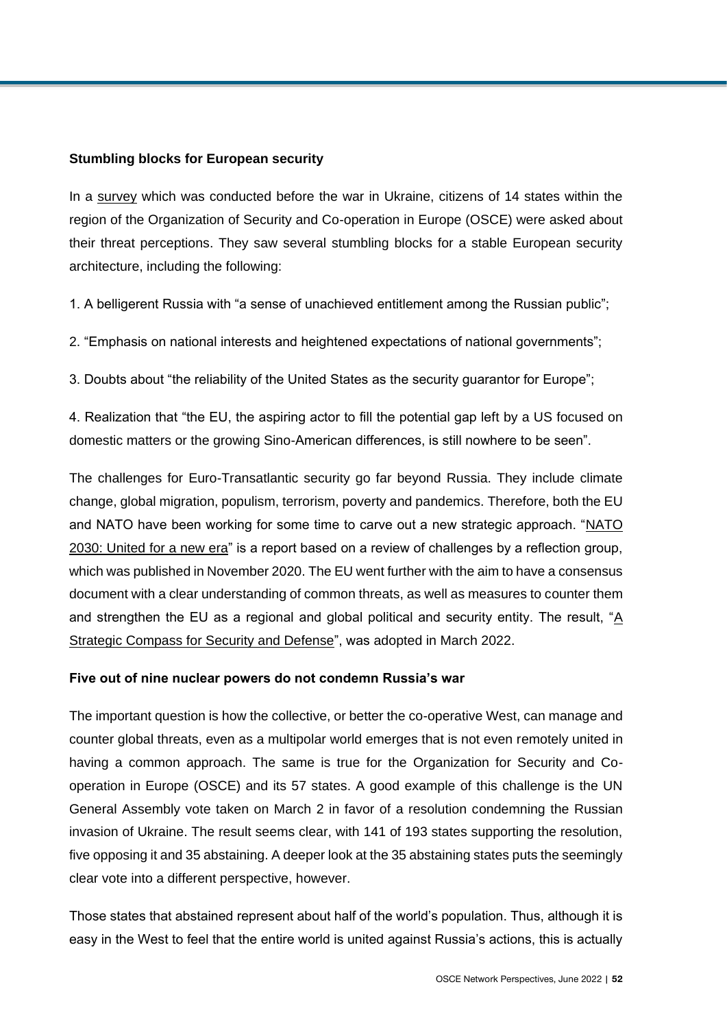**Stumbling blocks for European security**

In a survey which was conducted before the war in Ukraine, citizens of 14 states within the region of the Organization of Security and Co-operation in Europe (OSCE) were asked about their threat perceptions. They saw several stumbling blocks for a stable European security architecture, including the following:

1. A belligerent Russia with "a sense of unachieved entitlement among the Russian public";

2. "Emphasis on national interests and heightened expectations of national governments";

3. Doubts about "the reliability of the United States as the security guarantor for Europe";

4. Realization that "the EU, the aspiring actor to fill the potential gap left by a US focused on domestic matters or the growing Sino-American differences, is still nowhere to be seen".

The challenges for Euro-Transatlantic security go far beyond Russia. They include climate change, global migration, populism, terrorism, poverty and pandemics. Therefore, both the EU and NATO have been working for some time to carve out a new strategic approach. "NATO 2030: United for a new era" is a report based on a review of challenges by a reflection group, which was published in November 2020. The EU went further with the aim to have a consensus document with a clear understanding of common threats, as well as measures to counter them and strengthen the EU as a regional and global political and security entity. The result, "A Strategic Compass for Security and Defense", was adopted in March 2022.

**Five out of nine nuclear powers do not condemn Russia's war**

The important question is how the collective, or better the co-operative West, can manage and counter global threats, even as a multipolar world emerges that is not even remotely united in having a common approach. The same is true for the Organization for Security and Co-operation in Europe (OSCE) and its 57 states. A good example of this challenge is the UN General Assembly vote taken on March 2 in favor of a resolution condemning the Russian invasion of Ukraine. The result seems clear, with 141 of 193 states supporting the resolution, five opposing it and 35 abstaining. A deeper look at the 35 abstaining states puts the seemingly clear vote into a different perspective, however.

Those states that abstained represent about half of the world's population. Thus, although it is easy in the West to feel that the entire world is united against Russia's actions, this is actually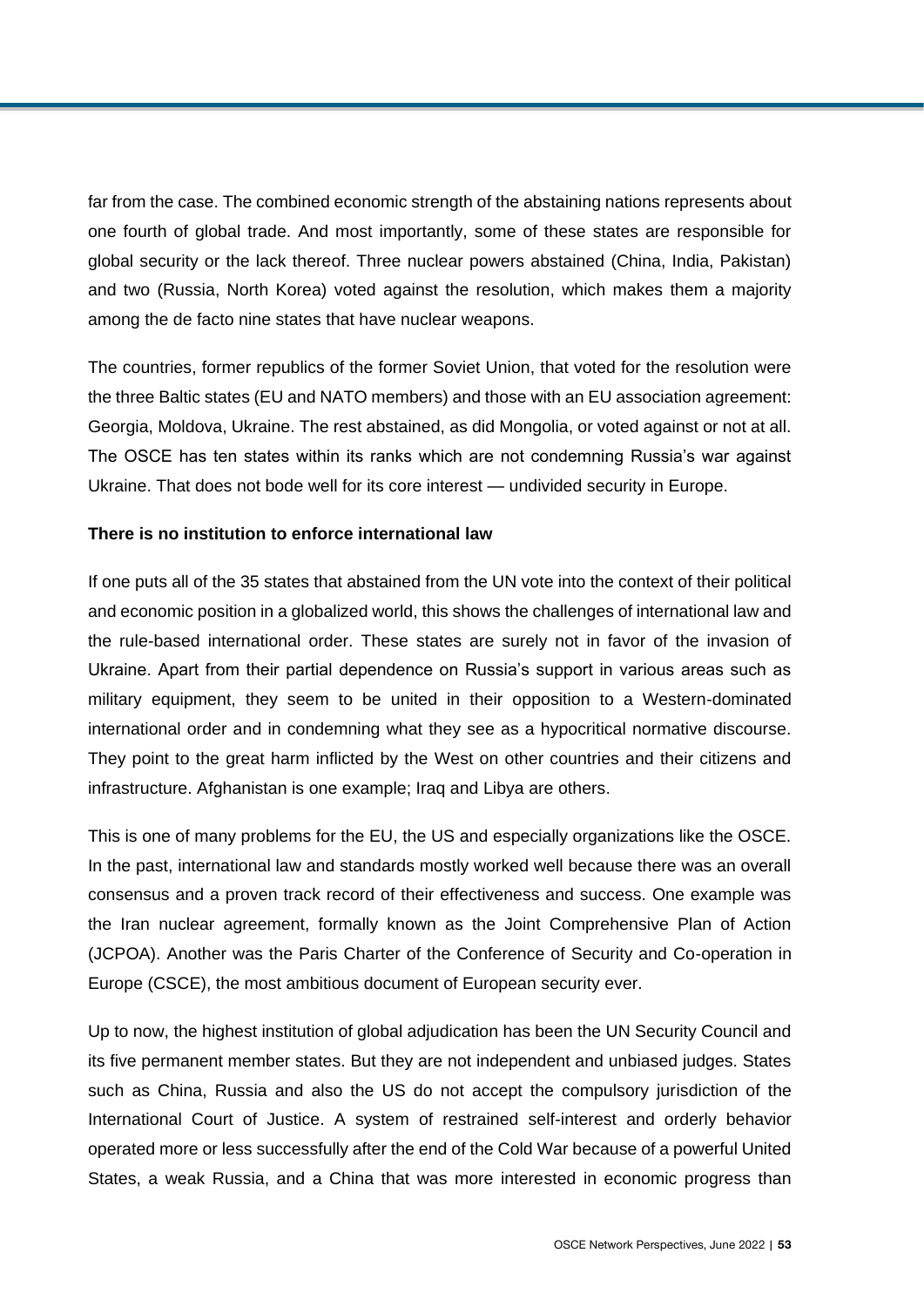far from the case. The combined economic strength of the abstaining nations represents about one fourth of global trade. And most importantly, some of these states are responsible for global security or the lack thereof. Three nuclear powers abstained (China, India, Pakistan) and two (Russia, North Korea) voted against the resolution, which makes them a majority among the de facto nine states that have nuclear weapons.

The countries, former republics of the former Soviet Union, that voted for the resolution were the three Baltic states (EU and NATO members) and those with an EU association agreement: Georgia, Moldova, Ukraine. The rest abstained, as did Mongolia, or voted against or not at all. The OSCE has ten states within its ranks which are not condemning Russia's war against Ukraine. That does not bode well for its core interest — undivided security in Europe.

**There is no institution to enforce international law**

If one puts all of the 35 states that abstained from the UN vote into the context of their political and economic position in a globalized world, this shows the challenges of international law and the rule-based international order. These states are surely not in favor of the invasion of Ukraine. Apart from their partial dependence on Russia's support in various areas such as military equipment, they seem to be united in their opposition to a Western-dominated international order and in condemning what they see as a hypocritical normative discourse. They point to the great harm inflicted by the West on other countries and their citizens and infrastructure. Afghanistan is one example; Iraq and Libya are others.

This is one of many problems for the EU, the US and especially organizations like the OSCE. In the past, international law and standards mostly worked well because there was an overall consensus and a proven track record of their effectiveness and success. One example was the Iran nuclear agreement, formally known as the Joint Comprehensive Plan of Action (JCPOA). Another was the Paris Charter of the Conference of Security and Co-operation in Europe (CSCE), the most ambitious document of European security ever.

Up to now, the highest institution of global adjudication has been the UN Security Council and its five permanent member states. But they are not independent and unbiased judges. States such as China, Russia and also the US do not accept the compulsory jurisdiction of the International Court of Justice. A system of restrained self-interest and orderly behavior operated more or less successfully after the end of the Cold War because of a powerful United States, a weak Russia, and a China that was more interested in economic progress than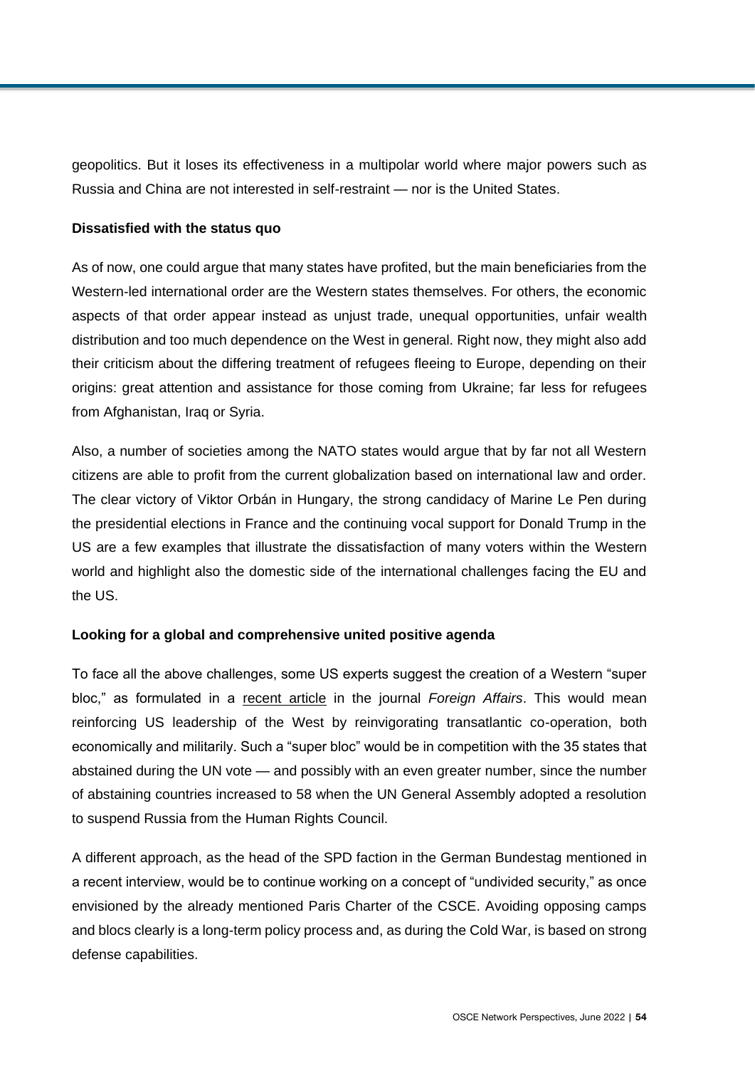geopolitics. But it loses its effectiveness in a multipolar world where major powers such as Russia and China are not interested in self-restraint — nor is the United States.

**Dissatisfied with the status quo**

As of now, one could argue that many states have profited, but the main beneficiaries from the Western-led international order are the Western states themselves. For others, the economic aspects of that order appear instead as unjust trade, unequal opportunities, unfair wealth distribution and too much dependence on the West in general. Right now, they might also add their criticism about the differing treatment of refugees fleeing to Europe, depending on their origins: great attention and assistance for those coming from Ukraine; far less for refugees from Afghanistan, Iraq or Syria.

Also, a number of societies among the NATO states would argue that by far not all Western citizens are able to profit from the current globalization based on international law and order. The clear victory of Viktor Orbán in Hungary, the strong candidacy of Marine Le Pen during the presidential elections in France and the continuing vocal support for Donald Trump in the US are a few examples that illustrate the dissatisfaction of many voters within the Western world and highlight also the domestic side of the international challenges facing the EU and the US.

**Looking for a global and comprehensive united positive agenda**

To face all the above challenges, some US experts suggest the creation of a Western "super bloc," as formulated in a recent article in the journal *Foreign Affairs*. This would mean reinforcing US leadership of the West by reinvigorating transatlantic co-operation, both economically and militarily. Such a "super bloc" would be in competition with the 35 states that abstained during the UN vote — and possibly with an even greater number, since the number of abstaining countries increased to 58 when the UN General Assembly adopted a resolution to suspend Russia from the Human Rights Council.

A different approach, as the head of the SPD faction in the German Bundestag mentioned in a recent interview, would be to continue working on a concept of "undivided security," as once envisioned by the already mentioned Paris Charter of the CSCE. Avoiding opposing camps and blocs clearly is a long-term policy process and, as during the Cold War, is based on strong defense capabilities.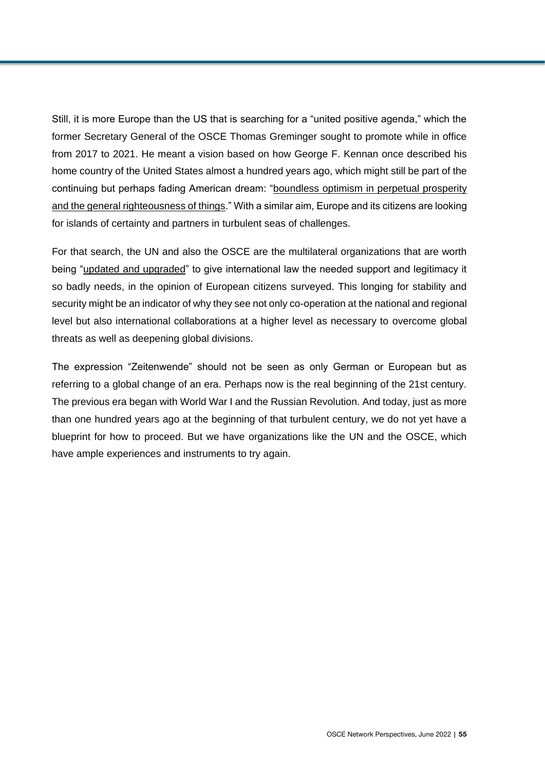Still, it is more Europe than the US that is searching for a "united positive agenda," which the former Secretary General of the OSCE Thomas Greminger sought to promote while in office from 2017 to 2021. He meant a vision based on how George F. Kennan once described his home country of the United States almost a hundred years ago, which might still be part of the continuing but perhaps fading American dream: "boundless optimism in perpetual prosperity and the general righteousness of things." With a similar aim, Europe and its citizens are looking for islands of certainty and partners in turbulent seas of challenges.

For that search, the UN and also the OSCE are the multilateral organizations that are worth being "updated and upgraded" to give international law the needed support and legitimacy it so badly needs, in the opinion of European citizens surveyed. This longing for stability and security might be an indicator of why they see not only co-operation at the national and regional level but also international collaborations at a higher level as necessary to overcome global threats as well as deepening global divisions.

The expression "Zeitenwende" should not be seen as only German or European but as referring to a global change of an era. Perhaps now is the real beginning of the 21st century. The previous era began with World War I and the Russian Revolution. And today, just as more than one hundred years ago at the beginning of that turbulent century, we do not yet have a blueprint for how to proceed. But we have organizations like the UN and the OSCE, which have ample experiences and instruments to try again.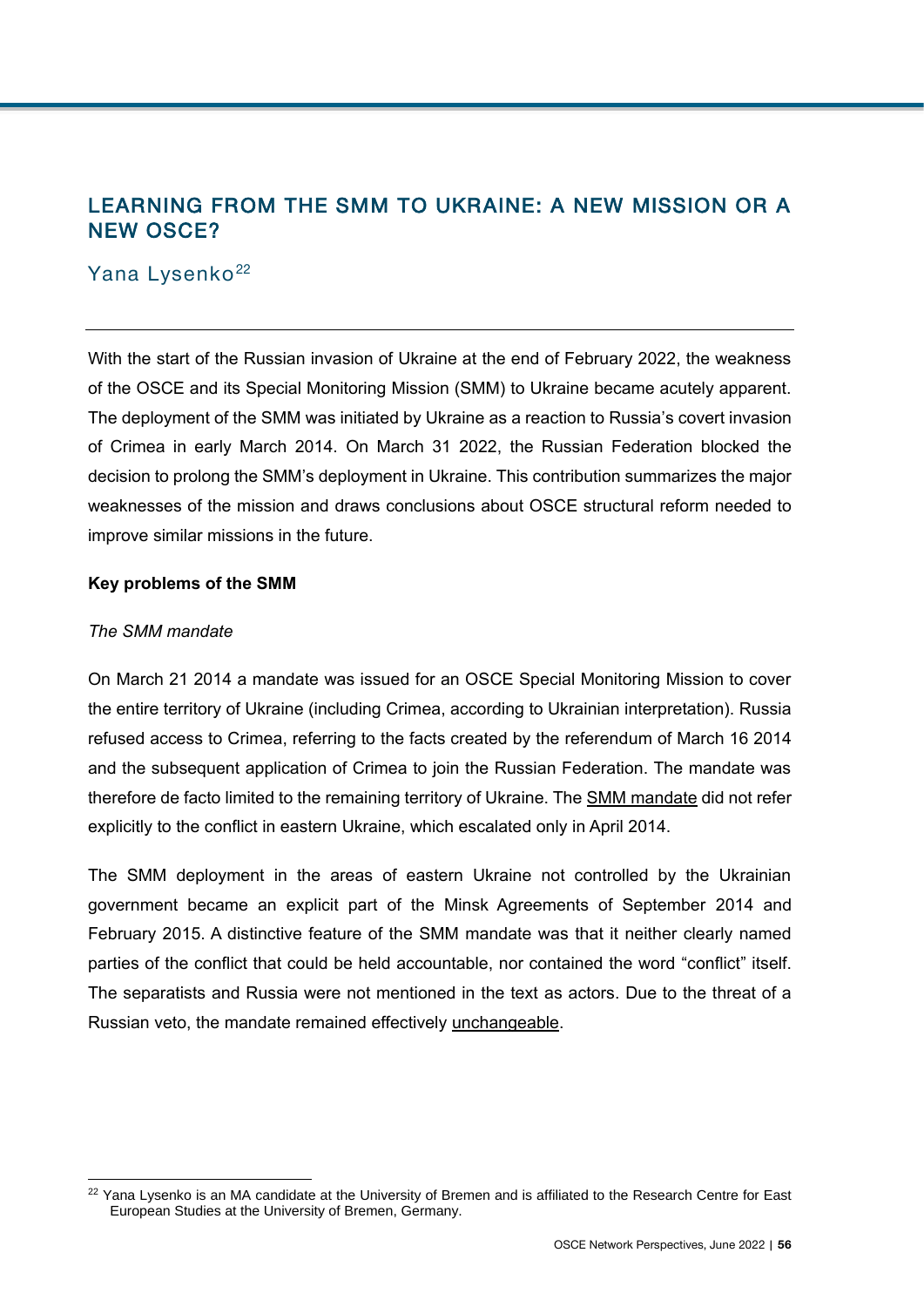## LEARNING FROM THE SMM TO UKRAINE: A NEW MISSION OR A NEW OSCE?

Yana Lysenko[22]

---

With the start of the Russian invasion of Ukraine at the end of February 2022, the weakness of the OSCE and its Special Monitoring Mission (SMM) to Ukraine became acutely apparent. The deployment of the SMM was initiated by Ukraine as a reaction to Russia's covert invasion of Crimea in early March 2014. On March 31 2022, the Russian Federation blocked the decision to prolong the SMM's deployment in Ukraine. This contribution summarizes the major weaknesses of the mission and draws conclusions about OSCE structural reform needed to improve similar missions in the future.

**Key problems of the SMM**

*The SMM mandate*

On March 21 2014 a mandate was issued for an OSCE Special Monitoring Mission to cover the entire territory of Ukraine (including Crimea, according to Ukrainian interpretation). Russia refused access to Crimea, referring to the facts created by the referendum of March 16 2014 and the subsequent application of Crimea to join the Russian Federation. The mandate was therefore de facto limited to the remaining territory of Ukraine. The SMM mandate did not refer explicitly to the conflict in eastern Ukraine, which escalated only in April 2014.

The SMM deployment in the areas of eastern Ukraine not controlled by the Ukrainian government became an explicit part of the Minsk Agreements of September 2014 and February 2015. A distinctive feature of the SMM mandate was that it neither clearly named parties of the conflict that could be held accountable, nor contained the word "conflict" itself. The separatists and Russia were not mentioned in the text as actors. Due to the threat of a Russian veto, the mandate remained effectively unchangeable.

---

[22] Yana Lysenko is an MA candidate at the University of Bremen and is affiliated to the Research Centre for East European Studies at the University of Bremen, Germany.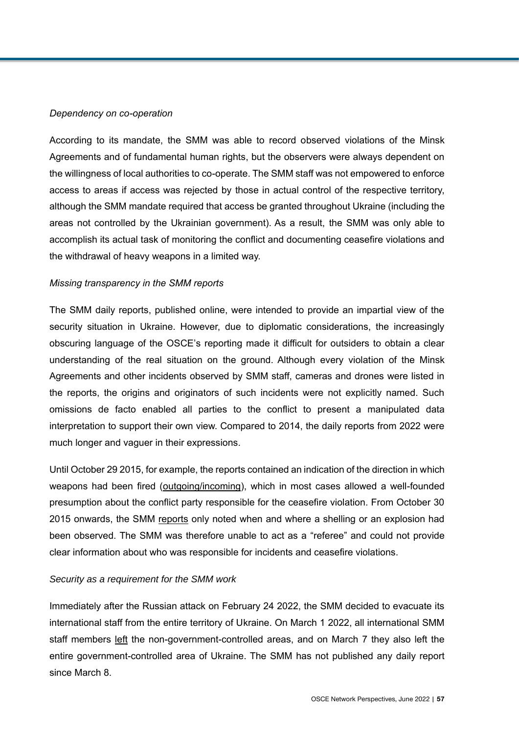*Dependency on co-operation*

According to its mandate, the SMM was able to record observed violations of the Minsk Agreements and of fundamental human rights, but the observers were always dependent on the willingness of local authorities to co-operate. The SMM staff was not empowered to enforce access to areas if access was rejected by those in actual control of the respective territory, although the SMM mandate required that access be granted throughout Ukraine (including the areas not controlled by the Ukrainian government). As a result, the SMM was only able to accomplish its actual task of monitoring the conflict and documenting ceasefire violations and the withdrawal of heavy weapons in a limited way.

*Missing transparency in the SMM reports*

The SMM daily reports, published online, were intended to provide an impartial view of the security situation in Ukraine. However, due to diplomatic considerations, the increasingly obscuring language of the OSCE's reporting made it difficult for outsiders to obtain a clear understanding of the real situation on the ground. Although every violation of the Minsk Agreements and other incidents observed by SMM staff, cameras and drones were listed in the reports, the origins and originators of such incidents were not explicitly named. Such omissions de facto enabled all parties to the conflict to present a manipulated data interpretation to support their own view. Compared to 2014, the daily reports from 2022 were much longer and vaguer in their expressions.

Until October 29 2015, for example, the reports contained an indication of the direction in which weapons had been fired (outgoing/incoming), which in most cases allowed a well-founded presumption about the conflict party responsible for the ceasefire violation. From October 30 2015 onwards, the SMM reports only noted when and where a shelling or an explosion had been observed. The SMM was therefore unable to act as a "referee" and could not provide clear information about who was responsible for incidents and ceasefire violations.

*Security as a requirement for the SMM work*

Immediately after the Russian attack on February 24 2022, the SMM decided to evacuate its international staff from the entire territory of Ukraine. On March 1 2022, all international SMM staff members left the non-government-controlled areas, and on March 7 they also left the entire government-controlled area of Ukraine. The SMM has not published any daily report since March 8.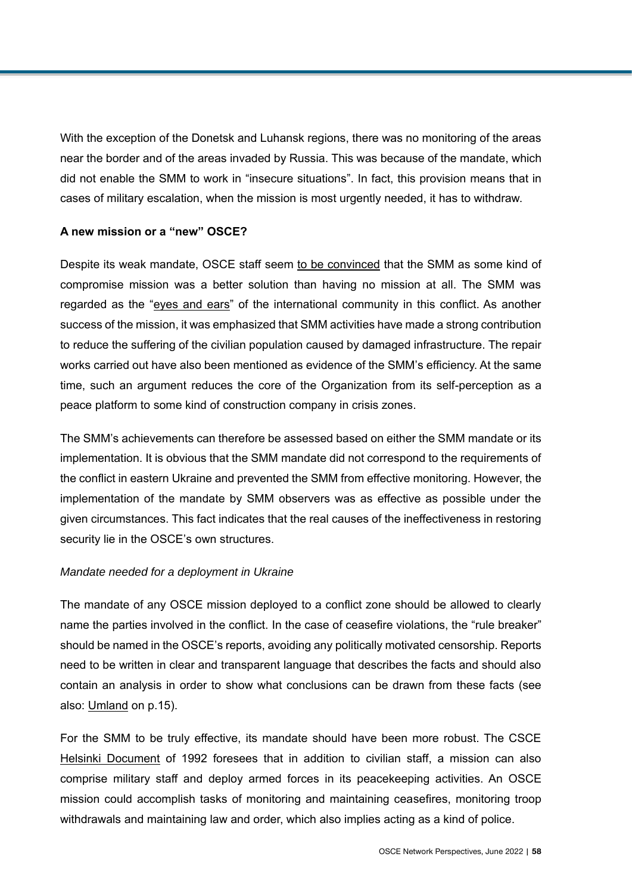With the exception of the Donetsk and Luhansk regions, there was no monitoring of the areas near the border and of the areas invaded by Russia. This was because of the mandate, which did not enable the SMM to work in "insecure situations". In fact, this provision means that in cases of military escalation, when the mission is most urgently needed, it has to withdraw.

**A new mission or a "new" OSCE?**

Despite its weak mandate, OSCE staff seem to be convinced that the SMM as some kind of compromise mission was a better solution than having no mission at all. The SMM was regarded as the "eyes and ears" of the international community in this conflict. As another success of the mission, it was emphasized that SMM activities have made a strong contribution to reduce the suffering of the civilian population caused by damaged infrastructure. The repair works carried out have also been mentioned as evidence of the SMM's efficiency. At the same time, such an argument reduces the core of the Organization from its self-perception as a peace platform to some kind of construction company in crisis zones.

The SMM's achievements can therefore be assessed based on either the SMM mandate or its implementation. It is obvious that the SMM mandate did not correspond to the requirements of the conflict in eastern Ukraine and prevented the SMM from effective monitoring. However, the implementation of the mandate by SMM observers was as effective as possible under the given circumstances. This fact indicates that the real causes of the ineffectiveness in restoring security lie in the OSCE's own structures.

*Mandate needed for a deployment in Ukraine*

The mandate of any OSCE mission deployed to a conflict zone should be allowed to clearly name the parties involved in the conflict. In the case of ceasefire violations, the "rule breaker" should be named in the OSCE's reports, avoiding any politically motivated censorship. Reports need to be written in clear and transparent language that describes the facts and should also contain an analysis in order to show what conclusions can be drawn from these facts (see also: Umland on p.15).

For the SMM to be truly effective, its mandate should have been more robust. The CSCE Helsinki Document of 1992 foresees that in addition to civilian staff, a mission can also comprise military staff and deploy armed forces in its peacekeeping activities. An OSCE mission could accomplish tasks of monitoring and maintaining ceasefires, monitoring troop withdrawals and maintaining law and order, which also implies acting as a kind of police.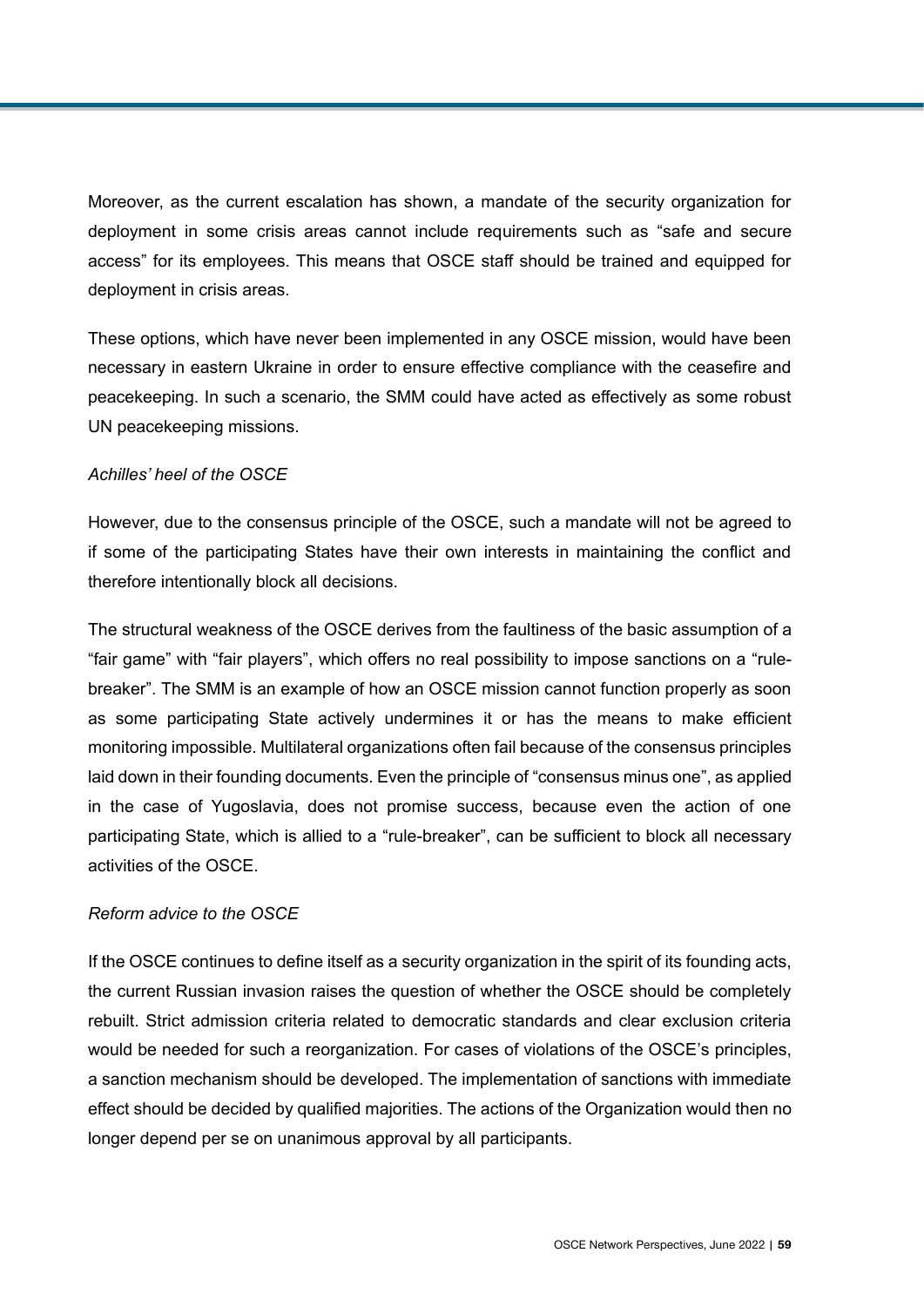Moreover, as the current escalation has shown, a mandate of the security organization for deployment in some crisis areas cannot include requirements such as "safe and secure access" for its employees. This means that OSCE staff should be trained and equipped for deployment in crisis areas.

These options, which have never been implemented in any OSCE mission, would have been necessary in eastern Ukraine in order to ensure effective compliance with the ceasefire and peacekeeping. In such a scenario, the SMM could have acted as effectively as some robust UN peacekeeping missions.

*Achilles' heel of the OSCE*

However, due to the consensus principle of the OSCE, such a mandate will not be agreed to if some of the participating States have their own interests in maintaining the conflict and therefore intentionally block all decisions.

The structural weakness of the OSCE derives from the faultiness of the basic assumption of a "fair game" with "fair players", which offers no real possibility to impose sanctions on a "rule-breaker". The SMM is an example of how an OSCE mission cannot function properly as soon as some participating State actively undermines it or has the means to make efficient monitoring impossible. Multilateral organizations often fail because of the consensus principles laid down in their founding documents. Even the principle of "consensus minus one", as applied in the case of Yugoslavia, does not promise success, because even the action of one participating State, which is allied to a "rule-breaker", can be sufficient to block all necessary activities of the OSCE.

*Reform advice to the OSCE*

If the OSCE continues to define itself as a security organization in the spirit of its founding acts, the current Russian invasion raises the question of whether the OSCE should be completely rebuilt. Strict admission criteria related to democratic standards and clear exclusion criteria would be needed for such a reorganization. For cases of violations of the OSCE's principles, a sanction mechanism should be developed. The implementation of sanctions with immediate effect should be decided by qualified majorities. The actions of the Organization would then no longer depend per se on unanimous approval by all participants.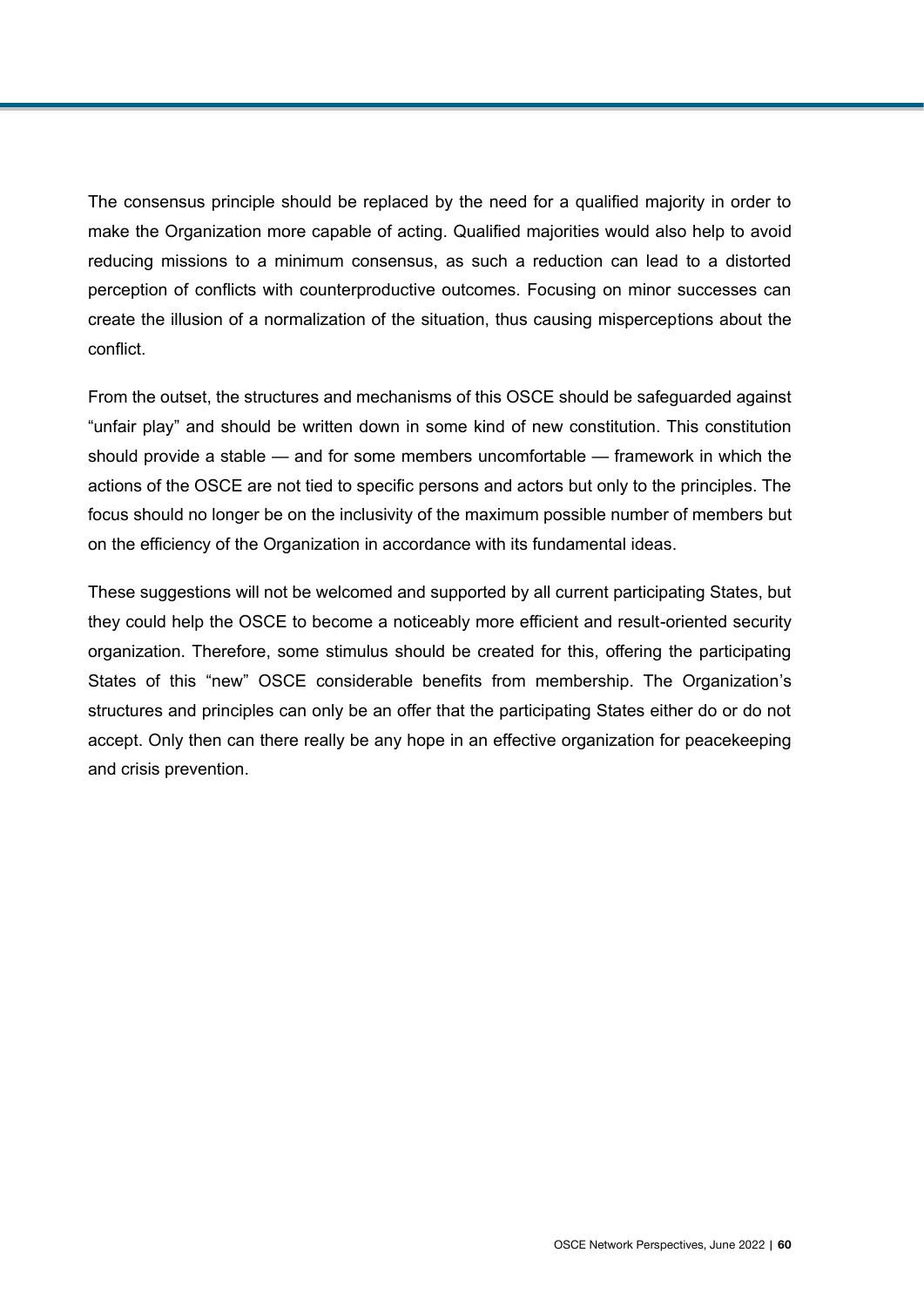The consensus principle should be replaced by the need for a qualified majority in order to make the Organization more capable of acting. Qualified majorities would also help to avoid reducing missions to a minimum consensus, as such a reduction can lead to a distorted perception of conflicts with counterproductive outcomes. Focusing on minor successes can create the illusion of a normalization of the situation, thus causing misperceptions about the conflict.

From the outset, the structures and mechanisms of this OSCE should be safeguarded against "unfair play" and should be written down in some kind of new constitution. This constitution should provide a stable — and for some members uncomfortable — framework in which the actions of the OSCE are not tied to specific persons and actors but only to the principles. The focus should no longer be on the inclusivity of the maximum possible number of members but on the efficiency of the Organization in accordance with its fundamental ideas.

These suggestions will not be welcomed and supported by all current participating States, but they could help the OSCE to become a noticeably more efficient and result-oriented security organization. Therefore, some stimulus should be created for this, offering the participating States of this "new" OSCE considerable benefits from membership. The Organization's structures and principles can only be an offer that the participating States either do or do not accept. Only then can there really be any hope in an effective organization for peacekeeping and crisis prevention.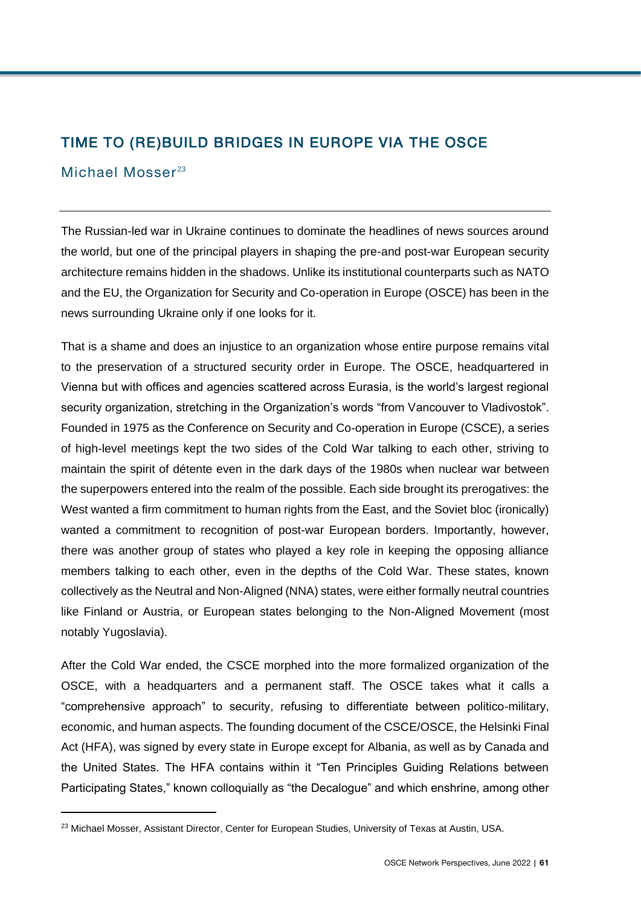## TIME TO (RE)BUILD BRIDGES IN EUROPE VIA THE OSCE

Michael Mosser[23]

The Russian-led war in Ukraine continues to dominate the headlines of news sources around the world, but one of the principal players in shaping the pre-and post-war European security architecture remains hidden in the shadows. Unlike its institutional counterparts such as NATO and the EU, the Organization for Security and Co-operation in Europe (OSCE) has been in the news surrounding Ukraine only if one looks for it.

That is a shame and does an injustice to an organization whose entire purpose remains vital to the preservation of a structured security order in Europe. The OSCE, headquartered in Vienna but with offices and agencies scattered across Eurasia, is the world's largest regional security organization, stretching in the Organization's words "from Vancouver to Vladivostok". Founded in 1975 as the Conference on Security and Co-operation in Europe (CSCE), a series of high-level meetings kept the two sides of the Cold War talking to each other, striving to maintain the spirit of détente even in the dark days of the 1980s when nuclear war between the superpowers entered into the realm of the possible. Each side brought its prerogatives: the West wanted a firm commitment to human rights from the East, and the Soviet bloc (ironically) wanted a commitment to recognition of post-war European borders. Importantly, however, there was another group of states who played a key role in keeping the opposing alliance members talking to each other, even in the depths of the Cold War. These states, known collectively as the Neutral and Non-Aligned (NNA) states, were either formally neutral countries like Finland or Austria, or European states belonging to the Non-Aligned Movement (most notably Yugoslavia).

After the Cold War ended, the CSCE morphed into the more formalized organization of the OSCE, with a headquarters and a permanent staff. The OSCE takes what it calls a "comprehensive approach" to security, refusing to differentiate between politico-military, economic, and human aspects. The founding document of the CSCE/OSCE, the Helsinki Final Act (HFA), was signed by every state in Europe except for Albania, as well as by Canada and the United States. The HFA contains within it "Ten Principles Guiding Relations between Participating States," known colloquially as "the Decalogue" and which enshrine, among other

---

[23] Michael Mosser, Assistant Director, Center for European Studies, University of Texas at Austin, USA.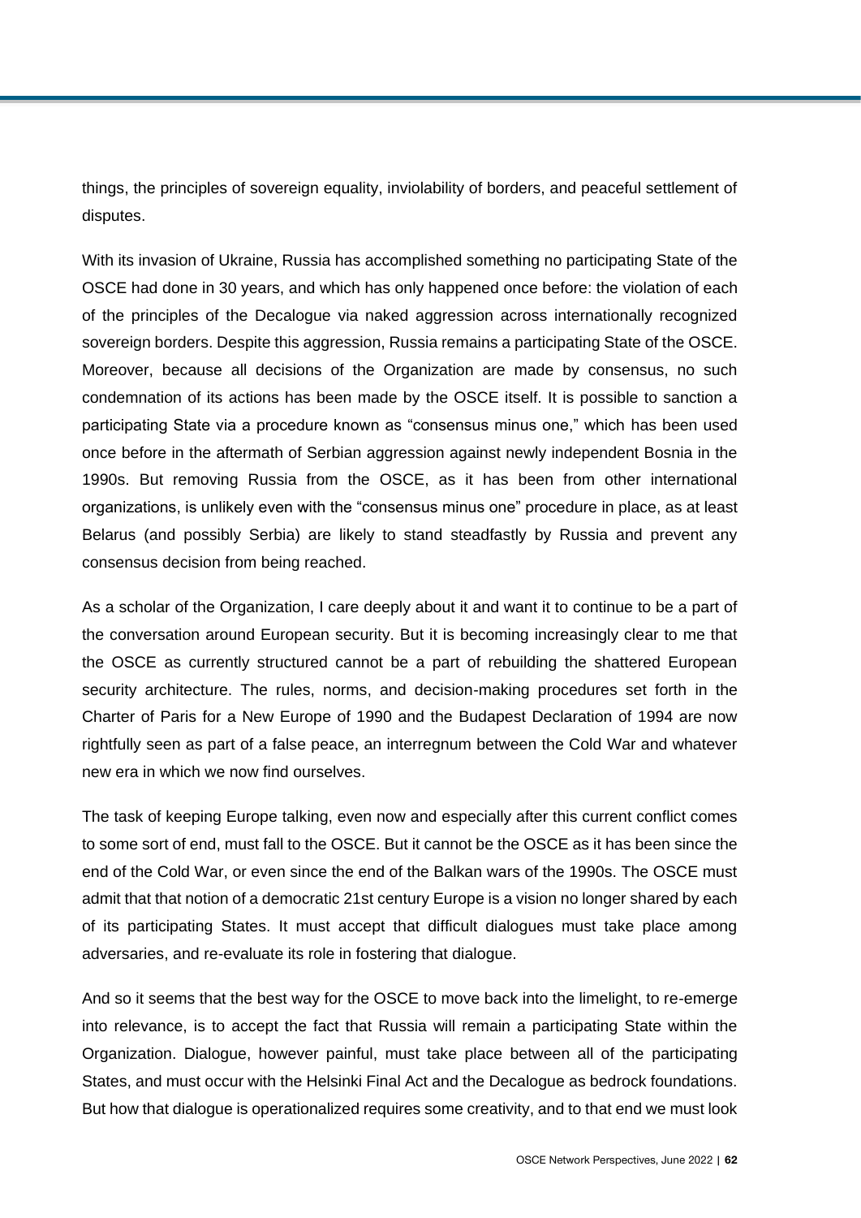things, the principles of sovereign equality, inviolability of borders, and peaceful settlement of disputes.

With its invasion of Ukraine, Russia has accomplished something no participating State of the OSCE had done in 30 years, and which has only happened once before: the violation of each of the principles of the Decalogue via naked aggression across internationally recognized sovereign borders. Despite this aggression, Russia remains a participating State of the OSCE. Moreover, because all decisions of the Organization are made by consensus, no such condemnation of its actions has been made by the OSCE itself. It is possible to sanction a participating State via a procedure known as "consensus minus one," which has been used once before in the aftermath of Serbian aggression against newly independent Bosnia in the 1990s. But removing Russia from the OSCE, as it has been from other international organizations, is unlikely even with the "consensus minus one" procedure in place, as at least Belarus (and possibly Serbia) are likely to stand steadfastly by Russia and prevent any consensus decision from being reached.

As a scholar of the Organization, I care deeply about it and want it to continue to be a part of the conversation around European security. But it is becoming increasingly clear to me that the OSCE as currently structured cannot be a part of rebuilding the shattered European security architecture. The rules, norms, and decision-making procedures set forth in the Charter of Paris for a New Europe of 1990 and the Budapest Declaration of 1994 are now rightfully seen as part of a false peace, an interregnum between the Cold War and whatever new era in which we now find ourselves.

The task of keeping Europe talking, even now and especially after this current conflict comes to some sort of end, must fall to the OSCE. But it cannot be the OSCE as it has been since the end of the Cold War, or even since the end of the Balkan wars of the 1990s. The OSCE must admit that that notion of a democratic 21st century Europe is a vision no longer shared by each of its participating States. It must accept that difficult dialogues must take place among adversaries, and re-evaluate its role in fostering that dialogue.

And so it seems that the best way for the OSCE to move back into the limelight, to re-emerge into relevance, is to accept the fact that Russia will remain a participating State within the Organization. Dialogue, however painful, must take place between all of the participating States, and must occur with the Helsinki Final Act and the Decalogue as bedrock foundations. But how that dialogue is operationalized requires some creativity, and to that end we must look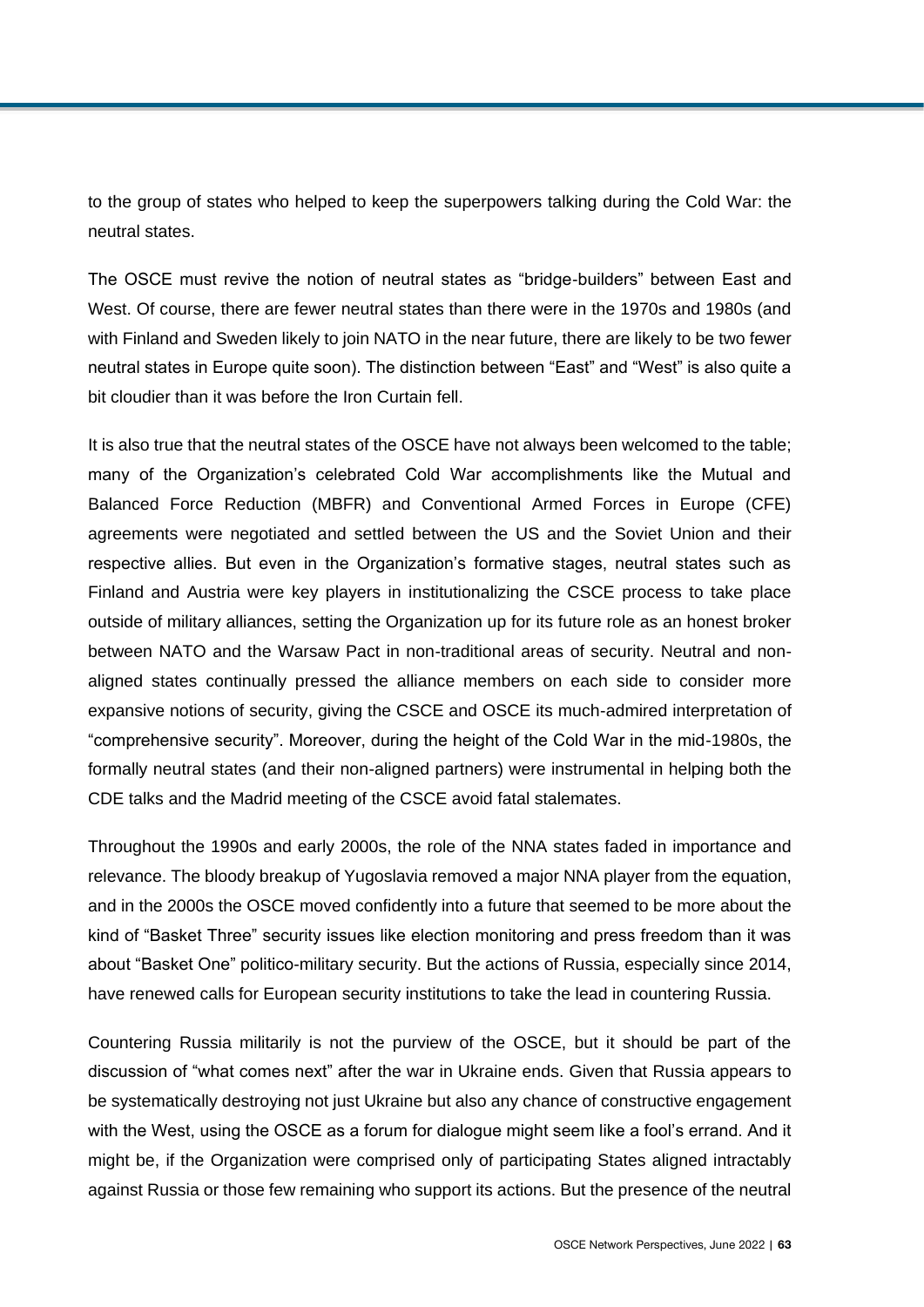to the group of states who helped to keep the superpowers talking during the Cold War: the neutral states.

The OSCE must revive the notion of neutral states as "bridge-builders" between East and West. Of course, there are fewer neutral states than there were in the 1970s and 1980s (and with Finland and Sweden likely to join NATO in the near future, there are likely to be two fewer neutral states in Europe quite soon). The distinction between "East" and "West" is also quite a bit cloudier than it was before the Iron Curtain fell.

It is also true that the neutral states of the OSCE have not always been welcomed to the table; many of the Organization's celebrated Cold War accomplishments like the Mutual and Balanced Force Reduction (MBFR) and Conventional Armed Forces in Europe (CFE) agreements were negotiated and settled between the US and the Soviet Union and their respective allies. But even in the Organization's formative stages, neutral states such as Finland and Austria were key players in institutionalizing the CSCE process to take place outside of military alliances, setting the Organization up for its future role as an honest broker between NATO and the Warsaw Pact in non-traditional areas of security. Neutral and non-aligned states continually pressed the alliance members on each side to consider more expansive notions of security, giving the CSCE and OSCE its much-admired interpretation of "comprehensive security". Moreover, during the height of the Cold War in the mid-1980s, the formally neutral states (and their non-aligned partners) were instrumental in helping both the CDE talks and the Madrid meeting of the CSCE avoid fatal stalemates.

Throughout the 1990s and early 2000s, the role of the NNA states faded in importance and relevance. The bloody breakup of Yugoslavia removed a major NNA player from the equation, and in the 2000s the OSCE moved confidently into a future that seemed to be more about the kind of "Basket Three" security issues like election monitoring and press freedom than it was about "Basket One" politico-military security. But the actions of Russia, especially since 2014, have renewed calls for European security institutions to take the lead in countering Russia.

Countering Russia militarily is not the purview of the OSCE, but it should be part of the discussion of "what comes next" after the war in Ukraine ends. Given that Russia appears to be systematically destroying not just Ukraine but also any chance of constructive engagement with the West, using the OSCE as a forum for dialogue might seem like a fool's errand. And it might be, if the Organization were comprised only of participating States aligned intractably against Russia or those few remaining who support its actions. But the presence of the neutral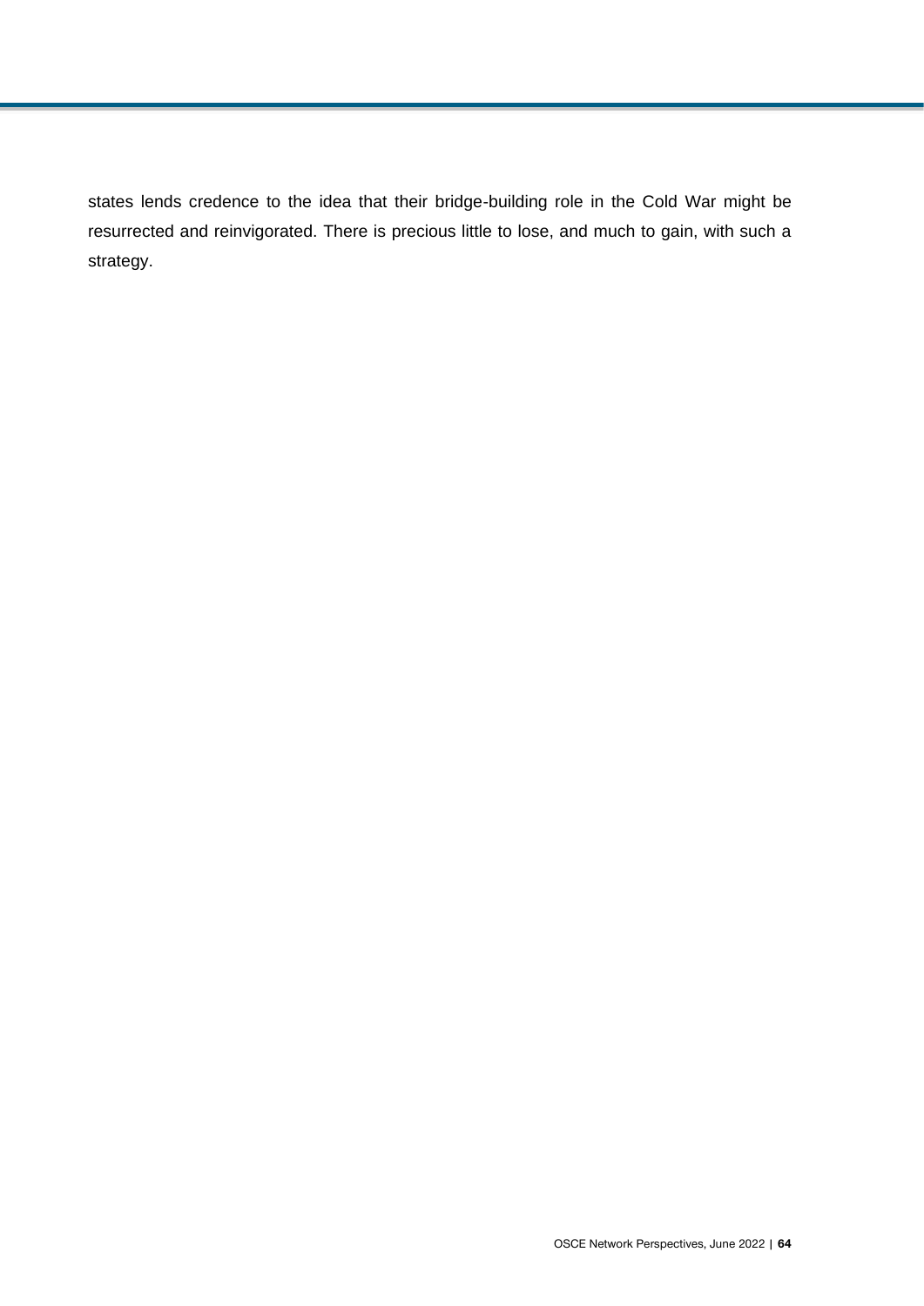states lends credence to the idea that their bridge-building role in the Cold War might be resurrected and reinvigorated. There is precious little to lose, and much to gain, with such a strategy.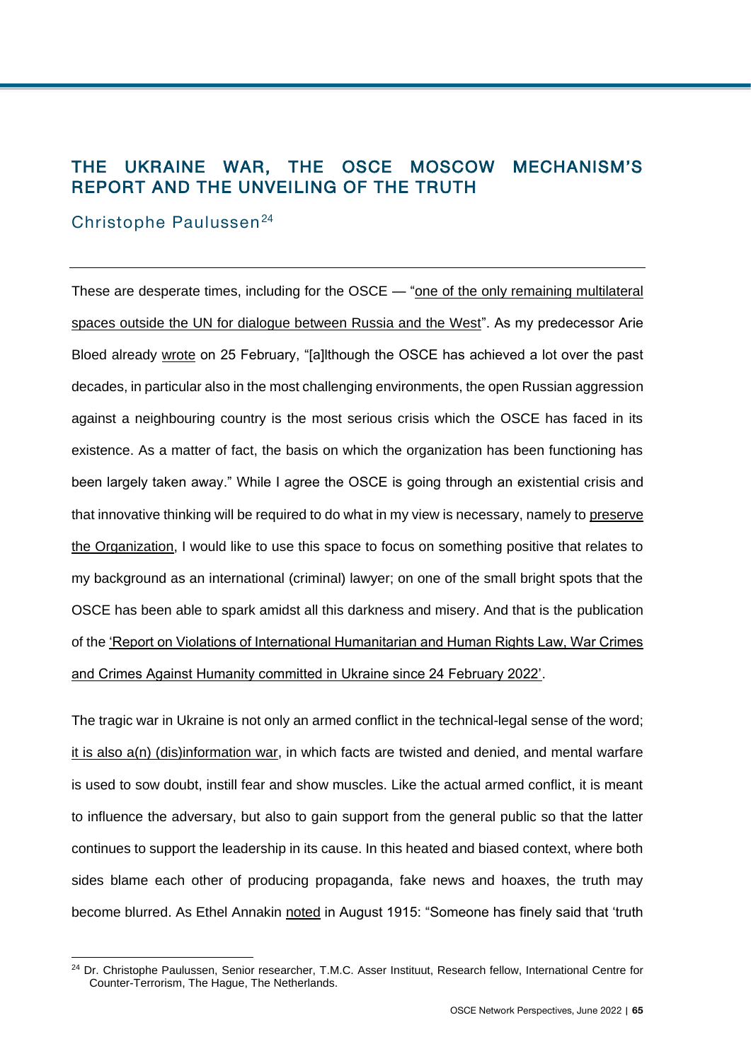## THE UKRAINE WAR, THE OSCE MOSCOW MECHANISM'S REPORT AND THE UNVEILING OF THE TRUTH

Christophe Paulussen[24]

---

These are desperate times, including for the OSCE — "one of the only remaining multilateral spaces outside the UN for dialogue between Russia and the West". As my predecessor Arie Bloed already wrote on 25 February, "[a]lthough the OSCE has achieved a lot over the past decades, in particular also in the most challenging environments, the open Russian aggression against a neighbouring country is the most serious crisis which the OSCE has faced in its existence. As a matter of fact, the basis on which the organization has been functioning has been largely taken away." While I agree the OSCE is going through an existential crisis and that innovative thinking will be required to do what in my view is necessary, namely to preserve the Organization, I would like to use this space to focus on something positive that relates to my background as an international (criminal) lawyer; on one of the small bright spots that the OSCE has been able to spark amidst all this darkness and misery. And that is the publication of the 'Report on Violations of International Humanitarian and Human Rights Law, War Crimes and Crimes Against Humanity committed in Ukraine since 24 February 2022'.

The tragic war in Ukraine is not only an armed conflict in the technical-legal sense of the word; it is also a(n) (dis)information war, in which facts are twisted and denied, and mental warfare is used to sow doubt, instill fear and show muscles. Like the actual armed conflict, it is meant to influence the adversary, but also to gain support from the general public so that the latter continues to support the leadership in its cause. In this heated and biased context, where both sides blame each other of producing propaganda, fake news and hoaxes, the truth may become blurred. As Ethel Annakin noted in August 1915: "Someone has finely said that 'truth

[24] Dr. Christophe Paulussen, Senior researcher, T.M.C. Asser Instituut, Research fellow, International Centre for Counter-Terrorism, The Hague, The Netherlands.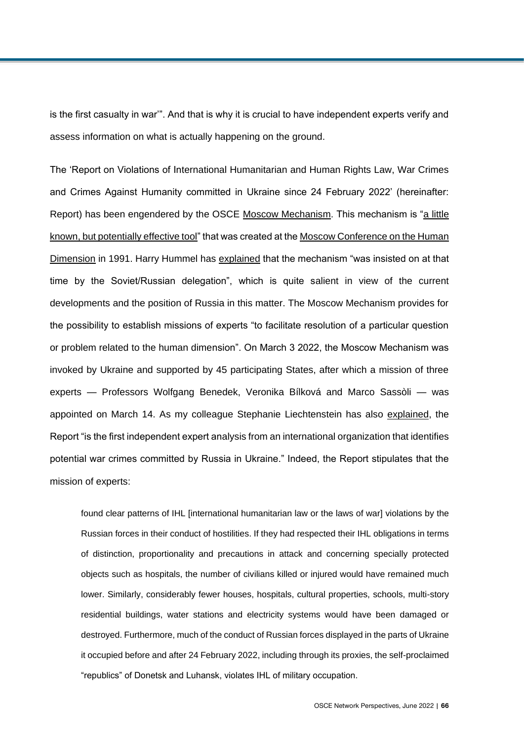is the first casualty in war'". And that is why it is crucial to have independent experts verify and assess information on what is actually happening on the ground.

The 'Report on Violations of International Humanitarian and Human Rights Law, War Crimes and Crimes Against Humanity committed in Ukraine since 24 February 2022' (hereinafter: Report) has been engendered by the OSCE Moscow Mechanism. This mechanism is "a little known, but potentially effective tool" that was created at the Moscow Conference on the Human Dimension in 1991. Harry Hummel has explained that the mechanism "was insisted on at that time by the Soviet/Russian delegation", which is quite salient in view of the current developments and the position of Russia in this matter. The Moscow Mechanism provides for the possibility to establish missions of experts "to facilitate resolution of a particular question or problem related to the human dimension". On March 3 2022, the Moscow Mechanism was invoked by Ukraine and supported by 45 participating States, after which a mission of three experts — Professors Wolfgang Benedek, Veronika Bílková and Marco Sassòli — was appointed on March 14. As my colleague Stephanie Liechtenstein has also explained, the Report "is the first independent expert analysis from an international organization that identifies potential war crimes committed by Russia in Ukraine." Indeed, the Report stipulates that the mission of experts:

> found clear patterns of IHL [international humanitarian law or the laws of war] violations by the Russian forces in their conduct of hostilities. If they had respected their IHL obligations in terms of distinction, proportionality and precautions in attack and concerning specially protected objects such as hospitals, the number of civilians killed or injured would have remained much lower. Similarly, considerably fewer houses, hospitals, cultural properties, schools, multi-story residential buildings, water stations and electricity systems would have been damaged or destroyed. Furthermore, much of the conduct of Russian forces displayed in the parts of Ukraine it occupied before and after 24 February 2022, including through its proxies, the self-proclaimed "republics" of Donetsk and Luhansk, violates IHL of military occupation.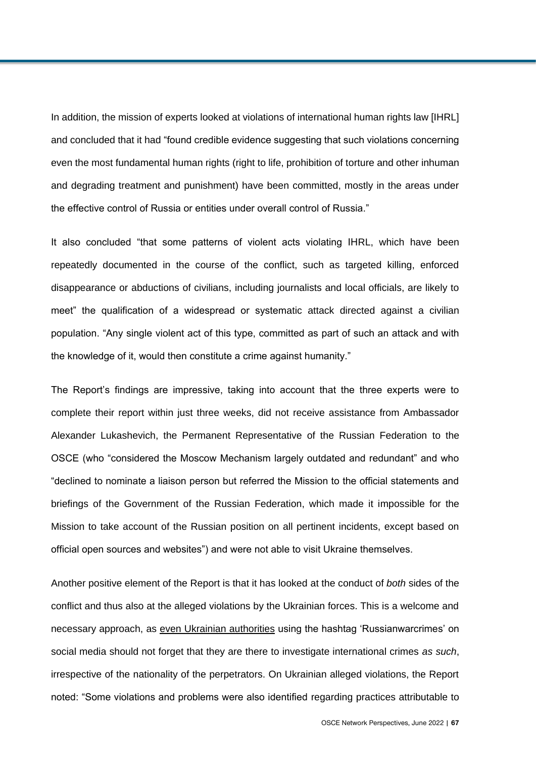In addition, the mission of experts looked at violations of international human rights law [IHRL] and concluded that it had "found credible evidence suggesting that such violations concerning even the most fundamental human rights (right to life, prohibition of torture and other inhuman and degrading treatment and punishment) have been committed, mostly in the areas under the effective control of Russia or entities under overall control of Russia."

It also concluded "that some patterns of violent acts violating IHRL, which have been repeatedly documented in the course of the conflict, such as targeted killing, enforced disappearance or abductions of civilians, including journalists and local officials, are likely to meet" the qualification of a widespread or systematic attack directed against a civilian population. "Any single violent act of this type, committed as part of such an attack and with the knowledge of it, would then constitute a crime against humanity."

The Report's findings are impressive, taking into account that the three experts were to complete their report within just three weeks, did not receive assistance from Ambassador Alexander Lukashevich, the Permanent Representative of the Russian Federation to the OSCE (who "considered the Moscow Mechanism largely outdated and redundant" and who "declined to nominate a liaison person but referred the Mission to the official statements and briefings of the Government of the Russian Federation, which made it impossible for the Mission to take account of the Russian position on all pertinent incidents, except based on official open sources and websites") and were not able to visit Ukraine themselves.

Another positive element of the Report is that it has looked at the conduct of *both* sides of the conflict and thus also at the alleged violations by the Ukrainian forces. This is a welcome and necessary approach, as even Ukrainian authorities using the hashtag 'Russianwarcrimes' on social media should not forget that they are there to investigate international crimes *as such*, irrespective of the nationality of the perpetrators. On Ukrainian alleged violations, the Report noted: "Some violations and problems were also identified regarding practices attributable to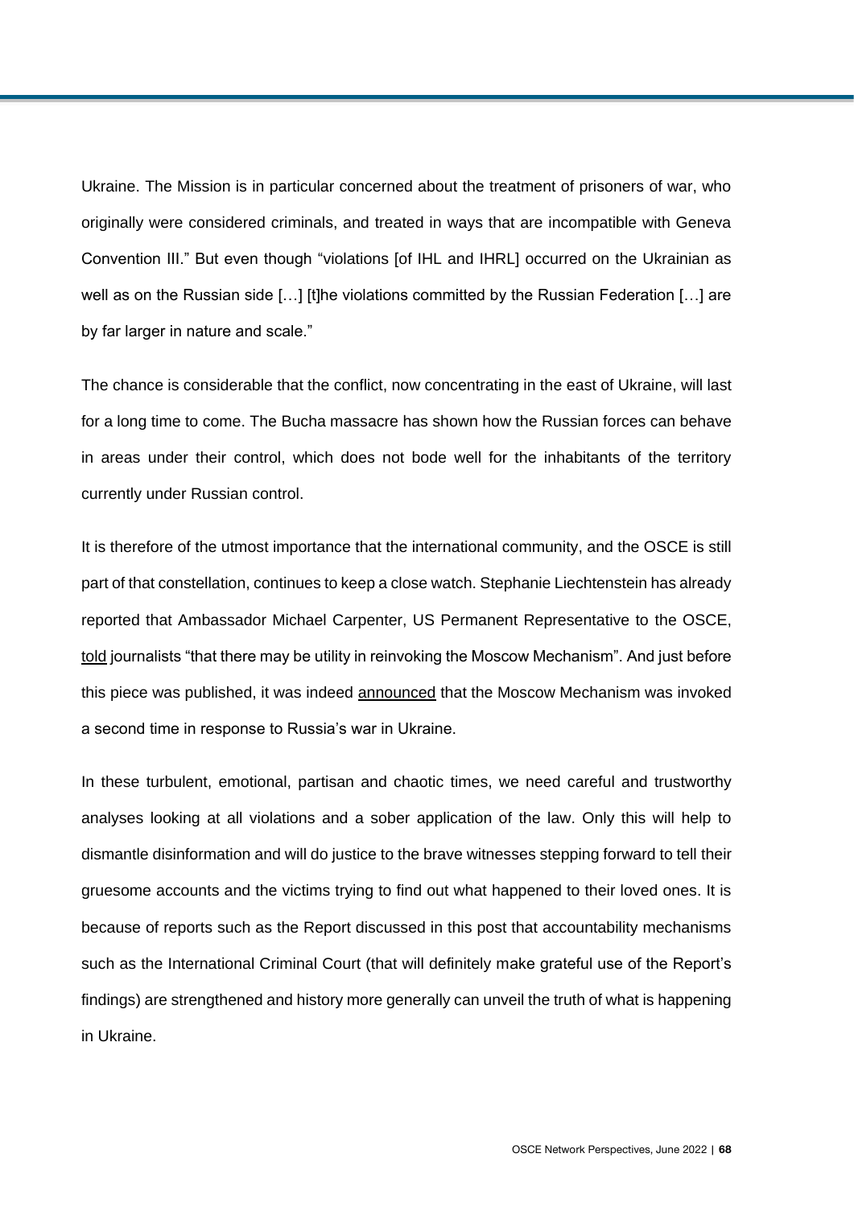Ukraine. The Mission is in particular concerned about the treatment of prisoners of war, who originally were considered criminals, and treated in ways that are incompatible with Geneva Convention III." But even though "violations [of IHL and IHRL] occurred on the Ukrainian as well as on the Russian side […] [t]he violations committed by the Russian Federation […] are by far larger in nature and scale."

The chance is considerable that the conflict, now concentrating in the east of Ukraine, will last for a long time to come. The Bucha massacre has shown how the Russian forces can behave in areas under their control, which does not bode well for the inhabitants of the territory currently under Russian control.

It is therefore of the utmost importance that the international community, and the OSCE is still part of that constellation, continues to keep a close watch. Stephanie Liechtenstein has already reported that Ambassador Michael Carpenter, US Permanent Representative to the OSCE, told journalists "that there may be utility in reinvoking the Moscow Mechanism". And just before this piece was published, it was indeed announced that the Moscow Mechanism was invoked a second time in response to Russia's war in Ukraine.

In these turbulent, emotional, partisan and chaotic times, we need careful and trustworthy analyses looking at all violations and a sober application of the law. Only this will help to dismantle disinformation and will do justice to the brave witnesses stepping forward to tell their gruesome accounts and the victims trying to find out what happened to their loved ones. It is because of reports such as the Report discussed in this post that accountability mechanisms such as the International Criminal Court (that will definitely make grateful use of the Report's findings) are strengthened and history more generally can unveil the truth of what is happening in Ukraine.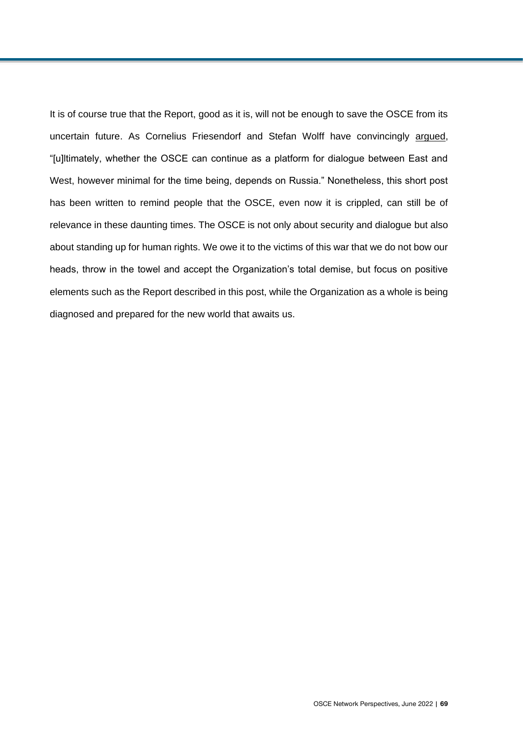It is of course true that the Report, good as it is, will not be enough to save the OSCE from its uncertain future. As Cornelius Friesendorf and Stefan Wolff have convincingly argued, “[u]ltimately, whether the OSCE can continue as a platform for dialogue between East and West, however minimal for the time being, depends on Russia.” Nonetheless, this short post has been written to remind people that the OSCE, even now it is crippled, can still be of relevance in these daunting times. The OSCE is not only about security and dialogue but also about standing up for human rights. We owe it to the victims of this war that we do not bow our heads, throw in the towel and accept the Organization’s total demise, but focus on positive elements such as the Report described in this post, while the Organization as a whole is being diagnosed and prepared for the new world that awaits us.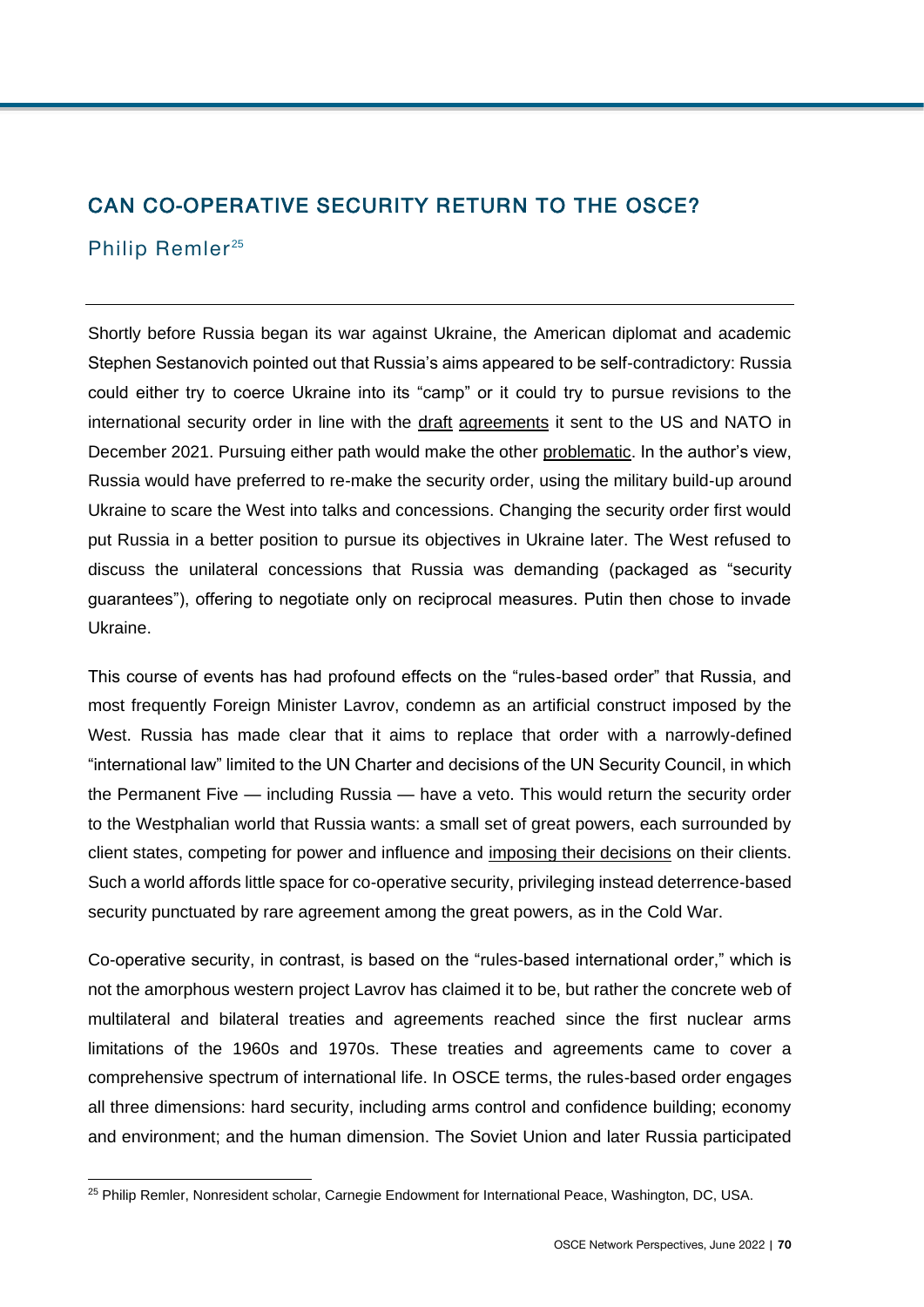## CAN CO-OPERATIVE SECURITY RETURN TO THE OSCE?

### Philip Remler[25]

Shortly before Russia began its war against Ukraine, the American diplomat and academic Stephen Sestanovich pointed out that Russia's aims appeared to be self-contradictory: Russia could either try to coerce Ukraine into its "camp" or it could try to pursue revisions to the international security order in line with the draft agreements it sent to the US and NATO in December 2021. Pursuing either path would make the other problematic. In the author's view, Russia would have preferred to re-make the security order, using the military build-up around Ukraine to scare the West into talks and concessions. Changing the security order first would put Russia in a better position to pursue its objectives in Ukraine later. The West refused to discuss the unilateral concessions that Russia was demanding (packaged as "security guarantees"), offering to negotiate only on reciprocal measures. Putin then chose to invade Ukraine.

This course of events has had profound effects on the "rules-based order" that Russia, and most frequently Foreign Minister Lavrov, condemn as an artificial construct imposed by the West. Russia has made clear that it aims to replace that order with a narrowly-defined "international law" limited to the UN Charter and decisions of the UN Security Council, in which the Permanent Five — including Russia — have a veto. This would return the security order to the Westphalian world that Russia wants: a small set of great powers, each surrounded by client states, competing for power and influence and imposing their decisions on their clients. Such a world affords little space for co-operative security, privileging instead deterrence-based security punctuated by rare agreement among the great powers, as in the Cold War.

Co-operative security, in contrast, is based on the "rules-based international order," which is not the amorphous western project Lavrov has claimed it to be, but rather the concrete web of multilateral and bilateral treaties and agreements reached since the first nuclear arms limitations of the 1960s and 1970s. These treaties and agreements came to cover a comprehensive spectrum of international life. In OSCE terms, the rules-based order engages all three dimensions: hard security, including arms control and confidence building; economy and environment; and the human dimension. The Soviet Union and later Russia participated

---

[25] Philip Remler, Nonresident scholar, Carnegie Endowment for International Peace, Washington, DC, USA.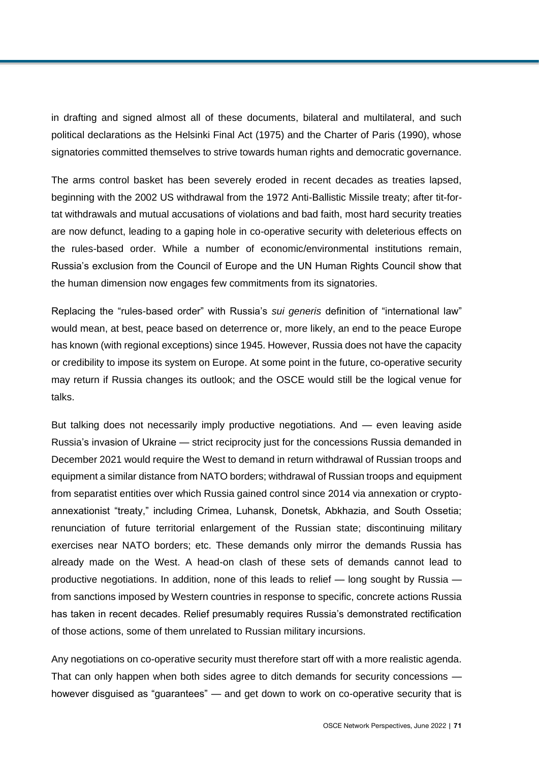in drafting and signed almost all of these documents, bilateral and multilateral, and such political declarations as the Helsinki Final Act (1975) and the Charter of Paris (1990), whose signatories committed themselves to strive towards human rights and democratic governance.

The arms control basket has been severely eroded in recent decades as treaties lapsed, beginning with the 2002 US withdrawal from the 1972 Anti-Ballistic Missile treaty; after tit-for-tat withdrawals and mutual accusations of violations and bad faith, most hard security treaties are now defunct, leading to a gaping hole in co-operative security with deleterious effects on the rules-based order. While a number of economic/environmental institutions remain, Russia's exclusion from the Council of Europe and the UN Human Rights Council show that the human dimension now engages few commitments from its signatories.

Replacing the "rules-based order" with Russia's *sui generis* definition of "international law" would mean, at best, peace based on deterrence or, more likely, an end to the peace Europe has known (with regional exceptions) since 1945. However, Russia does not have the capacity or credibility to impose its system on Europe. At some point in the future, co-operative security may return if Russia changes its outlook; and the OSCE would still be the logical venue for talks.

But talking does not necessarily imply productive negotiations. And — even leaving aside Russia's invasion of Ukraine — strict reciprocity just for the concessions Russia demanded in December 2021 would require the West to demand in return withdrawal of Russian troops and equipment a similar distance from NATO borders; withdrawal of Russian troops and equipment from separatist entities over which Russia gained control since 2014 via annexation or crypto-annexationist "treaty," including Crimea, Luhansk, Donetsk, Abkhazia, and South Ossetia; renunciation of future territorial enlargement of the Russian state; discontinuing military exercises near NATO borders; etc. These demands only mirror the demands Russia has already made on the West. A head-on clash of these sets of demands cannot lead to productive negotiations. In addition, none of this leads to relief — long sought by Russia — from sanctions imposed by Western countries in response to specific, concrete actions Russia has taken in recent decades. Relief presumably requires Russia's demonstrated rectification of those actions, some of them unrelated to Russian military incursions.

Any negotiations on co-operative security must therefore start off with a more realistic agenda. That can only happen when both sides agree to ditch demands for security concessions — however disguised as "guarantees" — and get down to work on co-operative security that is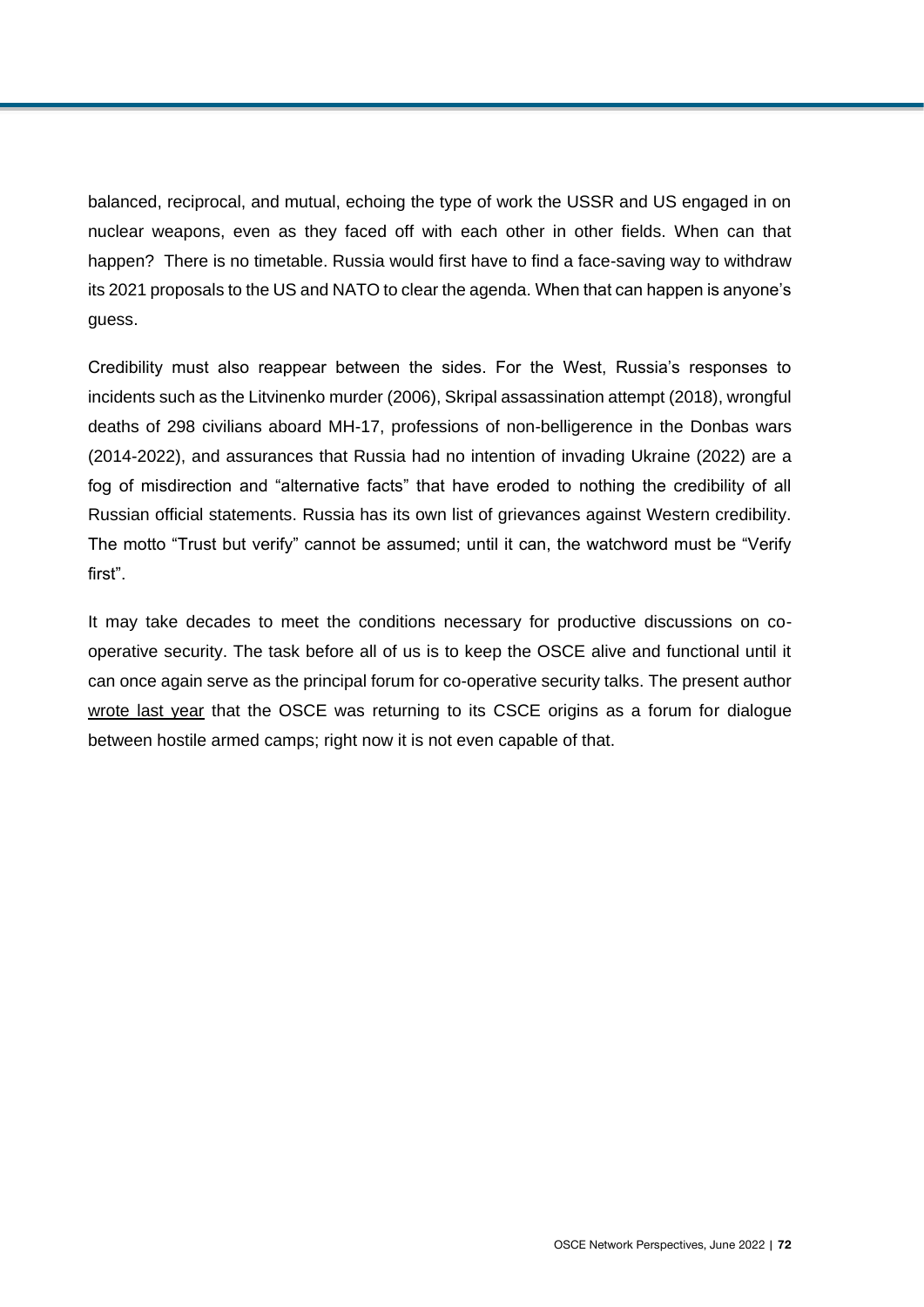balanced, reciprocal, and mutual, echoing the type of work the USSR and US engaged in on nuclear weapons, even as they faced off with each other in other fields. When can that happen? There is no timetable. Russia would first have to find a face-saving way to withdraw its 2021 proposals to the US and NATO to clear the agenda. When that can happen is anyone's guess.

Credibility must also reappear between the sides. For the West, Russia's responses to incidents such as the Litvinenko murder (2006), Skripal assassination attempt (2018), wrongful deaths of 298 civilians aboard MH-17, professions of non-belligerence in the Donbas wars (2014-2022), and assurances that Russia had no intention of invading Ukraine (2022) are a fog of misdirection and "alternative facts" that have eroded to nothing the credibility of all Russian official statements. Russia has its own list of grievances against Western credibility. The motto "Trust but verify" cannot be assumed; until it can, the watchword must be "Verify first".

It may take decades to meet the conditions necessary for productive discussions on co-operative security. The task before all of us is to keep the OSCE alive and functional until it can once again serve as the principal forum for co-operative security talks. The present author wrote last year that the OSCE was returning to its CSCE origins as a forum for dialogue between hostile armed camps; right now it is not even capable of that.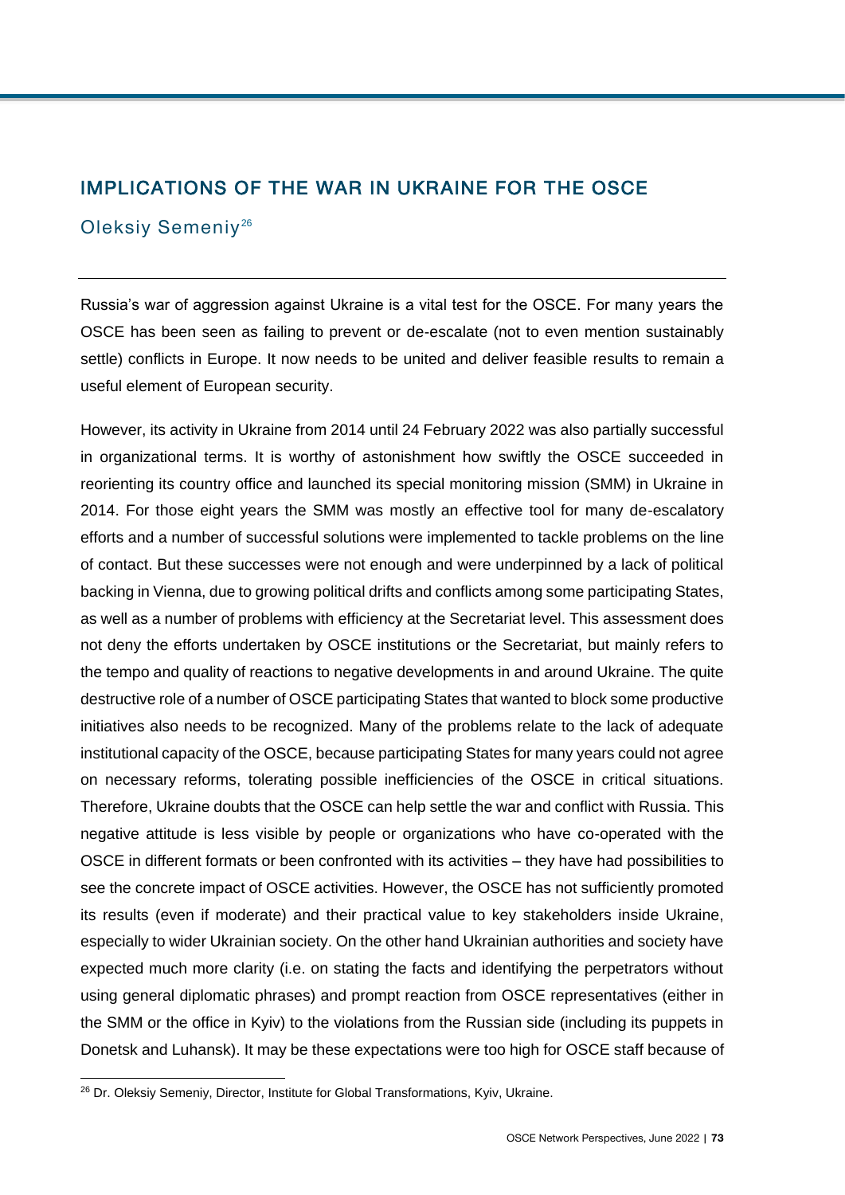## IMPLICATIONS OF THE WAR IN UKRAINE FOR THE OSCE

### Oleksiy Semeniy[26]

---

Russia's war of aggression against Ukraine is a vital test for the OSCE. For many years the OSCE has been seen as failing to prevent or de-escalate (not to even mention sustainably settle) conflicts in Europe. It now needs to be united and deliver feasible results to remain a useful element of European security.

However, its activity in Ukraine from 2014 until 24 February 2022 was also partially successful in organizational terms. It is worthy of astonishment how swiftly the OSCE succeeded in reorienting its country office and launched its special monitoring mission (SMM) in Ukraine in 2014. For those eight years the SMM was mostly an effective tool for many de-escalatory efforts and a number of successful solutions were implemented to tackle problems on the line of contact. But these successes were not enough and were underpinned by a lack of political backing in Vienna, due to growing political drifts and conflicts among some participating States, as well as a number of problems with efficiency at the Secretariat level. This assessment does not deny the efforts undertaken by OSCE institutions or the Secretariat, but mainly refers to the tempo and quality of reactions to negative developments in and around Ukraine. The quite destructive role of a number of OSCE participating States that wanted to block some productive initiatives also needs to be recognized. Many of the problems relate to the lack of adequate institutional capacity of the OSCE, because participating States for many years could not agree on necessary reforms, tolerating possible inefficiencies of the OSCE in critical situations. Therefore, Ukraine doubts that the OSCE can help settle the war and conflict with Russia. This negative attitude is less visible by people or organizations who have co-operated with the OSCE in different formats or been confronted with its activities – they have had possibilities to see the concrete impact of OSCE activities. However, the OSCE has not sufficiently promoted its results (even if moderate) and their practical value to key stakeholders inside Ukraine, especially to wider Ukrainian society. On the other hand Ukrainian authorities and society have expected much more clarity (i.e. on stating the facts and identifying the perpetrators without using general diplomatic phrases) and prompt reaction from OSCE representatives (either in the SMM or the office in Kyiv) to the violations from the Russian side (including its puppets in Donetsk and Luhansk). It may be these expectations were too high for OSCE staff because of

---

[26] Dr. Oleksiy Semeniy, Director, Institute for Global Transformations, Kyiv, Ukraine.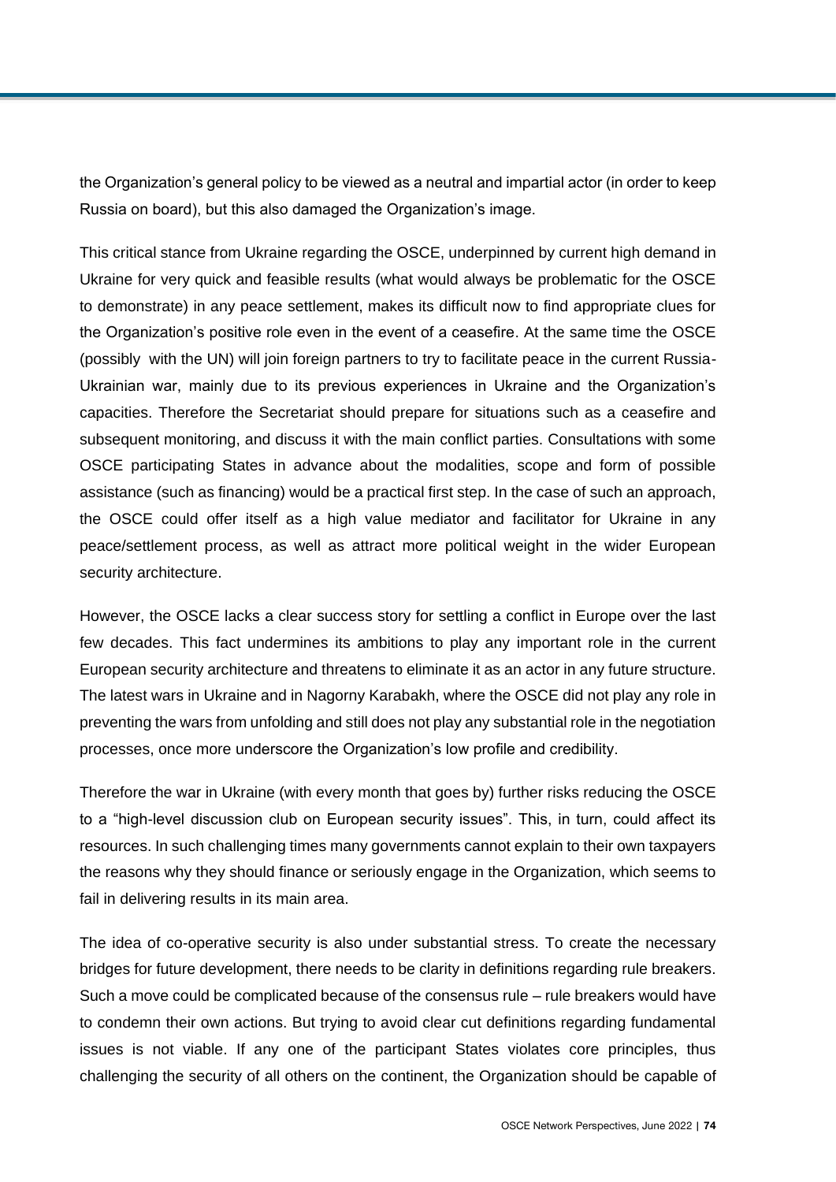the Organization's general policy to be viewed as a neutral and impartial actor (in order to keep Russia on board), but this also damaged the Organization's image.

This critical stance from Ukraine regarding the OSCE, underpinned by current high demand in Ukraine for very quick and feasible results (what would always be problematic for the OSCE to demonstrate) in any peace settlement, makes its difficult now to find appropriate clues for the Organization's positive role even in the event of a ceasefire. At the same time the OSCE (possibly with the UN) will join foreign partners to try to facilitate peace in the current Russia-Ukrainian war, mainly due to its previous experiences in Ukraine and the Organization's capacities. Therefore the Secretariat should prepare for situations such as a ceasefire and subsequent monitoring, and discuss it with the main conflict parties. Consultations with some OSCE participating States in advance about the modalities, scope and form of possible assistance (such as financing) would be a practical first step. In the case of such an approach, the OSCE could offer itself as a high value mediator and facilitator for Ukraine in any peace/settlement process, as well as attract more political weight in the wider European security architecture.

However, the OSCE lacks a clear success story for settling a conflict in Europe over the last few decades. This fact undermines its ambitions to play any important role in the current European security architecture and threatens to eliminate it as an actor in any future structure. The latest wars in Ukraine and in Nagorny Karabakh, where the OSCE did not play any role in preventing the wars from unfolding and still does not play any substantial role in the negotiation processes, once more underscore the Organization's low profile and credibility.

Therefore the war in Ukraine (with every month that goes by) further risks reducing the OSCE to a "high-level discussion club on European security issues". This, in turn, could affect its resources. In such challenging times many governments cannot explain to their own taxpayers the reasons why they should finance or seriously engage in the Organization, which seems to fail in delivering results in its main area.

The idea of co-operative security is also under substantial stress. To create the necessary bridges for future development, there needs to be clarity in definitions regarding rule breakers. Such a move could be complicated because of the consensus rule – rule breakers would have to condemn their own actions. But trying to avoid clear cut definitions regarding fundamental issues is not viable. If any one of the participant States violates core principles, thus challenging the security of all others on the continent, the Organization should be capable of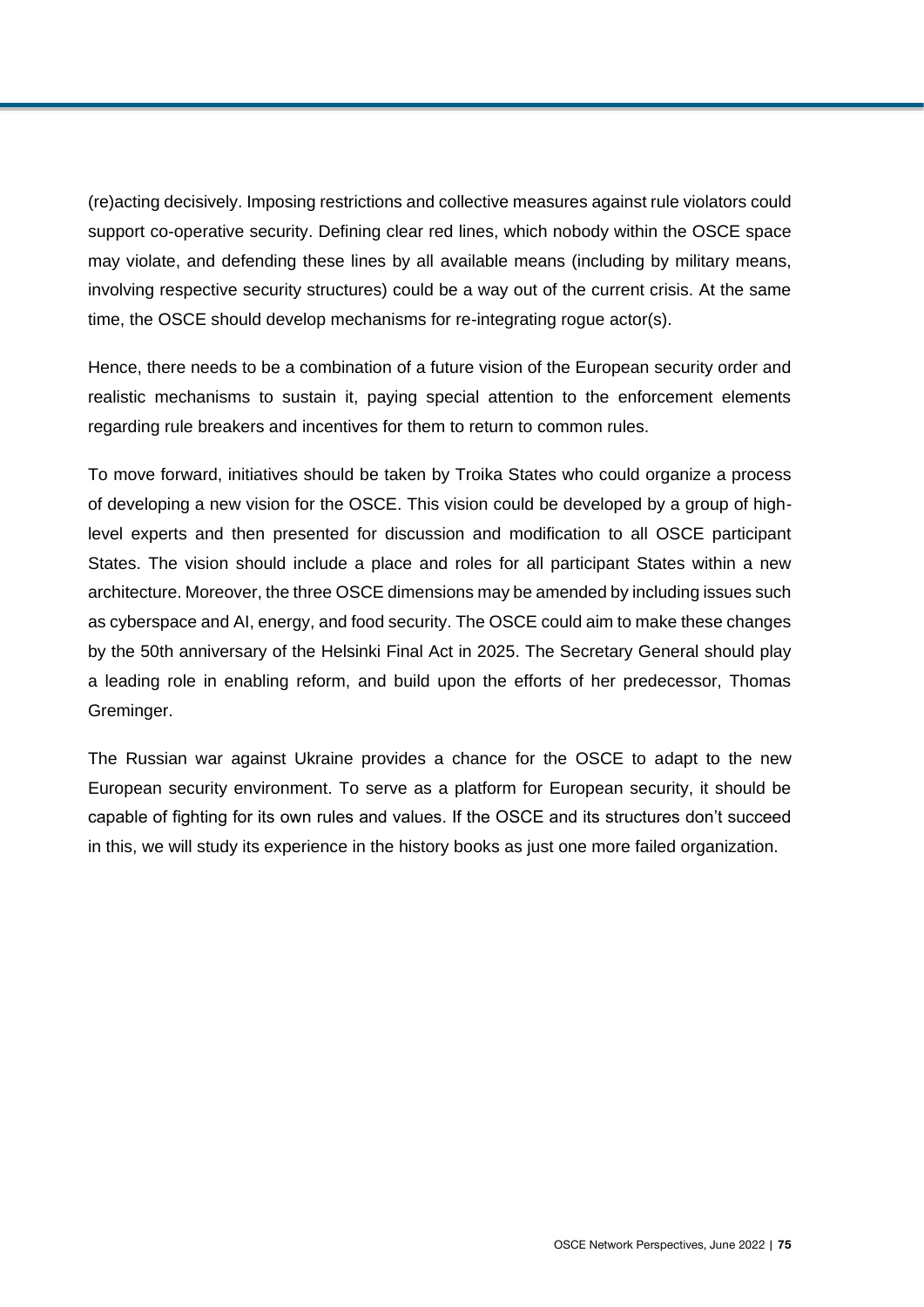(re)acting decisively. Imposing restrictions and collective measures against rule violators could support co-operative security. Defining clear red lines, which nobody within the OSCE space may violate, and defending these lines by all available means (including by military means, involving respective security structures) could be a way out of the current crisis. At the same time, the OSCE should develop mechanisms for re-integrating rogue actor(s).

Hence, there needs to be a combination of a future vision of the European security order and realistic mechanisms to sustain it, paying special attention to the enforcement elements regarding rule breakers and incentives for them to return to common rules.

To move forward, initiatives should be taken by Troika States who could organize a process of developing a new vision for the OSCE. This vision could be developed by a group of high-level experts and then presented for discussion and modification to all OSCE participant States. The vision should include a place and roles for all participant States within a new architecture. Moreover, the three OSCE dimensions may be amended by including issues such as cyberspace and AI, energy, and food security. The OSCE could aim to make these changes by the 50th anniversary of the Helsinki Final Act in 2025. The Secretary General should play a leading role in enabling reform, and build upon the efforts of her predecessor, Thomas Greminger.

The Russian war against Ukraine provides a chance for the OSCE to adapt to the new European security environment. To serve as a platform for European security, it should be capable of fighting for its own rules and values. If the OSCE and its structures don't succeed in this, we will study its experience in the history books as just one more failed organization.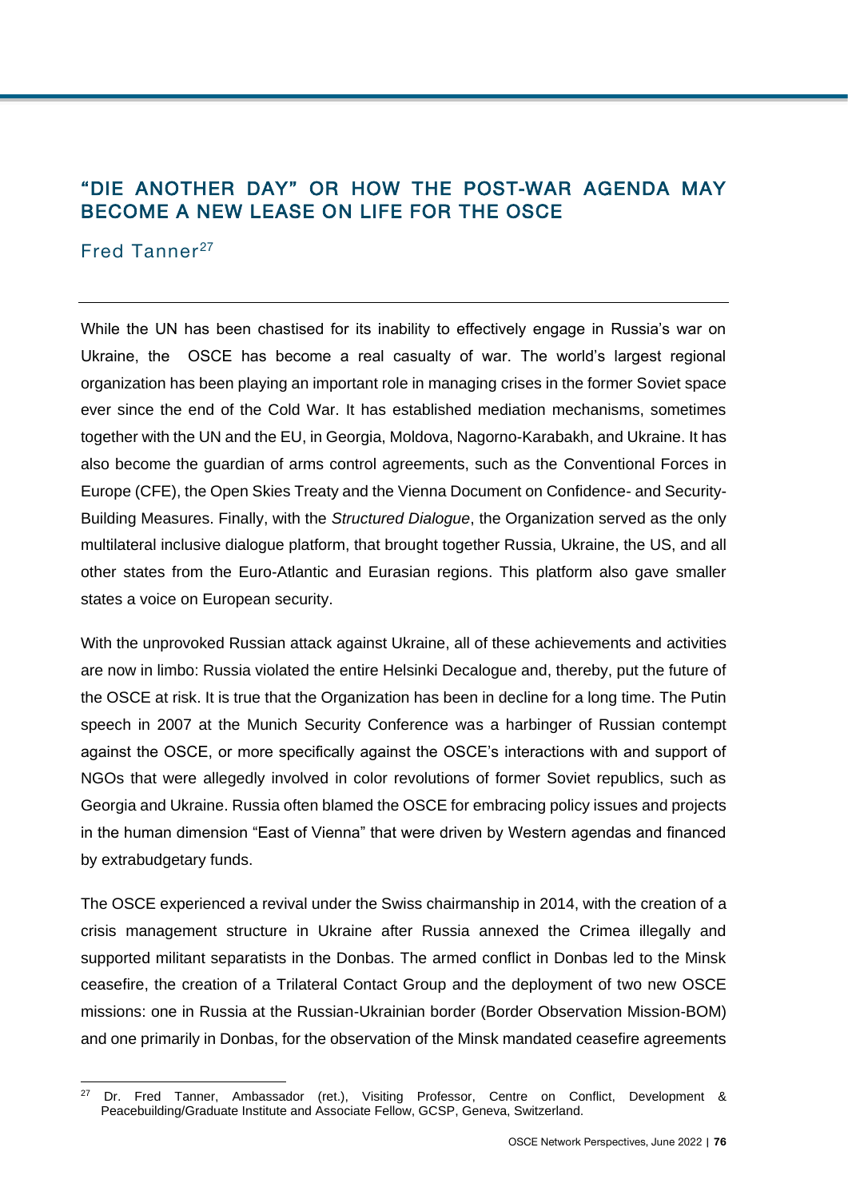## "DIE ANOTHER DAY" OR HOW THE POST-WAR AGENDA MAY BECOME A NEW LEASE ON LIFE FOR THE OSCE

Fred Tanner[27]

While the UN has been chastised for its inability to effectively engage in Russia's war on Ukraine, the OSCE has become a real casualty of war. The world's largest regional organization has been playing an important role in managing crises in the former Soviet space ever since the end of the Cold War. It has established mediation mechanisms, sometimes together with the UN and the EU, in Georgia, Moldova, Nagorno-Karabakh, and Ukraine. It has also become the guardian of arms control agreements, such as the Conventional Forces in Europe (CFE), the Open Skies Treaty and the Vienna Document on Confidence- and Security-Building Measures. Finally, with the *Structured Dialogue*, the Organization served as the only multilateral inclusive dialogue platform, that brought together Russia, Ukraine, the US, and all other states from the Euro-Atlantic and Eurasian regions. This platform also gave smaller states a voice on European security.

With the unprovoked Russian attack against Ukraine, all of these achievements and activities are now in limbo: Russia violated the entire Helsinki Decalogue and, thereby, put the future of the OSCE at risk. It is true that the Organization has been in decline for a long time. The Putin speech in 2007 at the Munich Security Conference was a harbinger of Russian contempt against the OSCE, or more specifically against the OSCE's interactions with and support of NGOs that were allegedly involved in color revolutions of former Soviet republics, such as Georgia and Ukraine. Russia often blamed the OSCE for embracing policy issues and projects in the human dimension "East of Vienna" that were driven by Western agendas and financed by extrabudgetary funds.

The OSCE experienced a revival under the Swiss chairmanship in 2014, with the creation of a crisis management structure in Ukraine after Russia annexed the Crimea illegally and supported militant separatists in the Donbas. The armed conflict in Donbas led to the Minsk ceasefire, the creation of a Trilateral Contact Group and the deployment of two new OSCE missions: one in Russia at the Russian-Ukrainian border (Border Observation Mission-BOM) and one primarily in Donbas, for the observation of the Minsk mandated ceasefire agreements

---

[27] Dr. Fred Tanner, Ambassador (ret.), Visiting Professor, Centre on Conflict, Development & Peacebuilding/Graduate Institute and Associate Fellow, GCSP, Geneva, Switzerland.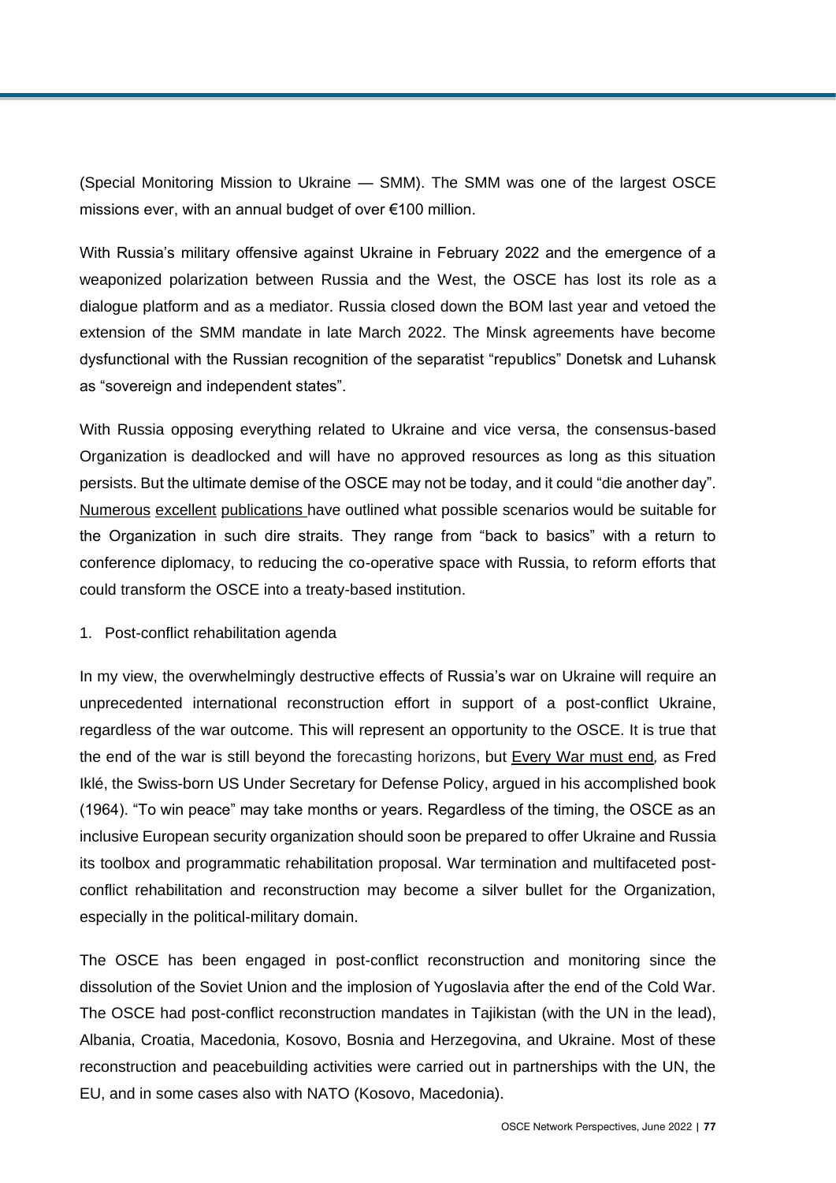(Special Monitoring Mission to Ukraine — SMM). The SMM was one of the largest OSCE missions ever, with an annual budget of over €100 million.

With Russia's military offensive against Ukraine in February 2022 and the emergence of a weaponized polarization between Russia and the West, the OSCE has lost its role as a dialogue platform and as a mediator. Russia closed down the BOM last year and vetoed the extension of the SMM mandate in late March 2022. The Minsk agreements have become dysfunctional with the Russian recognition of the separatist "republics" Donetsk and Luhansk as "sovereign and independent states".

With Russia opposing everything related to Ukraine and vice versa, the consensus-based Organization is deadlocked and will have no approved resources as long as this situation persists. But the ultimate demise of the OSCE may not be today, and it could "die another day". Numerous excellent publications have outlined what possible scenarios would be suitable for the Organization in such dire straits. They range from "back to basics" with a return to conference diplomacy, to reducing the co-operative space with Russia, to reform efforts that could transform the OSCE into a treaty-based institution.

1. Post-conflict rehabilitation agenda

In my view, the overwhelmingly destructive effects of Russia's war on Ukraine will require an unprecedented international reconstruction effort in support of a post-conflict Ukraine, regardless of the war outcome. This will represent an opportunity to the OSCE. It is true that the end of the war is still beyond the forecasting horizons, but *Every War must end*, as Fred Iklé, the Swiss-born US Under Secretary for Defense Policy, argued in his accomplished book (1964). "To win peace" may take months or years. Regardless of the timing, the OSCE as an inclusive European security organization should soon be prepared to offer Ukraine and Russia its toolbox and programmatic rehabilitation proposal. War termination and multifaceted post-conflict rehabilitation and reconstruction may become a silver bullet for the Organization, especially in the political-military domain.

The OSCE has been engaged in post-conflict reconstruction and monitoring since the dissolution of the Soviet Union and the implosion of Yugoslavia after the end of the Cold War. The OSCE had post-conflict reconstruction mandates in Tajikistan (with the UN in the lead), Albania, Croatia, Macedonia, Kosovo, Bosnia and Herzegovina, and Ukraine. Most of these reconstruction and peacebuilding activities were carried out in partnerships with the UN, the EU, and in some cases also with NATO (Kosovo, Macedonia).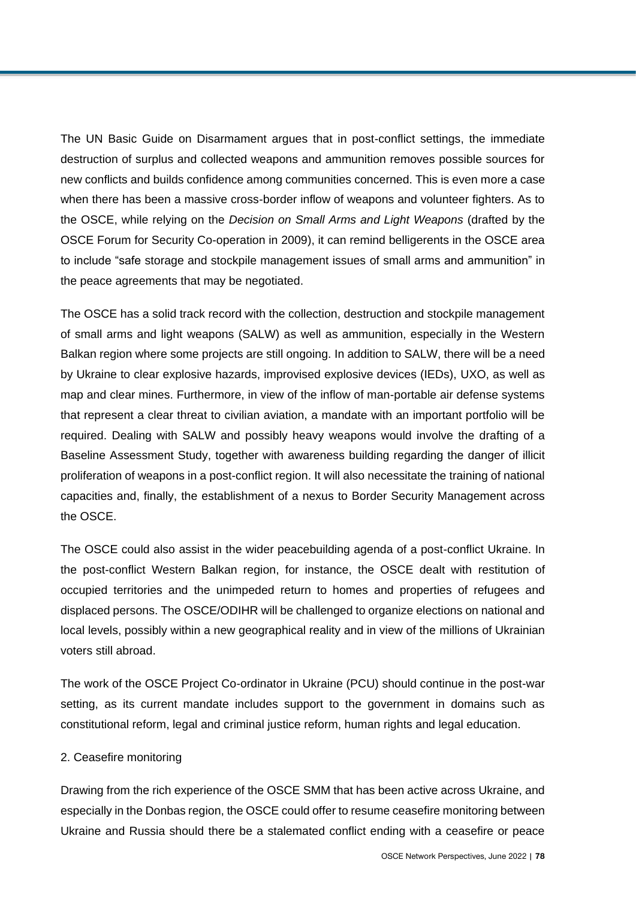The UN Basic Guide on Disarmament argues that in post-conflict settings, the immediate destruction of surplus and collected weapons and ammunition removes possible sources for new conflicts and builds confidence among communities concerned. This is even more a case when there has been a massive cross-border inflow of weapons and volunteer fighters. As to the OSCE, while relying on the *Decision on Small Arms and Light Weapons* (drafted by the OSCE Forum for Security Co-operation in 2009), it can remind belligerents in the OSCE area to include "safe storage and stockpile management issues of small arms and ammunition" in the peace agreements that may be negotiated.

The OSCE has a solid track record with the collection, destruction and stockpile management of small arms and light weapons (SALW) as well as ammunition, especially in the Western Balkan region where some projects are still ongoing. In addition to SALW, there will be a need by Ukraine to clear explosive hazards, improvised explosive devices (IEDs), UXO, as well as map and clear mines. Furthermore, in view of the inflow of man-portable air defense systems that represent a clear threat to civilian aviation, a mandate with an important portfolio will be required. Dealing with SALW and possibly heavy weapons would involve the drafting of a Baseline Assessment Study, together with awareness building regarding the danger of illicit proliferation of weapons in a post-conflict region. It will also necessitate the training of national capacities and, finally, the establishment of a nexus to Border Security Management across the OSCE.

The OSCE could also assist in the wider peacebuilding agenda of a post-conflict Ukraine. In the post-conflict Western Balkan region, for instance, the OSCE dealt with restitution of occupied territories and the unimpeded return to homes and properties of refugees and displaced persons. The OSCE/ODIHR will be challenged to organize elections on national and local levels, possibly within a new geographical reality and in view of the millions of Ukrainian voters still abroad.

The work of the OSCE Project Co-ordinator in Ukraine (PCU) should continue in the post-war setting, as its current mandate includes support to the government in domains such as constitutional reform, legal and criminal justice reform, human rights and legal education.

2. Ceasefire monitoring

Drawing from the rich experience of the OSCE SMM that has been active across Ukraine, and especially in the Donbas region, the OSCE could offer to resume ceasefire monitoring between Ukraine and Russia should there be a stalemated conflict ending with a ceasefire or peace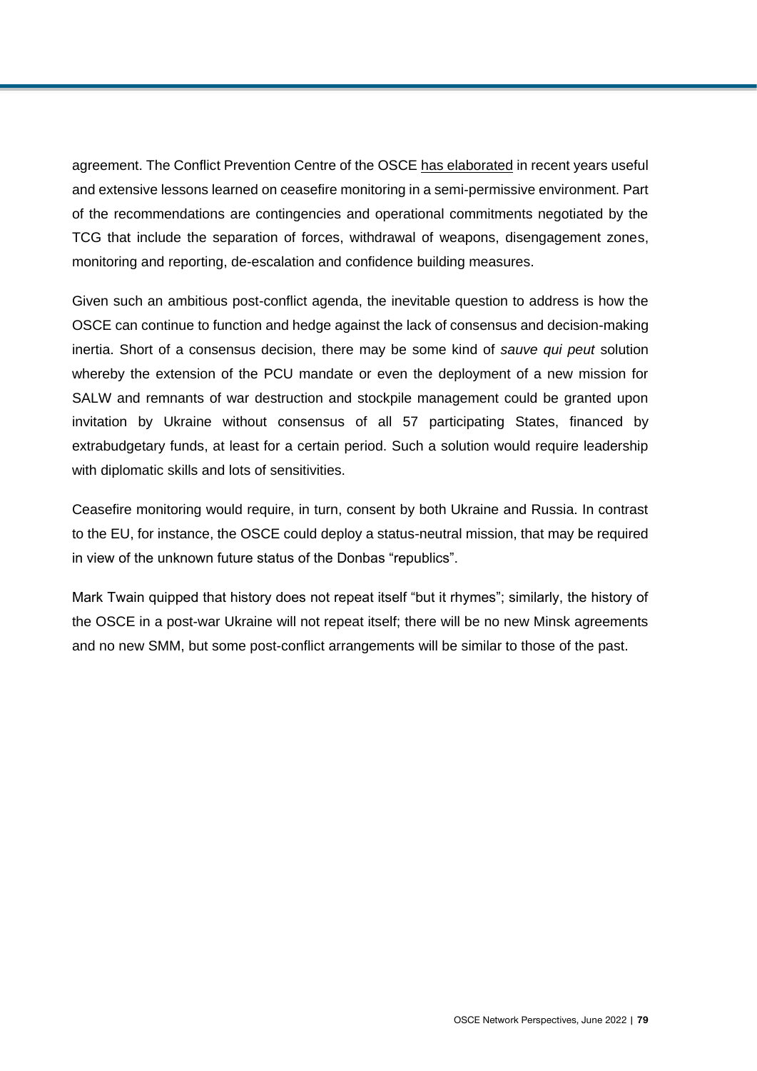agreement. The Conflict Prevention Centre of the OSCE has elaborated in recent years useful and extensive lessons learned on ceasefire monitoring in a semi-permissive environment. Part of the recommendations are contingencies and operational commitments negotiated by the TCG that include the separation of forces, withdrawal of weapons, disengagement zones, monitoring and reporting, de-escalation and confidence building measures.

Given such an ambitious post-conflict agenda, the inevitable question to address is how the OSCE can continue to function and hedge against the lack of consensus and decision-making inertia. Short of a consensus decision, there may be some kind of *sauve qui peut* solution whereby the extension of the PCU mandate or even the deployment of a new mission for SALW and remnants of war destruction and stockpile management could be granted upon invitation by Ukraine without consensus of all 57 participating States, financed by extrabudgetary funds, at least for a certain period. Such a solution would require leadership with diplomatic skills and lots of sensitivities.

Ceasefire monitoring would require, in turn, consent by both Ukraine and Russia. In contrast to the EU, for instance, the OSCE could deploy a status-neutral mission, that may be required in view of the unknown future status of the Donbas "republics".

Mark Twain quipped that history does not repeat itself "but it rhymes"; similarly, the history of the OSCE in a post-war Ukraine will not repeat itself; there will be no new Minsk agreements and no new SMM, but some post-conflict arrangements will be similar to those of the past.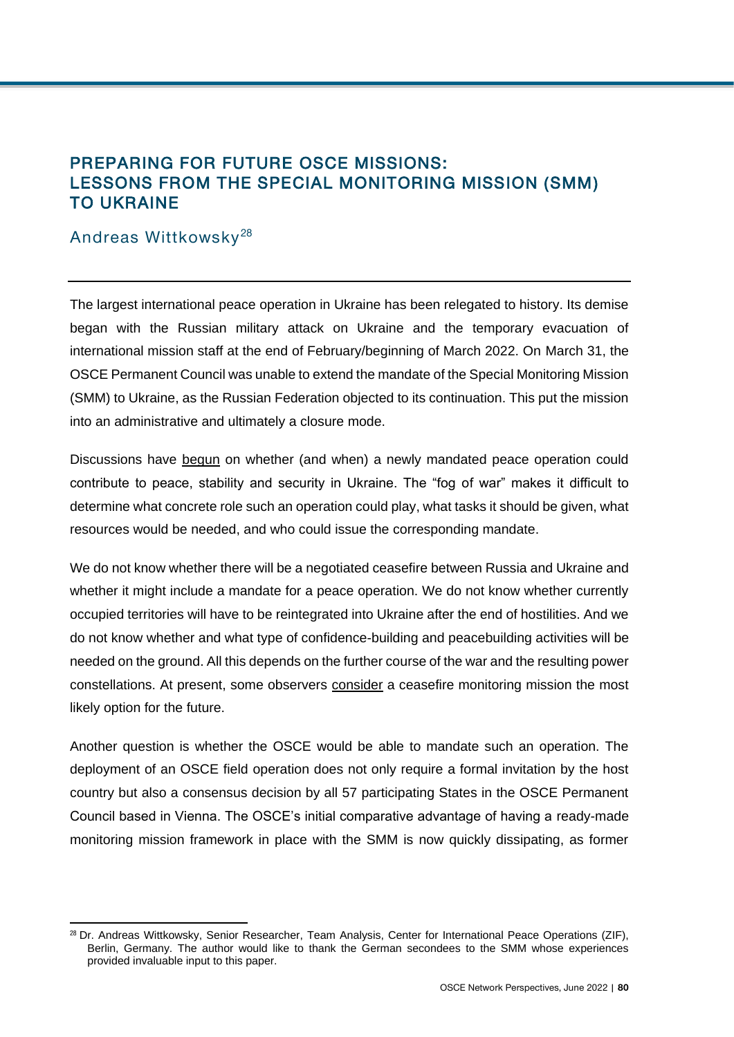## PREPARING FOR FUTURE OSCE MISSIONS: LESSONS FROM THE SPECIAL MONITORING MISSION (SMM) TO UKRAINE

Andreas Wittkowsky[28]

The largest international peace operation in Ukraine has been relegated to history. Its demise began with the Russian military attack on Ukraine and the temporary evacuation of international mission staff at the end of February/beginning of March 2022. On March 31, the OSCE Permanent Council was unable to extend the mandate of the Special Monitoring Mission (SMM) to Ukraine, as the Russian Federation objected to its continuation. This put the mission into an administrative and ultimately a closure mode.

Discussions have begun on whether (and when) a newly mandated peace operation could contribute to peace, stability and security in Ukraine. The "fog of war" makes it difficult to determine what concrete role such an operation could play, what tasks it should be given, what resources would be needed, and who could issue the corresponding mandate.

We do not know whether there will be a negotiated ceasefire between Russia and Ukraine and whether it might include a mandate for a peace operation. We do not know whether currently occupied territories will have to be reintegrated into Ukraine after the end of hostilities. And we do not know whether and what type of confidence-building and peacebuilding activities will be needed on the ground. All this depends on the further course of the war and the resulting power constellations. At present, some observers consider a ceasefire monitoring mission the most likely option for the future.

Another question is whether the OSCE would be able to mandate such an operation. The deployment of an OSCE field operation does not only require a formal invitation by the host country but also a consensus decision by all 57 participating States in the OSCE Permanent Council based in Vienna. The OSCE's initial comparative advantage of having a ready-made monitoring mission framework in place with the SMM is now quickly dissipating, as former

[28] Dr. Andreas Wittkowsky, Senior Researcher, Team Analysis, Center for International Peace Operations (ZIF), Berlin, Germany. The author would like to thank the German secondees to the SMM whose experiences provided invaluable input to this paper.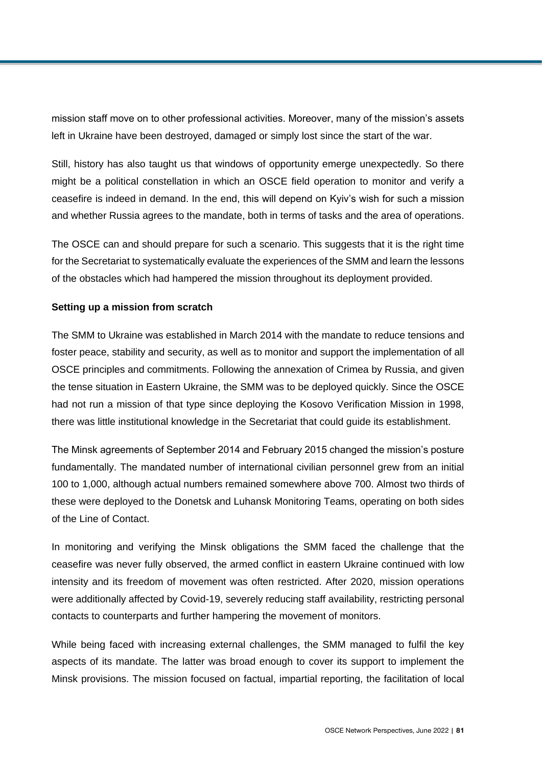mission staff move on to other professional activities. Moreover, many of the mission's assets left in Ukraine have been destroyed, damaged or simply lost since the start of the war.

Still, history has also taught us that windows of opportunity emerge unexpectedly. So there might be a political constellation in which an OSCE field operation to monitor and verify a ceasefire is indeed in demand. In the end, this will depend on Kyiv's wish for such a mission and whether Russia agrees to the mandate, both in terms of tasks and the area of operations.

The OSCE can and should prepare for such a scenario. This suggests that it is the right time for the Secretariat to systematically evaluate the experiences of the SMM and learn the lessons of the obstacles which had hampered the mission throughout its deployment provided.

**Setting up a mission from scratch**

The SMM to Ukraine was established in March 2014 with the mandate to reduce tensions and foster peace, stability and security, as well as to monitor and support the implementation of all OSCE principles and commitments. Following the annexation of Crimea by Russia, and given the tense situation in Eastern Ukraine, the SMM was to be deployed quickly. Since the OSCE had not run a mission of that type since deploying the Kosovo Verification Mission in 1998, there was little institutional knowledge in the Secretariat that could guide its establishment.

The Minsk agreements of September 2014 and February 2015 changed the mission's posture fundamentally. The mandated number of international civilian personnel grew from an initial 100 to 1,000, although actual numbers remained somewhere above 700. Almost two thirds of these were deployed to the Donetsk and Luhansk Monitoring Teams, operating on both sides of the Line of Contact.

In monitoring and verifying the Minsk obligations the SMM faced the challenge that the ceasefire was never fully observed, the armed conflict in eastern Ukraine continued with low intensity and its freedom of movement was often restricted. After 2020, mission operations were additionally affected by Covid-19, severely reducing staff availability, restricting personal contacts to counterparts and further hampering the movement of monitors.

While being faced with increasing external challenges, the SMM managed to fulfil the key aspects of its mandate. The latter was broad enough to cover its support to implement the Minsk provisions. The mission focused on factual, impartial reporting, the facilitation of local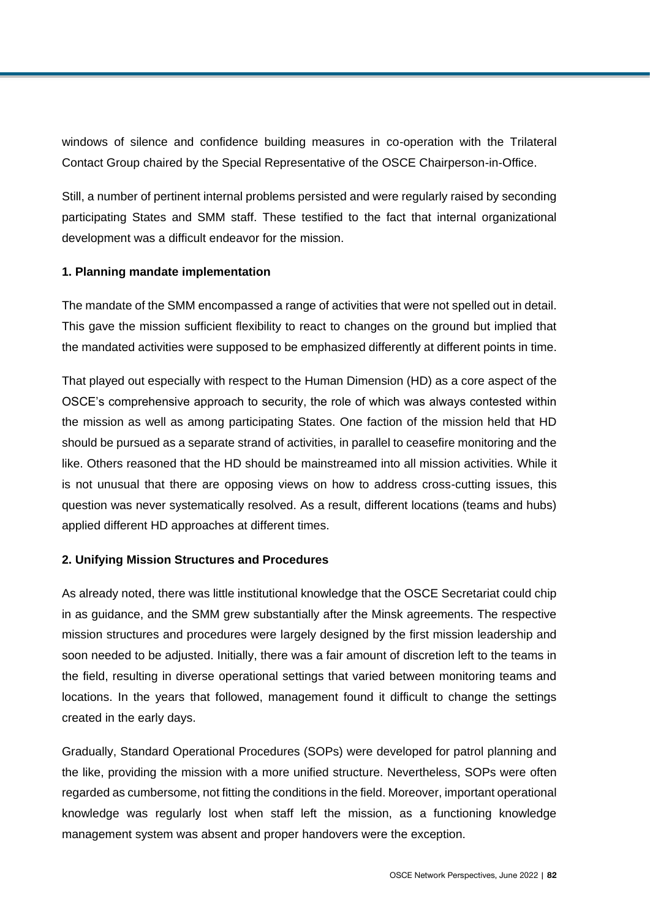windows of silence and confidence building measures in co-operation with the Trilateral Contact Group chaired by the Special Representative of the OSCE Chairperson-in-Office.

Still, a number of pertinent internal problems persisted and were regularly raised by seconding participating States and SMM staff. These testified to the fact that internal organizational development was a difficult endeavor for the mission.

**1. Planning mandate implementation**

The mandate of the SMM encompassed a range of activities that were not spelled out in detail. This gave the mission sufficient flexibility to react to changes on the ground but implied that the mandated activities were supposed to be emphasized differently at different points in time.

That played out especially with respect to the Human Dimension (HD) as a core aspect of the OSCE's comprehensive approach to security, the role of which was always contested within the mission as well as among participating States. One faction of the mission held that HD should be pursued as a separate strand of activities, in parallel to ceasefire monitoring and the like. Others reasoned that the HD should be mainstreamed into all mission activities. While it is not unusual that there are opposing views on how to address cross-cutting issues, this question was never systematically resolved. As a result, different locations (teams and hubs) applied different HD approaches at different times.

**2. Unifying Mission Structures and Procedures**

As already noted, there was little institutional knowledge that the OSCE Secretariat could chip in as guidance, and the SMM grew substantially after the Minsk agreements. The respective mission structures and procedures were largely designed by the first mission leadership and soon needed to be adjusted. Initially, there was a fair amount of discretion left to the teams in the field, resulting in diverse operational settings that varied between monitoring teams and locations. In the years that followed, management found it difficult to change the settings created in the early days.

Gradually, Standard Operational Procedures (SOPs) were developed for patrol planning and the like, providing the mission with a more unified structure. Nevertheless, SOPs were often regarded as cumbersome, not fitting the conditions in the field. Moreover, important operational knowledge was regularly lost when staff left the mission, as a functioning knowledge management system was absent and proper handovers were the exception.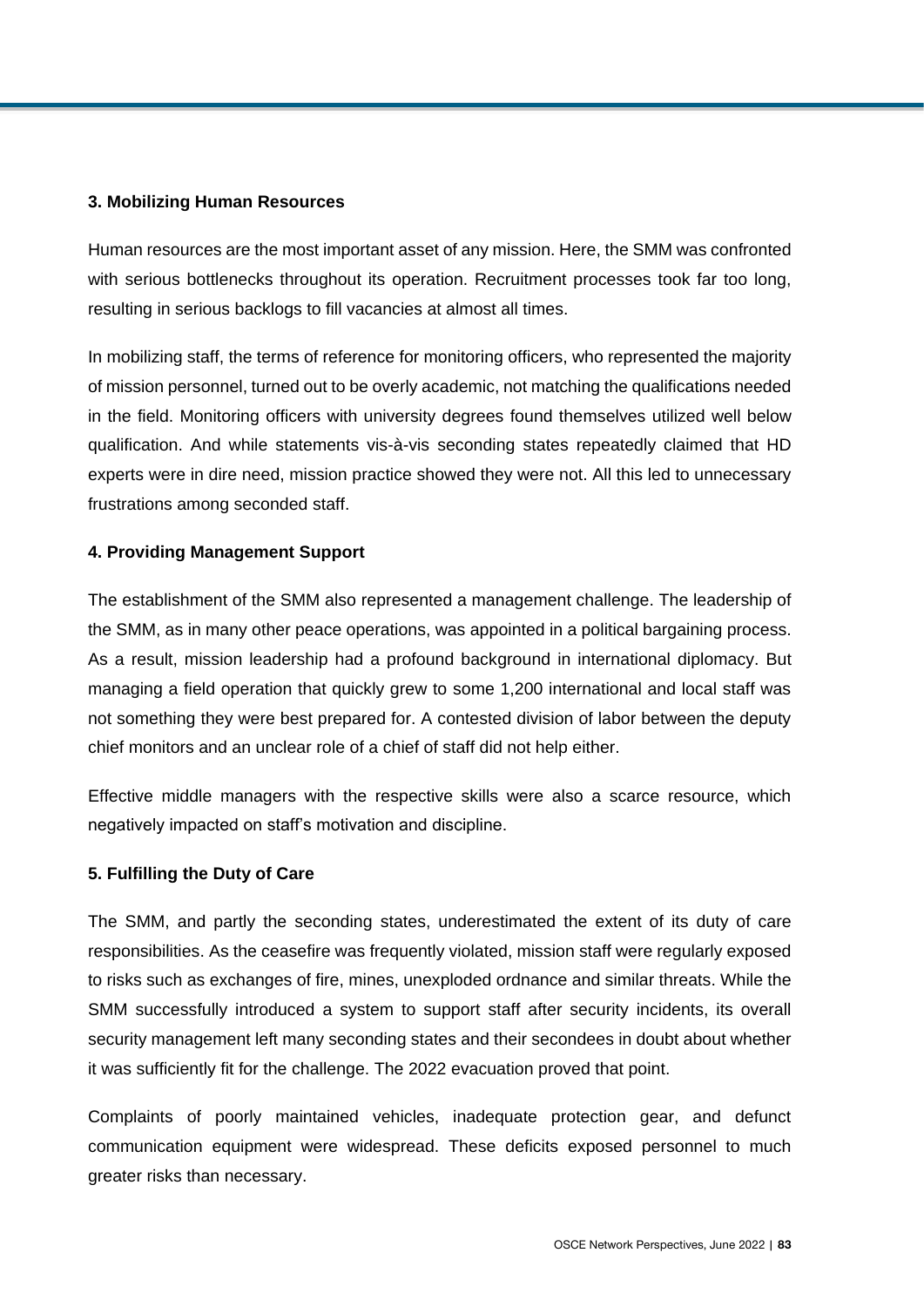### 3. Mobilizing Human Resources

Human resources are the most important asset of any mission. Here, the SMM was confronted with serious bottlenecks throughout its operation. Recruitment processes took far too long, resulting in serious backlogs to fill vacancies at almost all times.

In mobilizing staff, the terms of reference for monitoring officers, who represented the majority of mission personnel, turned out to be overly academic, not matching the qualifications needed in the field. Monitoring officers with university degrees found themselves utilized well below qualification. And while statements vis-à-vis seconding states repeatedly claimed that HD experts were in dire need, mission practice showed they were not. All this led to unnecessary frustrations among seconded staff.

### 4. Providing Management Support

The establishment of the SMM also represented a management challenge. The leadership of the SMM, as in many other peace operations, was appointed in a political bargaining process. As a result, mission leadership had a profound background in international diplomacy. But managing a field operation that quickly grew to some 1,200 international and local staff was not something they were best prepared for. A contested division of labor between the deputy chief monitors and an unclear role of a chief of staff did not help either.

Effective middle managers with the respective skills were also a scarce resource, which negatively impacted on staff's motivation and discipline.

### 5. Fulfilling the Duty of Care

The SMM, and partly the seconding states, underestimated the extent of its duty of care responsibilities. As the ceasefire was frequently violated, mission staff were regularly exposed to risks such as exchanges of fire, mines, unexploded ordnance and similar threats. While the SMM successfully introduced a system to support staff after security incidents, its overall security management left many seconding states and their secondees in doubt about whether it was sufficiently fit for the challenge. The 2022 evacuation proved that point.

Complaints of poorly maintained vehicles, inadequate protection gear, and defunct communication equipment were widespread. These deficits exposed personnel to much greater risks than necessary.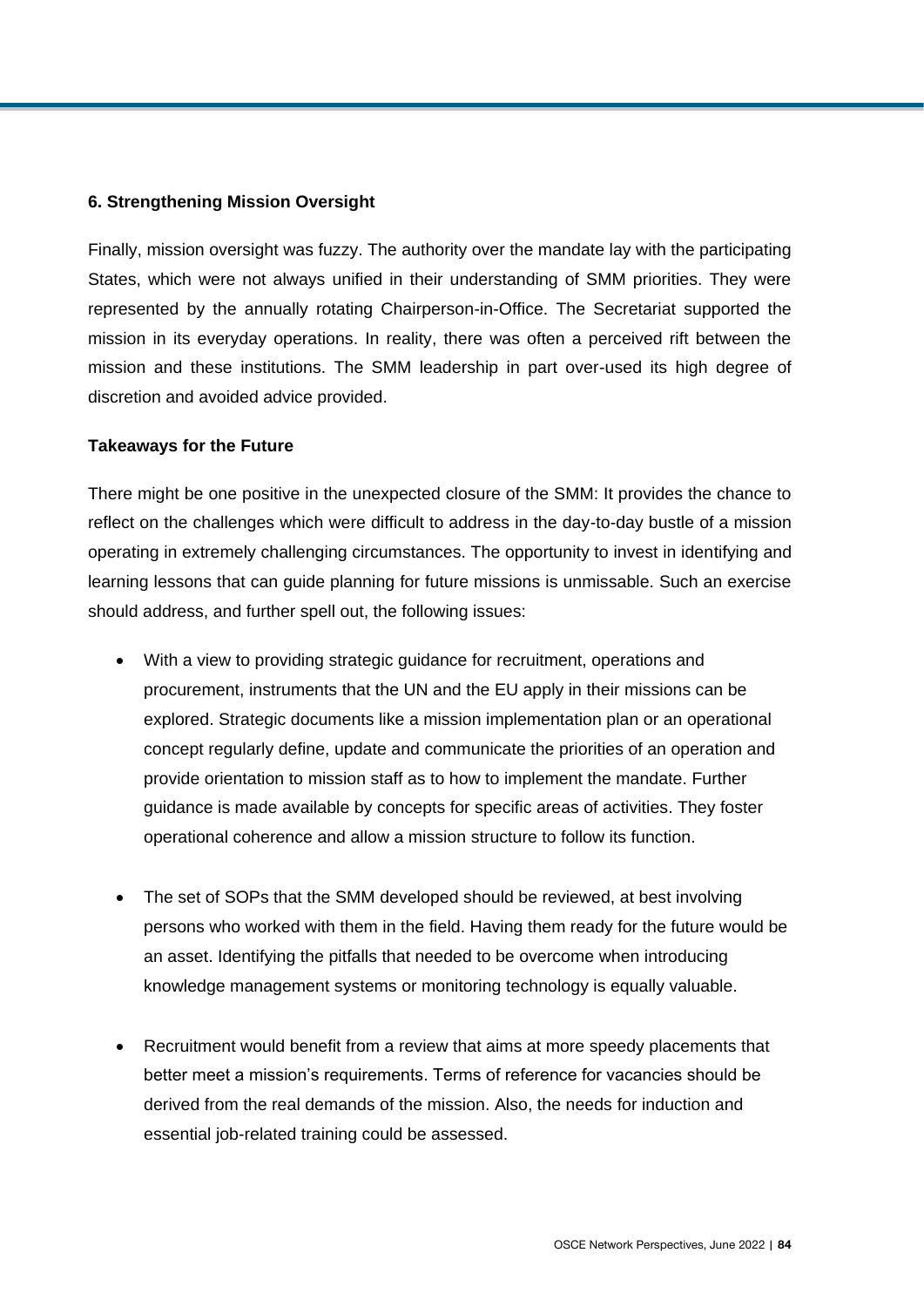### 6. Strengthening Mission Oversight

Finally, mission oversight was fuzzy. The authority over the mandate lay with the participating States, which were not always unified in their understanding of SMM priorities. They were represented by the annually rotating Chairperson-in-Office. The Secretariat supported the mission in its everyday operations. In reality, there was often a perceived rift between the mission and these institutions. The SMM leadership in part over-used its high degree of discretion and avoided advice provided.

### Takeaways for the Future

There might be one positive in the unexpected closure of the SMM: It provides the chance to reflect on the challenges which were difficult to address in the day-to-day bustle of a mission operating in extremely challenging circumstances. The opportunity to invest in identifying and learning lessons that can guide planning for future missions is unmissable. Such an exercise should address, and further spell out, the following issues:

- With a view to providing strategic guidance for recruitment, operations and procurement, instruments that the UN and the EU apply in their missions can be explored. Strategic documents like a mission implementation plan or an operational concept regularly define, update and communicate the priorities of an operation and provide orientation to mission staff as to how to implement the mandate. Further guidance is made available by concepts for specific areas of activities. They foster operational coherence and allow a mission structure to follow its function.

- The set of SOPs that the SMM developed should be reviewed, at best involving persons who worked with them in the field. Having them ready for the future would be an asset. Identifying the pitfalls that needed to be overcome when introducing knowledge management systems or monitoring technology is equally valuable.

- Recruitment would benefit from a review that aims at more speedy placements that better meet a mission's requirements. Terms of reference for vacancies should be derived from the real demands of the mission. Also, the needs for induction and essential job-related training could be assessed.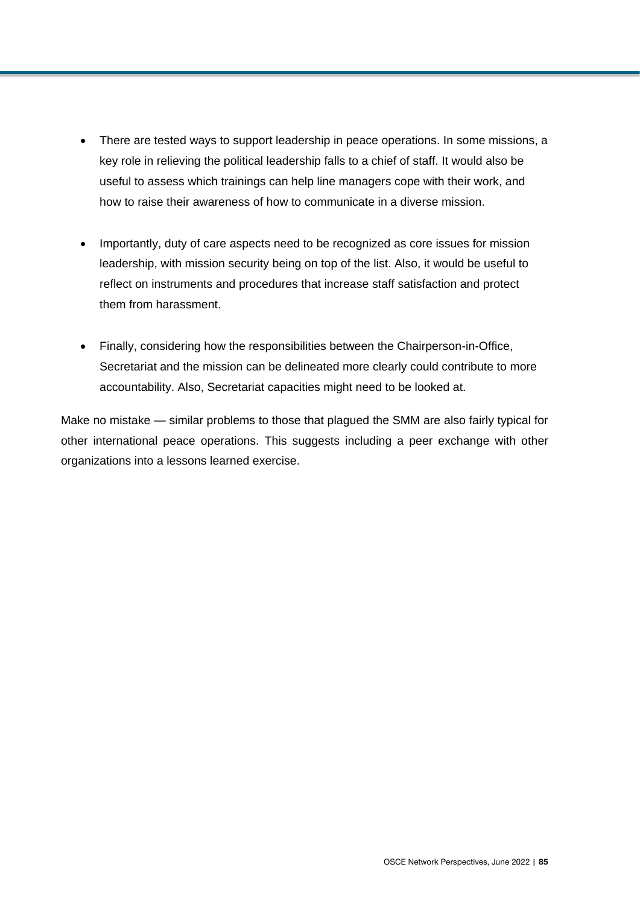- There are tested ways to support leadership in peace operations. In some missions, a key role in relieving the political leadership falls to a chief of staff. It would also be useful to assess which trainings can help line managers cope with their work, and how to raise their awareness of how to communicate in a diverse mission.

- Importantly, duty of care aspects need to be recognized as core issues for mission leadership, with mission security being on top of the list. Also, it would be useful to reflect on instruments and procedures that increase staff satisfaction and protect them from harassment.

- Finally, considering how the responsibilities between the Chairperson-in-Office, Secretariat and the mission can be delineated more clearly could contribute to more accountability. Also, Secretariat capacities might need to be looked at.

Make no mistake — similar problems to those that plagued the SMM are also fairly typical for other international peace operations. This suggests including a peer exchange with other organizations into a lessons learned exercise.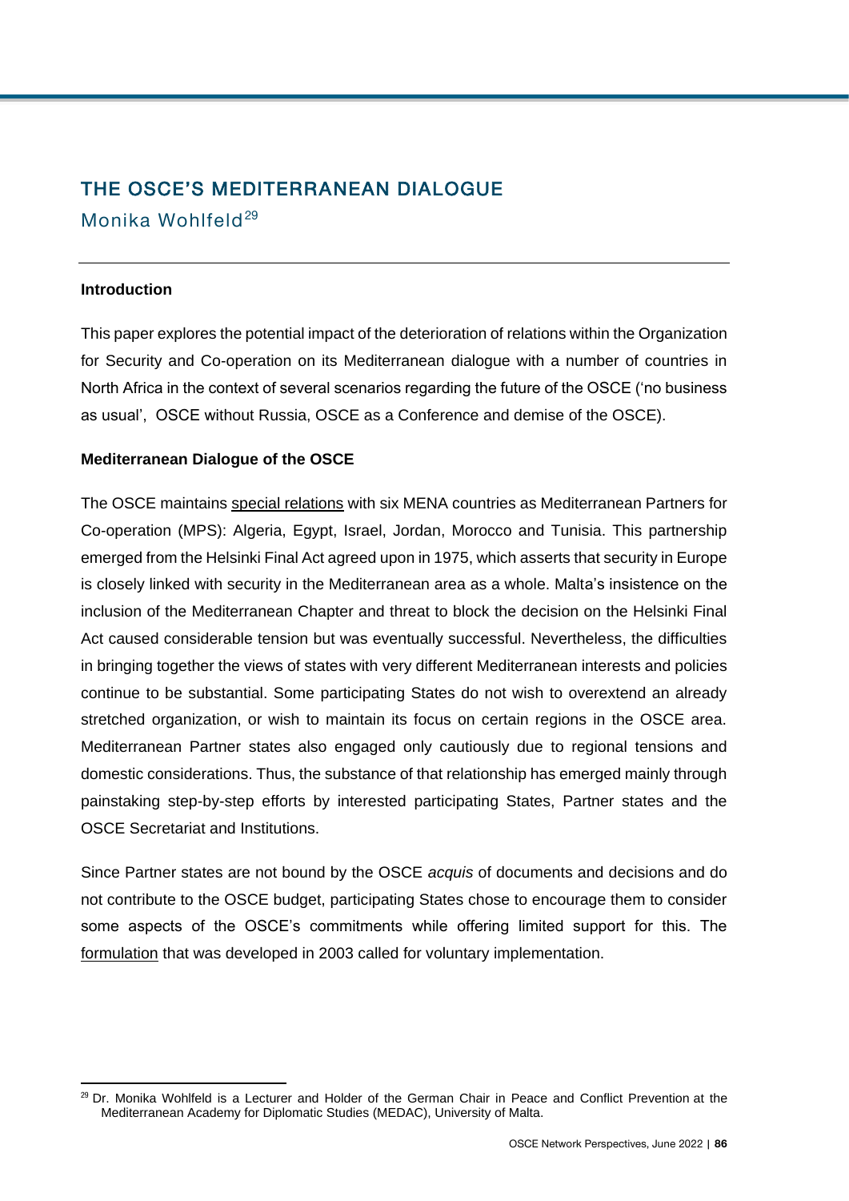# THE OSCE'S MEDITERRANEAN DIALOGUE

## Monika Wohlfeld[29]

**Introduction**

This paper explores the potential impact of the deterioration of relations within the Organization for Security and Co-operation on its Mediterranean dialogue with a number of countries in North Africa in the context of several scenarios regarding the future of the OSCE ('no business as usual', OSCE without Russia, OSCE as a Conference and demise of the OSCE).

**Mediterranean Dialogue of the OSCE**

The OSCE maintains special relations with six MENA countries as Mediterranean Partners for Co-operation (MPS): Algeria, Egypt, Israel, Jordan, Morocco and Tunisia. This partnership emerged from the Helsinki Final Act agreed upon in 1975, which asserts that security in Europe is closely linked with security in the Mediterranean area as a whole. Malta's insistence on the inclusion of the Mediterranean Chapter and threat to block the decision on the Helsinki Final Act caused considerable tension but was eventually successful. Nevertheless, the difficulties in bringing together the views of states with very different Mediterranean interests and policies continue to be substantial. Some participating States do not wish to overextend an already stretched organization, or wish to maintain its focus on certain regions in the OSCE area. Mediterranean Partner states also engaged only cautiously due to regional tensions and domestic considerations. Thus, the substance of that relationship has emerged mainly through painstaking step-by-step efforts by interested participating States, Partner states and the OSCE Secretariat and Institutions.

Since Partner states are not bound by the OSCE *acquis* of documents and decisions and do not contribute to the OSCE budget, participating States chose to encourage them to consider some aspects of the OSCE's commitments while offering limited support for this. The formulation that was developed in 2003 called for voluntary implementation.

[29] Dr. Monika Wohlfeld is a Lecturer and Holder of the German Chair in Peace and Conflict Prevention at the Mediterranean Academy for Diplomatic Studies (MEDAC), University of Malta.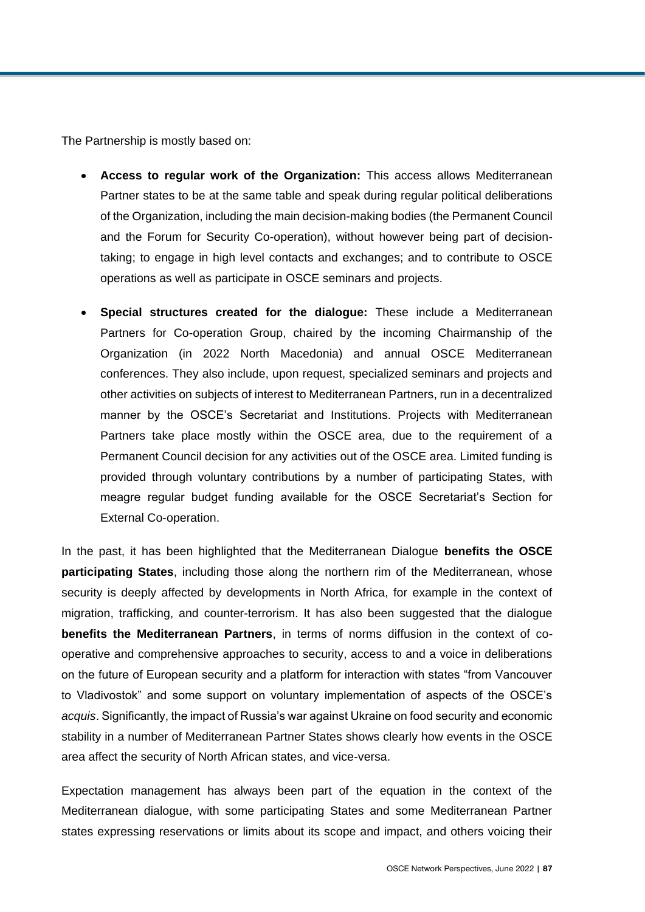The Partnership is mostly based on:

- **Access to regular work of the Organization:** This access allows Mediterranean Partner states to be at the same table and speak during regular political deliberations of the Organization, including the main decision-making bodies (the Permanent Council and the Forum for Security Co-operation), without however being part of decision-taking; to engage in high level contacts and exchanges; and to contribute to OSCE operations as well as participate in OSCE seminars and projects.
- **Special structures created for the dialogue:** These include a Mediterranean Partners for Co-operation Group, chaired by the incoming Chairmanship of the Organization (in 2022 North Macedonia) and annual OSCE Mediterranean conferences. They also include, upon request, specialized seminars and projects and other activities on subjects of interest to Mediterranean Partners, run in a decentralized manner by the OSCE's Secretariat and Institutions. Projects with Mediterranean Partners take place mostly within the OSCE area, due to the requirement of a Permanent Council decision for any activities out of the OSCE area. Limited funding is provided through voluntary contributions by a number of participating States, with meagre regular budget funding available for the OSCE Secretariat's Section for External Co-operation.

In the past, it has been highlighted that the Mediterranean Dialogue **benefits the OSCE participating States**, including those along the northern rim of the Mediterranean, whose security is deeply affected by developments in North Africa, for example in the context of migration, trafficking, and counter-terrorism. It has also been suggested that the dialogue **benefits the Mediterranean Partners**, in terms of norms diffusion in the context of co-operative and comprehensive approaches to security, access to and a voice in deliberations on the future of European security and a platform for interaction with states "from Vancouver to Vladivostok" and some support on voluntary implementation of aspects of the OSCE's *acquis*. Significantly, the impact of Russia's war against Ukraine on food security and economic stability in a number of Mediterranean Partner States shows clearly how events in the OSCE area affect the security of North African states, and vice-versa.

Expectation management has always been part of the equation in the context of the Mediterranean dialogue, with some participating States and some Mediterranean Partner states expressing reservations or limits about its scope and impact, and others voicing their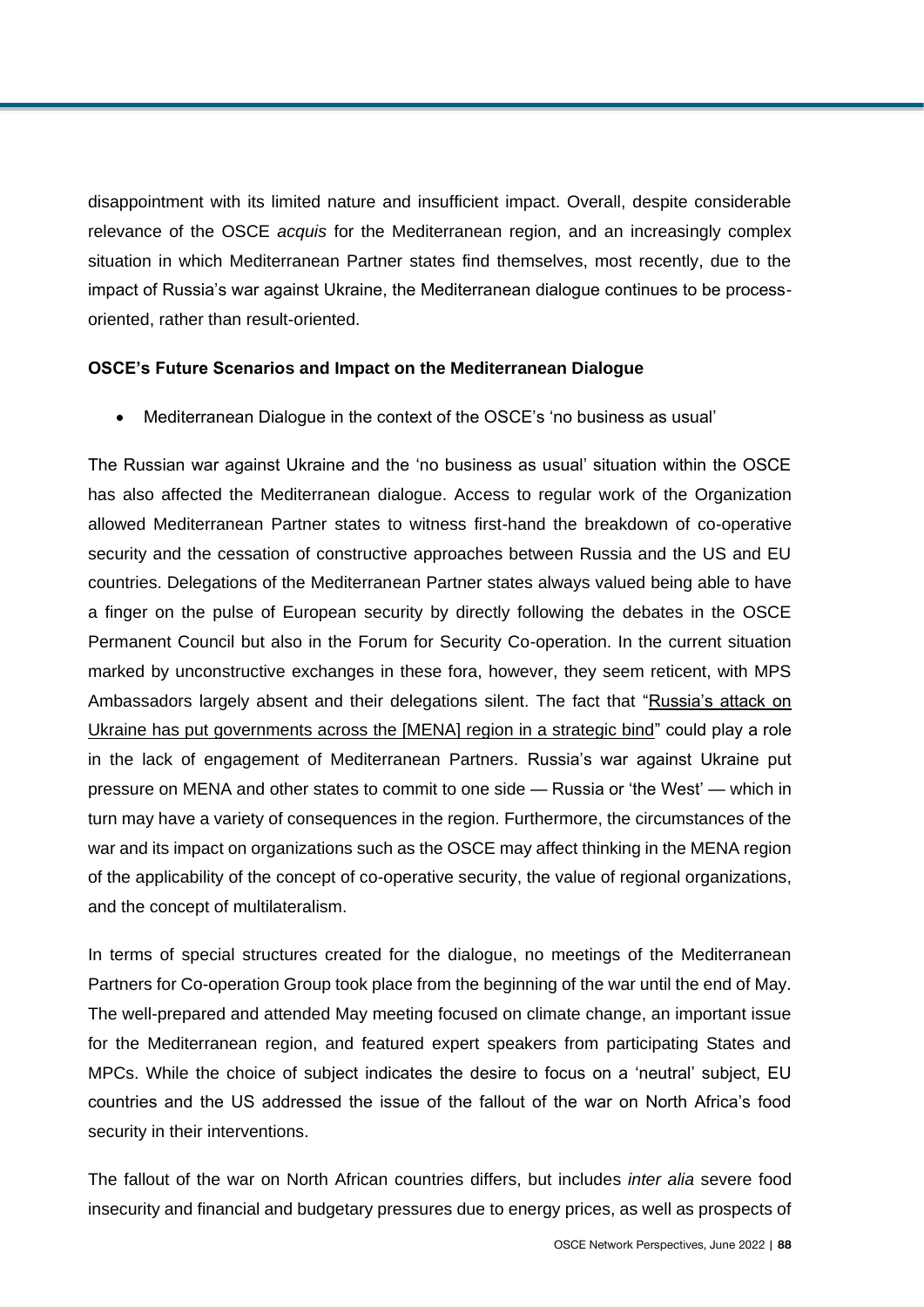disappointment with its limited nature and insufficient impact. Overall, despite considerable relevance of the OSCE *acquis* for the Mediterranean region, and an increasingly complex situation in which Mediterranean Partner states find themselves, most recently, due to the impact of Russia's war against Ukraine, the Mediterranean dialogue continues to be process-oriented, rather than result-oriented.

**OSCE's Future Scenarios and Impact on the Mediterranean Dialogue**

- Mediterranean Dialogue in the context of the OSCE's 'no business as usual'

The Russian war against Ukraine and the 'no business as usual' situation within the OSCE has also affected the Mediterranean dialogue. Access to regular work of the Organization allowed Mediterranean Partner states to witness first-hand the breakdown of co-operative security and the cessation of constructive approaches between Russia and the US and EU countries. Delegations of the Mediterranean Partner states always valued being able to have a finger on the pulse of European security by directly following the debates in the OSCE Permanent Council but also in the Forum for Security Co-operation. In the current situation marked by unconstructive exchanges in these fora, however, they seem reticent, with MPS Ambassadors largely absent and their delegations silent. The fact that "Russia's attack on Ukraine has put governments across the [MENA] region in a strategic bind" could play a role in the lack of engagement of Mediterranean Partners. Russia's war against Ukraine put pressure on MENA and other states to commit to one side — Russia or 'the West' — which in turn may have a variety of consequences in the region. Furthermore, the circumstances of the war and its impact on organizations such as the OSCE may affect thinking in the MENA region of the applicability of the concept of co-operative security, the value of regional organizations, and the concept of multilateralism.

In terms of special structures created for the dialogue, no meetings of the Mediterranean Partners for Co-operation Group took place from the beginning of the war until the end of May. The well-prepared and attended May meeting focused on climate change, an important issue for the Mediterranean region, and featured expert speakers from participating States and MPCs. While the choice of subject indicates the desire to focus on a 'neutral' subject, EU countries and the US addressed the issue of the fallout of the war on North Africa's food security in their interventions.

The fallout of the war on North African countries differs, but includes *inter alia* severe food insecurity and financial and budgetary pressures due to energy prices, as well as prospects of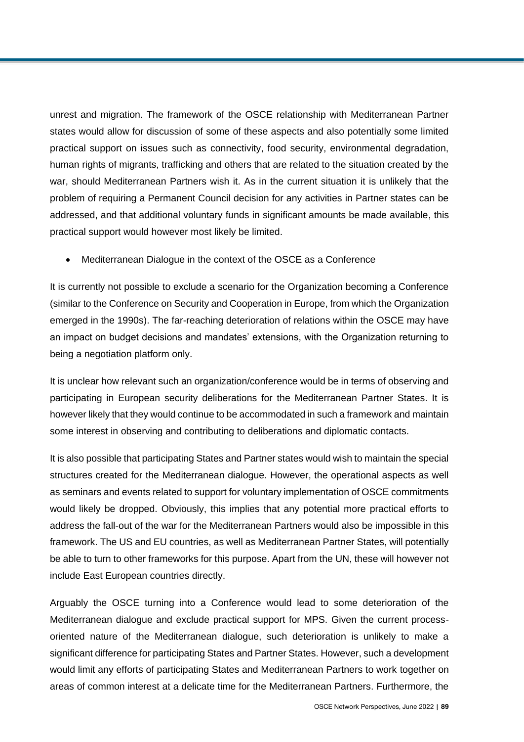unrest and migration. The framework of the OSCE relationship with Mediterranean Partner states would allow for discussion of some of these aspects and also potentially some limited practical support on issues such as connectivity, food security, environmental degradation, human rights of migrants, trafficking and others that are related to the situation created by the war, should Mediterranean Partners wish it. As in the current situation it is unlikely that the problem of requiring a Permanent Council decision for any activities in Partner states can be addressed, and that additional voluntary funds in significant amounts be made available, this practical support would however most likely be limited.

- Mediterranean Dialogue in the context of the OSCE as a Conference

It is currently not possible to exclude a scenario for the Organization becoming a Conference (similar to the Conference on Security and Cooperation in Europe, from which the Organization emerged in the 1990s). The far-reaching deterioration of relations within the OSCE may have an impact on budget decisions and mandates' extensions, with the Organization returning to being a negotiation platform only.

It is unclear how relevant such an organization/conference would be in terms of observing and participating in European security deliberations for the Mediterranean Partner States. It is however likely that they would continue to be accommodated in such a framework and maintain some interest in observing and contributing to deliberations and diplomatic contacts.

It is also possible that participating States and Partner states would wish to maintain the special structures created for the Mediterranean dialogue. However, the operational aspects as well as seminars and events related to support for voluntary implementation of OSCE commitments would likely be dropped. Obviously, this implies that any potential more practical efforts to address the fall-out of the war for the Mediterranean Partners would also be impossible in this framework. The US and EU countries, as well as Mediterranean Partner States, will potentially be able to turn to other frameworks for this purpose. Apart from the UN, these will however not include East European countries directly.

Arguably the OSCE turning into a Conference would lead to some deterioration of the Mediterranean dialogue and exclude practical support for MPS. Given the current process-oriented nature of the Mediterranean dialogue, such deterioration is unlikely to make a significant difference for participating States and Partner States. However, such a development would limit any efforts of participating States and Mediterranean Partners to work together on areas of common interest at a delicate time for the Mediterranean Partners. Furthermore, the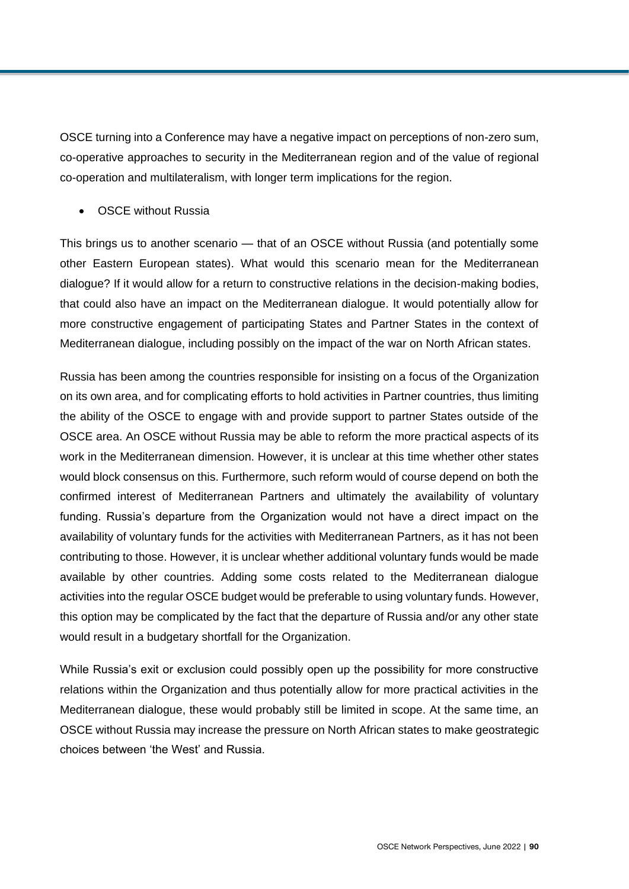OSCE turning into a Conference may have a negative impact on perceptions of non-zero sum, co-operative approaches to security in the Mediterranean region and of the value of regional co-operation and multilateralism, with longer term implications for the region.

- OSCE without Russia

This brings us to another scenario — that of an OSCE without Russia (and potentially some other Eastern European states). What would this scenario mean for the Mediterranean dialogue? If it would allow for a return to constructive relations in the decision-making bodies, that could also have an impact on the Mediterranean dialogue. It would potentially allow for more constructive engagement of participating States and Partner States in the context of Mediterranean dialogue, including possibly on the impact of the war on North African states.

Russia has been among the countries responsible for insisting on a focus of the Organization on its own area, and for complicating efforts to hold activities in Partner countries, thus limiting the ability of the OSCE to engage with and provide support to partner States outside of the OSCE area. An OSCE without Russia may be able to reform the more practical aspects of its work in the Mediterranean dimension. However, it is unclear at this time whether other states would block consensus on this. Furthermore, such reform would of course depend on both the confirmed interest of Mediterranean Partners and ultimately the availability of voluntary funding. Russia's departure from the Organization would not have a direct impact on the availability of voluntary funds for the activities with Mediterranean Partners, as it has not been contributing to those. However, it is unclear whether additional voluntary funds would be made available by other countries. Adding some costs related to the Mediterranean dialogue activities into the regular OSCE budget would be preferable to using voluntary funds. However, this option may be complicated by the fact that the departure of Russia and/or any other state would result in a budgetary shortfall for the Organization.

While Russia's exit or exclusion could possibly open up the possibility for more constructive relations within the Organization and thus potentially allow for more practical activities in the Mediterranean dialogue, these would probably still be limited in scope. At the same time, an OSCE without Russia may increase the pressure on North African states to make geostrategic choices between 'the West' and Russia.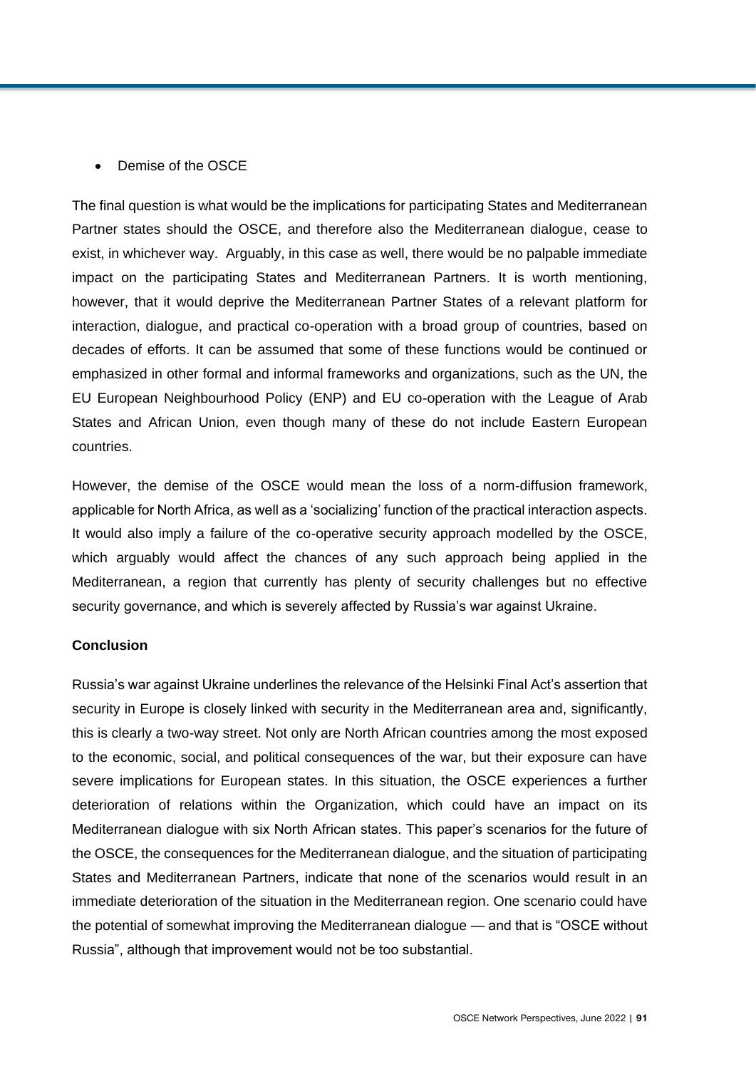- Demise of the OSCE

The final question is what would be the implications for participating States and Mediterranean Partner states should the OSCE, and therefore also the Mediterranean dialogue, cease to exist, in whichever way. Arguably, in this case as well, there would be no palpable immediate impact on the participating States and Mediterranean Partners. It is worth mentioning, however, that it would deprive the Mediterranean Partner States of a relevant platform for interaction, dialogue, and practical co-operation with a broad group of countries, based on decades of efforts. It can be assumed that some of these functions would be continued or emphasized in other formal and informal frameworks and organizations, such as the UN, the EU European Neighbourhood Policy (ENP) and EU co-operation with the League of Arab States and African Union, even though many of these do not include Eastern European countries.

However, the demise of the OSCE would mean the loss of a norm-diffusion framework, applicable for North Africa, as well as a 'socializing' function of the practical interaction aspects. It would also imply a failure of the co-operative security approach modelled by the OSCE, which arguably would affect the chances of any such approach being applied in the Mediterranean, a region that currently has plenty of security challenges but no effective security governance, and which is severely affected by Russia's war against Ukraine.

**Conclusion**

Russia's war against Ukraine underlines the relevance of the Helsinki Final Act's assertion that security in Europe is closely linked with security in the Mediterranean area and, significantly, this is clearly a two-way street. Not only are North African countries among the most exposed to the economic, social, and political consequences of the war, but their exposure can have severe implications for European states. In this situation, the OSCE experiences a further deterioration of relations within the Organization, which could have an impact on its Mediterranean dialogue with six North African states. This paper's scenarios for the future of the OSCE, the consequences for the Mediterranean dialogue, and the situation of participating States and Mediterranean Partners, indicate that none of the scenarios would result in an immediate deterioration of the situation in the Mediterranean region. One scenario could have the potential of somewhat improving the Mediterranean dialogue — and that is "OSCE without Russia", although that improvement would not be too substantial.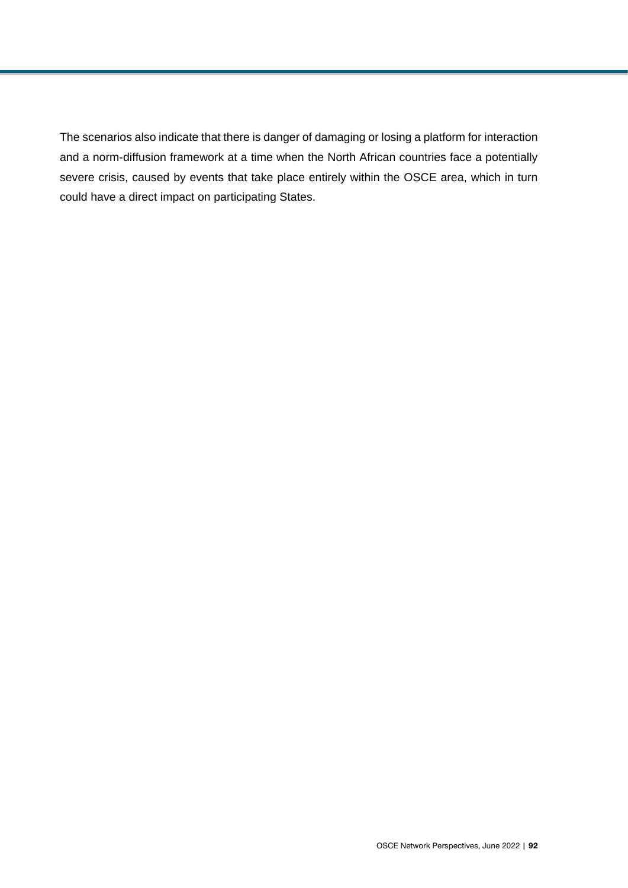The scenarios also indicate that there is danger of damaging or losing a platform for interaction and a norm-diffusion framework at a time when the North African countries face a potentially severe crisis, caused by events that take place entirely within the OSCE area, which in turn could have a direct impact on participating States.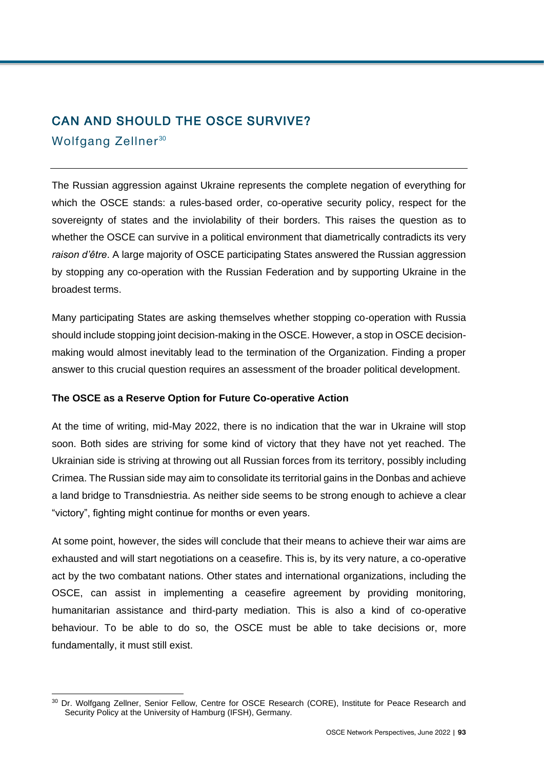## CAN AND SHOULD THE OSCE SURVIVE?

### Wolfgang Zellner[30]

The Russian aggression against Ukraine represents the complete negation of everything for which the OSCE stands: a rules-based order, co-operative security policy, respect for the sovereignty of states and the inviolability of their borders. This raises the question as to whether the OSCE can survive in a political environment that diametrically contradicts its very *raison d'être*. A large majority of OSCE participating States answered the Russian aggression by stopping any co-operation with the Russian Federation and by supporting Ukraine in the broadest terms.

Many participating States are asking themselves whether stopping co-operation with Russia should include stopping joint decision-making in the OSCE. However, a stop in OSCE decision-making would almost inevitably lead to the termination of the Organization. Finding a proper answer to this crucial question requires an assessment of the broader political development.

**The OSCE as a Reserve Option for Future Co-operative Action**

At the time of writing, mid-May 2022, there is no indication that the war in Ukraine will stop soon. Both sides are striving for some kind of victory that they have not yet reached. The Ukrainian side is striving at throwing out all Russian forces from its territory, possibly including Crimea. The Russian side may aim to consolidate its territorial gains in the Donbas and achieve a land bridge to Transdniestria. As neither side seems to be strong enough to achieve a clear "victory", fighting might continue for months or even years.

At some point, however, the sides will conclude that their means to achieve their war aims are exhausted and will start negotiations on a ceasefire. This is, by its very nature, a co-operative act by the two combatant nations. Other states and international organizations, including the OSCE, can assist in implementing a ceasefire agreement by providing monitoring, humanitarian assistance and third-party mediation. This is also a kind of co-operative behaviour. To be able to do so, the OSCE must be able to take decisions or, more fundamentally, it must still exist.

---

[30] Dr. Wolfgang Zellner, Senior Fellow, Centre for OSCE Research (CORE), Institute for Peace Research and Security Policy at the University of Hamburg (IFSH), Germany.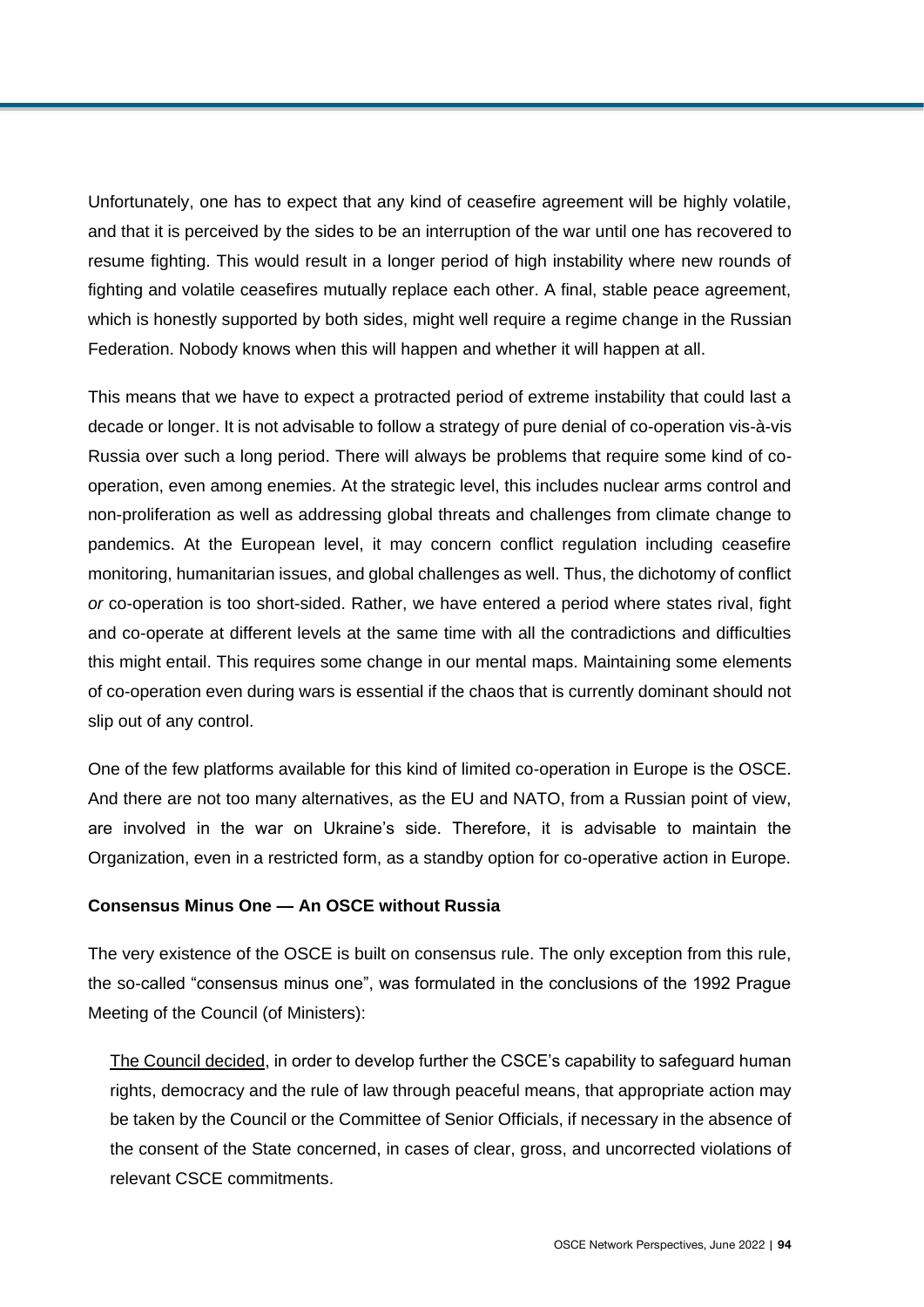Unfortunately, one has to expect that any kind of ceasefire agreement will be highly volatile, and that it is perceived by the sides to be an interruption of the war until one has recovered to resume fighting. This would result in a longer period of high instability where new rounds of fighting and volatile ceasefires mutually replace each other. A final, stable peace agreement, which is honestly supported by both sides, might well require a regime change in the Russian Federation. Nobody knows when this will happen and whether it will happen at all.

This means that we have to expect a protracted period of extreme instability that could last a decade or longer. It is not advisable to follow a strategy of pure denial of co-operation vis-à-vis Russia over such a long period. There will always be problems that require some kind of co-operation, even among enemies. At the strategic level, this includes nuclear arms control and non-proliferation as well as addressing global threats and challenges from climate change to pandemics. At the European level, it may concern conflict regulation including ceasefire monitoring, humanitarian issues, and global challenges as well. Thus, the dichotomy of conflict *or* co-operation is too short-sided. Rather, we have entered a period where states rival, fight and co-operate at different levels at the same time with all the contradictions and difficulties this might entail. This requires some change in our mental maps. Maintaining some elements of co-operation even during wars is essential if the chaos that is currently dominant should not slip out of any control.

One of the few platforms available for this kind of limited co-operation in Europe is the OSCE. And there are not too many alternatives, as the EU and NATO, from a Russian point of view, are involved in the war on Ukraine's side. Therefore, it is advisable to maintain the Organization, even in a restricted form, as a standby option for co-operative action in Europe.

**Consensus Minus One — An OSCE without Russia**

The very existence of the OSCE is built on consensus rule. The only exception from this rule, the so-called "consensus minus one", was formulated in the conclusions of the 1992 Prague Meeting of the Council (of Ministers):

> The Council decided, in order to develop further the CSCE's capability to safeguard human rights, democracy and the rule of law through peaceful means, that appropriate action may be taken by the Council or the Committee of Senior Officials, if necessary in the absence of the consent of the State concerned, in cases of clear, gross, and uncorrected violations of relevant CSCE commitments.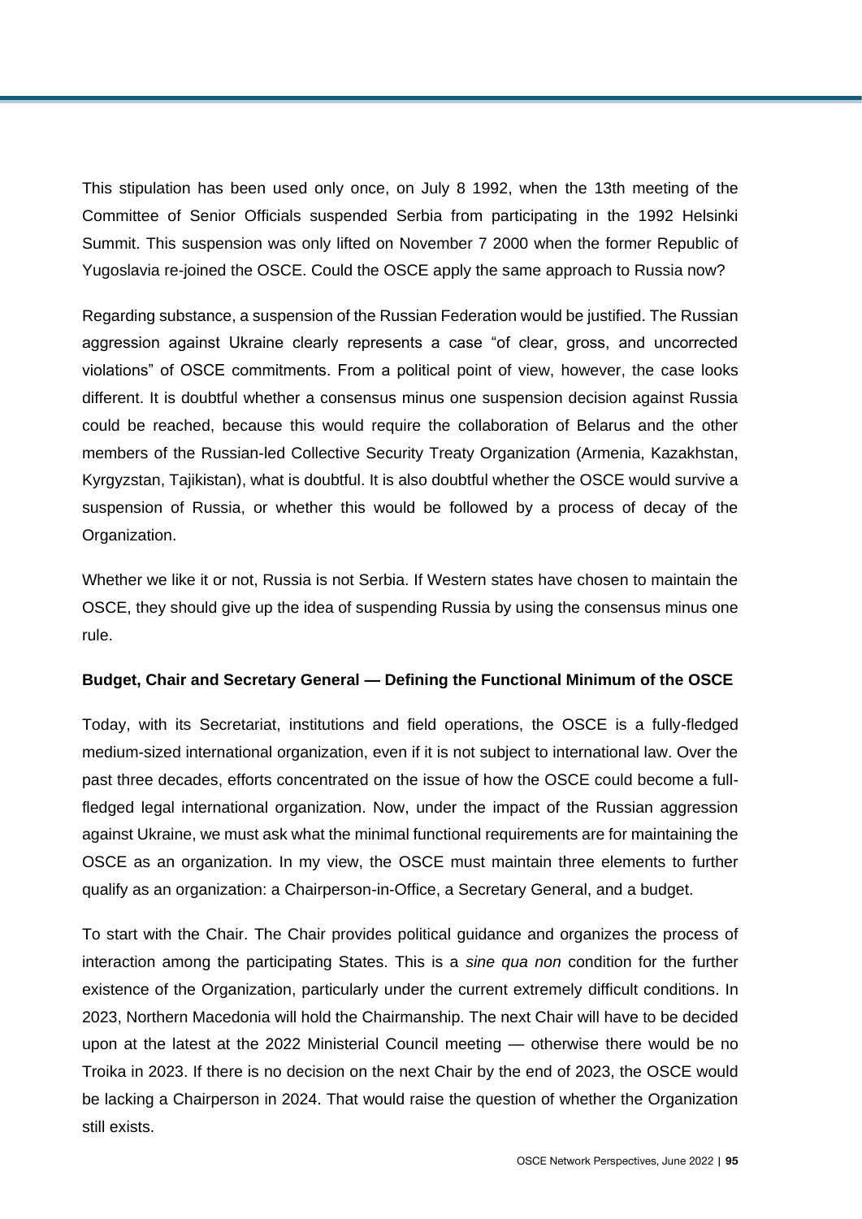This stipulation has been used only once, on July 8 1992, when the 13th meeting of the Committee of Senior Officials suspended Serbia from participating in the 1992 Helsinki Summit. This suspension was only lifted on November 7 2000 when the former Republic of Yugoslavia re-joined the OSCE. Could the OSCE apply the same approach to Russia now?

Regarding substance, a suspension of the Russian Federation would be justified. The Russian aggression against Ukraine clearly represents a case "of clear, gross, and uncorrected violations" of OSCE commitments. From a political point of view, however, the case looks different. It is doubtful whether a consensus minus one suspension decision against Russia could be reached, because this would require the collaboration of Belarus and the other members of the Russian-led Collective Security Treaty Organization (Armenia, Kazakhstan, Kyrgyzstan, Tajikistan), what is doubtful. It is also doubtful whether the OSCE would survive a suspension of Russia, or whether this would be followed by a process of decay of the Organization.

Whether we like it or not, Russia is not Serbia. If Western states have chosen to maintain the OSCE, they should give up the idea of suspending Russia by using the consensus minus one rule.

**Budget, Chair and Secretary General — Defining the Functional Minimum of the OSCE**

Today, with its Secretariat, institutions and field operations, the OSCE is a fully-fledged medium-sized international organization, even if it is not subject to international law. Over the past three decades, efforts concentrated on the issue of how the OSCE could become a full-fledged legal international organization. Now, under the impact of the Russian aggression against Ukraine, we must ask what the minimal functional requirements are for maintaining the OSCE as an organization. In my view, the OSCE must maintain three elements to further qualify as an organization: a Chairperson-in-Office, a Secretary General, and a budget.

To start with the Chair. The Chair provides political guidance and organizes the process of interaction among the participating States. This is a *sine qua non* condition for the further existence of the Organization, particularly under the current extremely difficult conditions. In 2023, Northern Macedonia will hold the Chairmanship. The next Chair will have to be decided upon at the latest at the 2022 Ministerial Council meeting — otherwise there would be no Troika in 2023. If there is no decision on the next Chair by the end of 2023, the OSCE would be lacking a Chairperson in 2024. That would raise the question of whether the Organization still exists.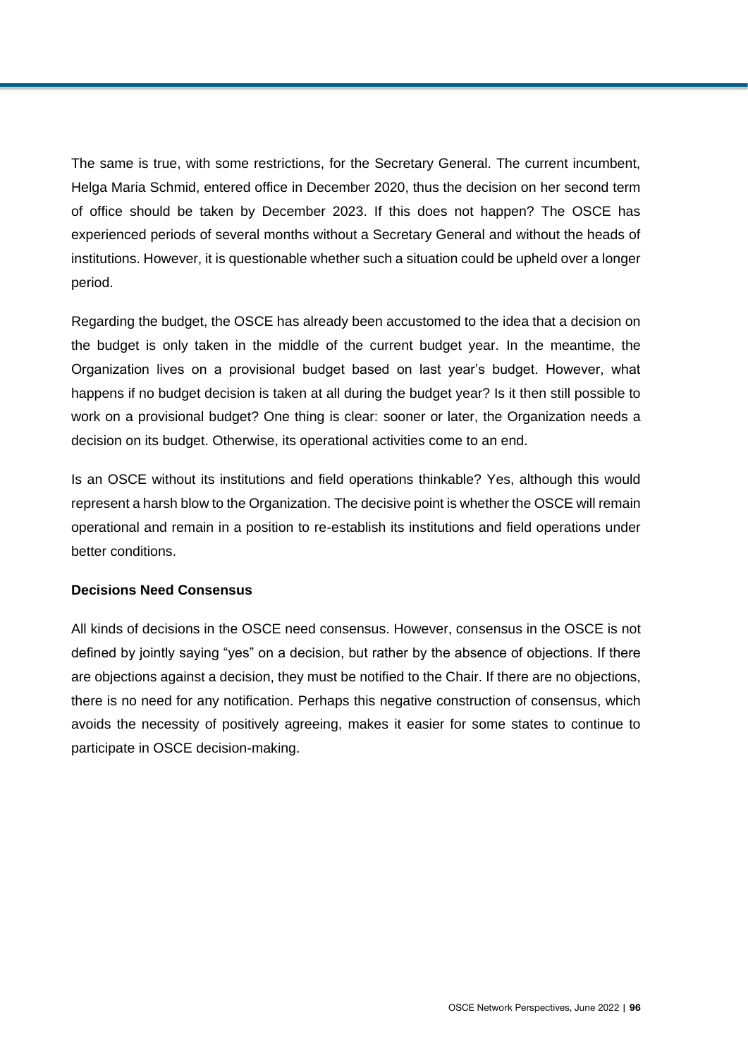The same is true, with some restrictions, for the Secretary General. The current incumbent, Helga Maria Schmid, entered office in December 2020, thus the decision on her second term of office should be taken by December 2023. If this does not happen? The OSCE has experienced periods of several months without a Secretary General and without the heads of institutions. However, it is questionable whether such a situation could be upheld over a longer period.

Regarding the budget, the OSCE has already been accustomed to the idea that a decision on the budget is only taken in the middle of the current budget year. In the meantime, the Organization lives on a provisional budget based on last year's budget. However, what happens if no budget decision is taken at all during the budget year? Is it then still possible to work on a provisional budget? One thing is clear: sooner or later, the Organization needs a decision on its budget. Otherwise, its operational activities come to an end.

Is an OSCE without its institutions and field operations thinkable? Yes, although this would represent a harsh blow to the Organization. The decisive point is whether the OSCE will remain operational and remain in a position to re-establish its institutions and field operations under better conditions.

**Decisions Need Consensus**

All kinds of decisions in the OSCE need consensus. However, consensus in the OSCE is not defined by jointly saying "yes" on a decision, but rather by the absence of objections. If there are objections against a decision, they must be notified to the Chair. If there are no objections, there is no need for any notification. Perhaps this negative construction of consensus, which avoids the necessity of positively agreeing, makes it easier for some states to continue to participate in OSCE decision-making.